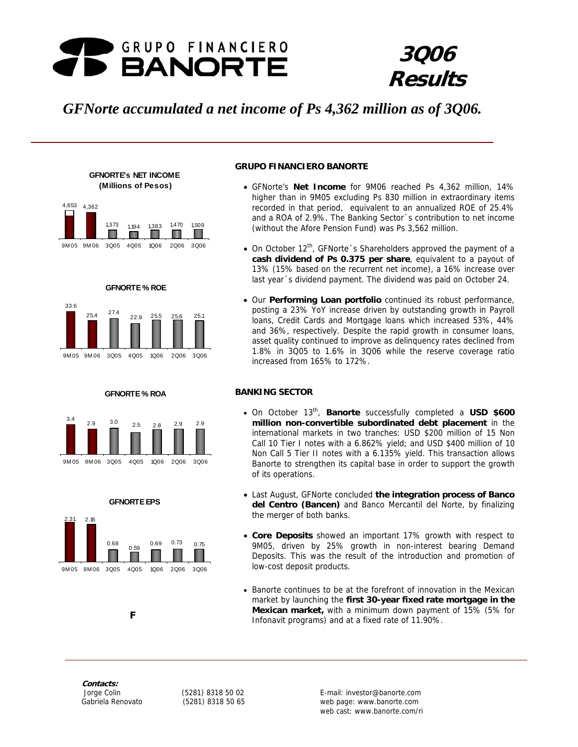# GRUPO FINANCIERO BANORTE

# 3Q06 Results

*GFNorte accumulated a net income of Ps 4,362 million as of 3Q06.*

**GFNORTE's NET INCOME (Millions of Pesos)**

| 9M05 | 9M06 | 3Q05 | 4Q05 | 1Q06 | 2Q06 | 3Q06 |
|---|---|---|---|---|---|---|
| 4,653 | 4,362 | 1,373 | 1,194 | 1,383 | 1,470 | 1,509 |

**GFNORTE % ROE**

| 9M05 | 9M06 | 3Q05 | 4Q05 | 1Q06 | 2Q06 | 3Q06 |
|---|---|---|---|---|---|---|
| 33.6 | 25.4 | 27.4 | 22.9 | 25.5 | 25.6 | 25.1 |

**GFNORTE % ROA**

| 9M05 | 9M06 | 3Q05 | 4Q05 | 1Q06 | 2Q06 | 3Q06 |
|---|---|---|---|---|---|---|
| 3.4 | 2.9 | 3.0 | 2.5 | 2.8 | 2.9 | 2.9 |

**GFNORTE EPS**

| 9M05 | 9M06 | 3Q05 | 4Q05 | 1Q06 | 2Q06 | 3Q06 |
|---|---|---|---|---|---|---|
| 2.31 | 2.16 | 0.68 | 0.59 | 0.69 | 0.73 | 0.75 |

F

## GRUPO FINANCIERO BANORTE

- GFNorte's **Net Income** for 9M06 reached Ps 4,362 million, 14% higher than in 9M05 excluding Ps 830 million in extraordinary items recorded in that period, equivalent to an annualized ROE of 25.4% and a ROA of 2.9%. The Banking Sector´s contribution to net income (without the Afore Pension Fund) was Ps 3,562 million.
- On October 12th, GFNorte´s Shareholders approved the payment of a **cash dividend of Ps 0.375 per share**, equivalent to a payout of 13% (15% based on the recurrent net income), a 16% increase over last year´s dividend payment. The dividend was paid on October 24.
- Our **Performing Loan portfolio** continued its robust performance, posting a 23% YoY increase driven by outstanding growth in Payroll loans, Credit Cards and Mortgage loans which increased 53%, 44% and 36%, respectively. Despite the rapid growth in consumer loans, asset quality continued to improve as delinquency rates declined from 1.8% in 3Q05 to 1.6% in 3Q06 while the reserve coverage ratio increased from 165% to 172%.

## BANKING SECTOR

- On October 13th, **Banorte** successfully completed a **USD $600 million non-convertible subordinated debt placement** in the international markets in two tranches: USD $200 million of 15 Non Call 10 Tier I notes with a 6.862% yield; and USD $400 million of 10 Non Call 5 Tier II notes with a 6.135% yield. This transaction allows Banorte to strengthen its capital base in order to support the growth of its operations.
- Last August, GFNorte concluded **the integration process of Banco del Centro (Bancen)** and Banco Mercantil del Norte, by finalizing the merger of both banks.
- **Core Deposits** showed an important 17% growth with respect to 9M05, driven by 25% growth in non-interest bearing Demand Deposits. This was the result of the introduction and promotion of low-cost deposit products.
- Banorte continues to be at the forefront of innovation in the Mexican market by launching the **first 30-year fixed rate mortgage in the Mexican market,** with a minimum down payment of 15% (5% for Infonavit programs) and at a fixed rate of 11.90%.

**Contacts:**

| | | |
|---|---|---|
| Jorge Colin | (5281) 8318 50 02 | E-mail: investor@banorte.com |
| Gabriela Renovato | (5281) 8318 50 65 | web page: www.banorte.com |
| | | web cast: www.banorte.com/ri |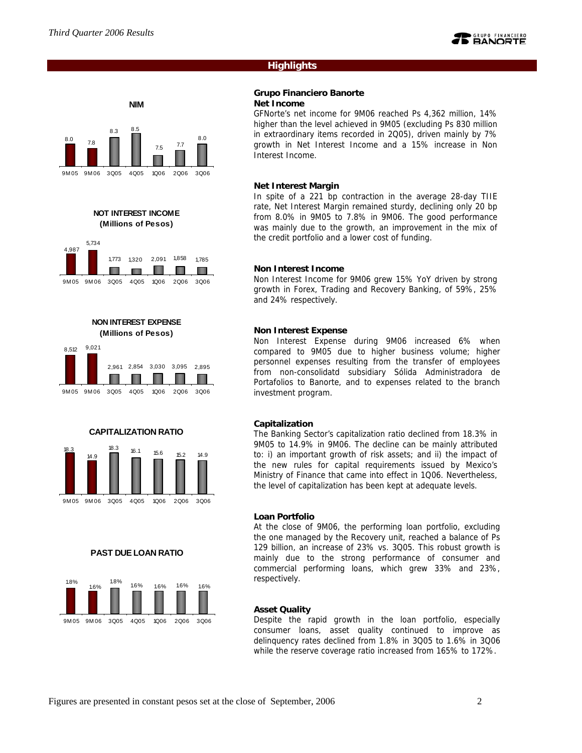## Highlights

**NIM**

| 9M05 | 9M06 | 3Q05 | 4Q05 | 1Q06 | 2Q06 | 3Q06 |
|---|---|---|---|---|---|---|
| 8.0 | 7.8 | 8.3 | 8.5 | 7.5 | 7.7 | 8.0 |

**NOT INTEREST INCOME (Millions of Pesos)**

| 9M05 | 9M06 | 3Q05 | 4Q05 | 1Q06 | 2Q06 | 3Q06 |
|---|---|---|---|---|---|---|
| 4,987 | 5,734 | 1,773 | 1,320 | 2,091 | 1,858 | 1,785 |

**NON INTEREST EXPENSE (Millions of Pesos)**

| 9M05 | 9M06 | 3Q05 | 4Q05 | 1Q06 | 2Q06 | 3Q06 |
|---|---|---|---|---|---|---|
| 8,512 | 9,021 | 2,961 | 2,854 | 3,030 | 3,095 | 2,895 |

**CAPITALIZATION RATIO**

| 9M05 | 9M06 | 3Q05 | 4Q05 | 1Q06 | 2Q06 | 3Q06 |
|---|---|---|---|---|---|---|
| 18.3 | 14.9 | 18.3 | 16.1 | 15.6 | 15.2 | 14.9 |

**PAST DUE LOAN RATIO**

| 9M05 | 9M06 | 3Q05 | 4Q05 | 1Q06 | 2Q06 | 3Q06 |
|---|---|---|---|---|---|---|
| 1.8% | 1.6% | 1.8% | 1.6% | 1.6% | 1.6% | 1.6% |

### Grupo Financiero Banorte

**Net Income**

GFNorte's net income for 9M06 reached Ps 4,362 million, 14% higher than the level achieved in 9M05 (excluding Ps 830 million in extraordinary items recorded in 2Q05), driven mainly by 7% growth in Net Interest Income and a 15% increase in Non Interest Income.

**Net Interest Margin**

In spite of a 221 bp contraction in the average 28-day TIIE rate, Net Interest Margin remained sturdy, declining only 20 bp from 8.0% in 9M05 to 7.8% in 9M06. The good performance was mainly due to the growth, an improvement in the mix of the credit portfolio and a lower cost of funding.

**Non Interest Income**

Non Interest Income for 9M06 grew 15% YoY driven by strong growth in Forex, Trading and Recovery Banking, of 59%, 25% and 24% respectively.

**Non Interest Expense**

Non Interest Expense during 9M06 increased 6% when compared to 9M05 due to higher business volume; higher personnel expenses resulting from the transfer of employees from non-consolidatd subsidiary Sólida Administradora de Portafolios to Banorte, and to expenses related to the branch investment program.

**Capitalization**

The Banking Sector's capitalization ratio declined from 18.3% in 9M05 to 14.9% in 9M06. The decline can be mainly attributed to: i) an important growth of risk assets; and ii) the impact of the new rules for capital requirements issued by Mexico's Ministry of Finance that came into effect in 1Q06. Nevertheless, the level of capitalization has been kept at adequate levels.

**Loan Portfolio**

At the close of 9M06, the performing loan portfolio, excluding the one managed by the Recovery unit, reached a balance of Ps 129 billion, an increase of 23% vs. 3Q05. This robust growth is mainly due to the strong performance of consumer and commercial performing loans, which grew 33% and 23%, respectively.

**Asset Quality**

Despite the rapid growth in the loan portfolio, especially consumer loans, asset quality continued to improve as delinquency rates declined from 1.8% in 3Q05 to 1.6% in 3Q06 while the reserve coverage ratio increased from 165% to 172%.

Figures are presented in constant pesos set at the close of September, 2006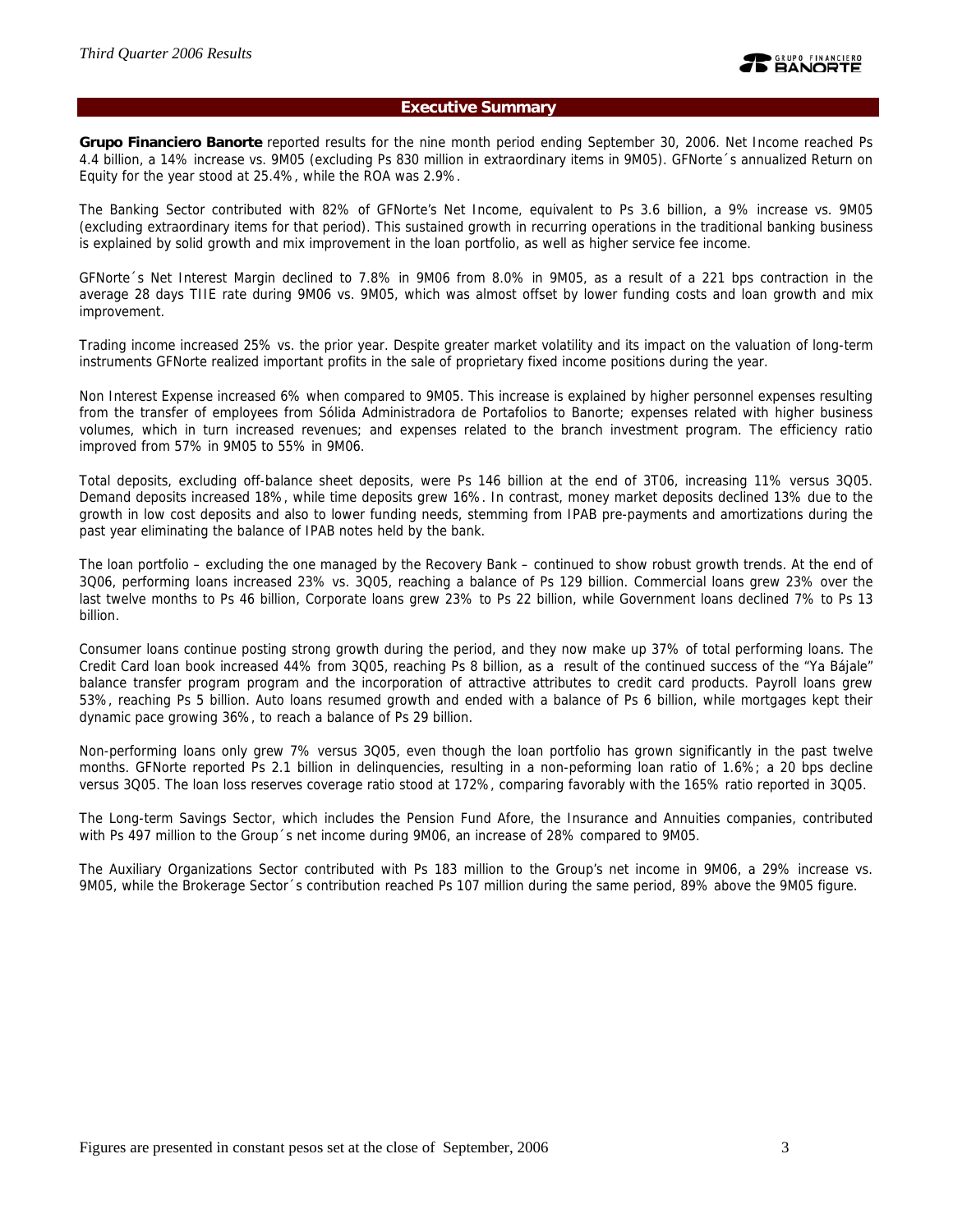## Executive Summary

**Grupo Financiero Banorte** reported results for the nine month period ending September 30, 2006. Net Income reached Ps 4.4 billion, a 14% increase vs. 9M05 (excluding Ps 830 million in extraordinary items in 9M05). GFNorte´s annualized Return on Equity for the year stood at 25.4%, while the ROA was 2.9%.

The Banking Sector contributed with 82% of GFNorte's Net Income, equivalent to Ps 3.6 billion, a 9% increase vs. 9M05 (excluding extraordinary items for that period). This sustained growth in recurring operations in the traditional banking business is explained by solid growth and mix improvement in the loan portfolio, as well as higher service fee income.

GFNorte´s Net Interest Margin declined to 7.8% in 9M06 from 8.0% in 9M05, as a result of a 221 bps contraction in the average 28 days TIIE rate during 9M06 vs. 9M05, which was almost offset by lower funding costs and loan growth and mix improvement.

Trading income increased 25% vs. the prior year. Despite greater market volatility and its impact on the valuation of long-term instruments GFNorte realized important profits in the sale of proprietary fixed income positions during the year.

Non Interest Expense increased 6% when compared to 9M05. This increase is explained by higher personnel expenses resulting from the transfer of employees from Sólida Administradora de Portafolios to Banorte; expenses related with higher business volumes, which in turn increased revenues; and expenses related to the branch investment program. The efficiency ratio improved from 57% in 9M05 to 55% in 9M06.

Total deposits, excluding off-balance sheet deposits, were Ps 146 billion at the end of 3T06, increasing 11% versus 3Q05. Demand deposits increased 18%, while time deposits grew 16%. In contrast, money market deposits declined 13% due to the growth in low cost deposits and also to lower funding needs, stemming from IPAB pre-payments and amortizations during the past year eliminating the balance of IPAB notes held by the bank.

The loan portfolio – excluding the one managed by the Recovery Bank – continued to show robust growth trends. At the end of 3Q06, performing loans increased 23% vs. 3Q05, reaching a balance of Ps 129 billion. Commercial loans grew 23% over the last twelve months to Ps 46 billion, Corporate loans grew 23% to Ps 22 billion, while Government loans declined 7% to Ps 13 billion.

Consumer loans continue posting strong growth during the period, and they now make up 37% of total performing loans. The Credit Card loan book increased 44% from 3Q05, reaching Ps 8 billion, as a result of the continued success of the "Ya Bájale" balance transfer program program and the incorporation of attractive attributes to credit card products. Payroll loans grew 53%, reaching Ps 5 billion. Auto loans resumed growth and ended with a balance of Ps 6 billion, while mortgages kept their dynamic pace growing 36%, to reach a balance of Ps 29 billion.

Non-performing loans only grew 7% versus 3Q05, even though the loan portfolio has grown significantly in the past twelve months. GFNorte reported Ps 2.1 billion in delinquencies, resulting in a non-peforming loan ratio of 1.6%; a 20 bps decline versus 3Q05. The loan loss reserves coverage ratio stood at 172%, comparing favorably with the 165% ratio reported in 3Q05.

The Long-term Savings Sector, which includes the Pension Fund Afore, the Insurance and Annuities companies, contributed with Ps 497 million to the Group´s net income during 9M06, an increase of 28% compared to 9M05.

The Auxiliary Organizations Sector contributed with Ps 183 million to the Group's net income in 9M06, a 29% increase vs. 9M05, while the Brokerage Sector´s contribution reached Ps 107 million during the same period, 89% above the 9M05 figure.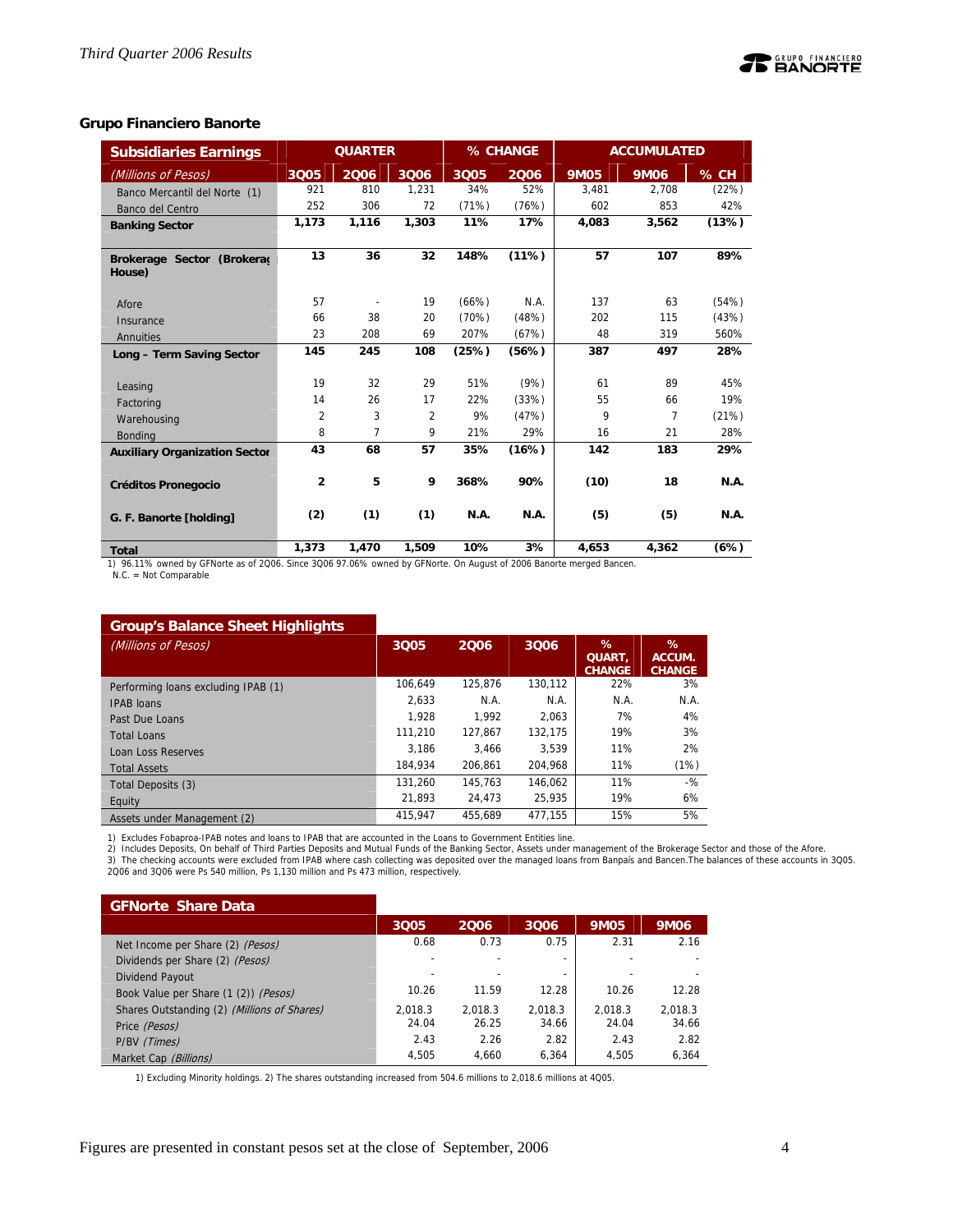## Grupo Financiero Banorte

| Subsidiaries Earnings | QUARTER | | | % CHANGE | | ACCUMULATED | | |
|---|---|---|---|---|---|---|---|---|
| *(Millions of Pesos)* | 3Q05 | 2Q06 | 3Q06 | 3Q05 | 2Q06 | 9M05 | 9M06 | % CH |
| Banco Mercantil del Norte (1) | 921 | 810 | 1,231 | 34% | 52% | 3,481 | 2,708 | (22%) |
| Banco del Centro | 252 | 306 | 72 | (71%) | (76%) | 602 | 853 | 42% |
| **Banking Sector** | **1,173** | **1,116** | **1,303** | **11%** | **17%** | **4,083** | **3,562** | **(13%)** |
| **Brokerage Sector (Brokerage House)** | **13** | **36** | **32** | **148%** | **(11%)** | **57** | **107** | **89%** |
| Afore | 57 | - | 19 | (66%) | N.A. | 137 | 63 | (54%) |
| Insurance | 66 | 38 | 20 | (70%) | (48%) | 202 | 115 | (43%) |
| Annuities | 23 | 208 | 69 | 207% | (67%) | 48 | 319 | 560% |
| **Long – Term Saving Sector** | **145** | **245** | **108** | **(25%)** | **(56%)** | **387** | **497** | **28%** |
| Leasing | 19 | 32 | 29 | 51% | (9%) | 61 | 89 | 45% |
| Factoring | 14 | 26 | 17 | 22% | (33%) | 55 | 66 | 19% |
| Warehousing | 2 | 3 | 2 | 9% | (47%) | 9 | 7 | (21%) |
| Bonding | 8 | 7 | 9 | 21% | 29% | 16 | 21 | 28% |
| **Auxiliary Organization Sector** | **43** | **68** | **57** | **35%** | **(16%)** | **142** | **183** | **29%** |
| **Créditos Pronegocio** | **2** | **5** | **9** | **368%** | **90%** | **(10)** | **18** | **N.A.** |
| **G. F. Banorte [holding]** | **(2)** | **(1)** | **(1)** | **N.A.** | **N.A.** | **(5)** | **(5)** | **N.A.** |
| **Total** | **1,373** | **1,470** | **1,509** | **10%** | **3%** | **4,653** | **4,362** | **(6%)** |

1) 96.11% owned by GFNorte as of 2Q06. Since 3Q06 97.06% owned by GFNorte. On August of 2006 Banorte merged Bancen.
N.C. = Not Comparable

| Group's Balance Sheet Highlights *(Millions of Pesos)* | 3Q05 | 2Q06 | 3Q06 | % QUART. CHANGE | % ACCUM. CHANGE |
|---|---|---|---|---|---|
| Performing loans excluding IPAB (1) | 106,649 | 125,876 | 130,112 | 22% | 3% |
| IPAB loans | 2,633 | N.A. | N.A. | N.A. | N.A. |
| Past Due Loans | 1,928 | 1,992 | 2,063 | 7% | 4% |
| Total Loans | 111,210 | 127,867 | 132,175 | 19% | 3% |
| Loan Loss Reserves | 3,186 | 3,466 | 3,539 | 11% | 2% |
| Total Assets | 184,934 | 206,861 | 204,968 | 11% | (1%) |
| Total Deposits (3) | 131,260 | 145,763 | 146,062 | 11% | -% |
| Equity | 21,893 | 24,473 | 25,935 | 19% | 6% |
| Assets under Management (2) | 415,947 | 455,689 | 477,155 | 15% | 5% |

1) Excludes Fobaproa-IPAB notes and loans to IPAB that are accounted in the Loans to Government Entities line.
2) Includes Deposits, On behalf of Third Parties Deposits and Mutual Funds of the Banking Sector, Assets under management of the Brokerage Sector and those of the Afore.
3) The checking accounts were excluded from IPAB where cash collecting was deposited over the managed loans from Banpaís and Bancen.The balances of these accounts in 3Q05. 2Q06 and 3Q06 were Ps 540 million, Ps 1,130 million and Ps 473 million, respectively.

| GFNorte Share Data | 3Q05 | 2Q06 | 3Q06 | 9M05 | 9M06 |
|---|---|---|---|---|---|
| Net Income per Share (2) *(Pesos)* | 0.68 | 0.73 | 0.75 | 2.31 | 2.16 |
| Dividends per Share (2) *(Pesos)* | - | - | - | - | - |
| Dividend Payout | - | - | - | - | - |
| Book Value per Share (1 (2)) *(Pesos)* | 10.26 | 11.59 | 12.28 | 10.26 | 12.28 |
| Shares Outstanding (2) *(Millions of Shares)* | 2,018.3 | 2,018.3 | 2,018.3 | 2,018.3 | 2,018.3 |
| Price *(Pesos)* | 24.04 | 26.25 | 34.66 | 24.04 | 34.66 |
| P/BV *(Times)* | 2.43 | 2.26 | 2.82 | 2.43 | 2.82 |
| Market Cap *(Billions)* | 4,505 | 4,660 | 6,364 | 4,505 | 6,364 |

1) Excluding Minority holdings. 2) The shares outstanding increased from 504.6 millions to 2,018.6 millions at 4Q05.

Figures are presented in constant pesos set at the close of September, 2006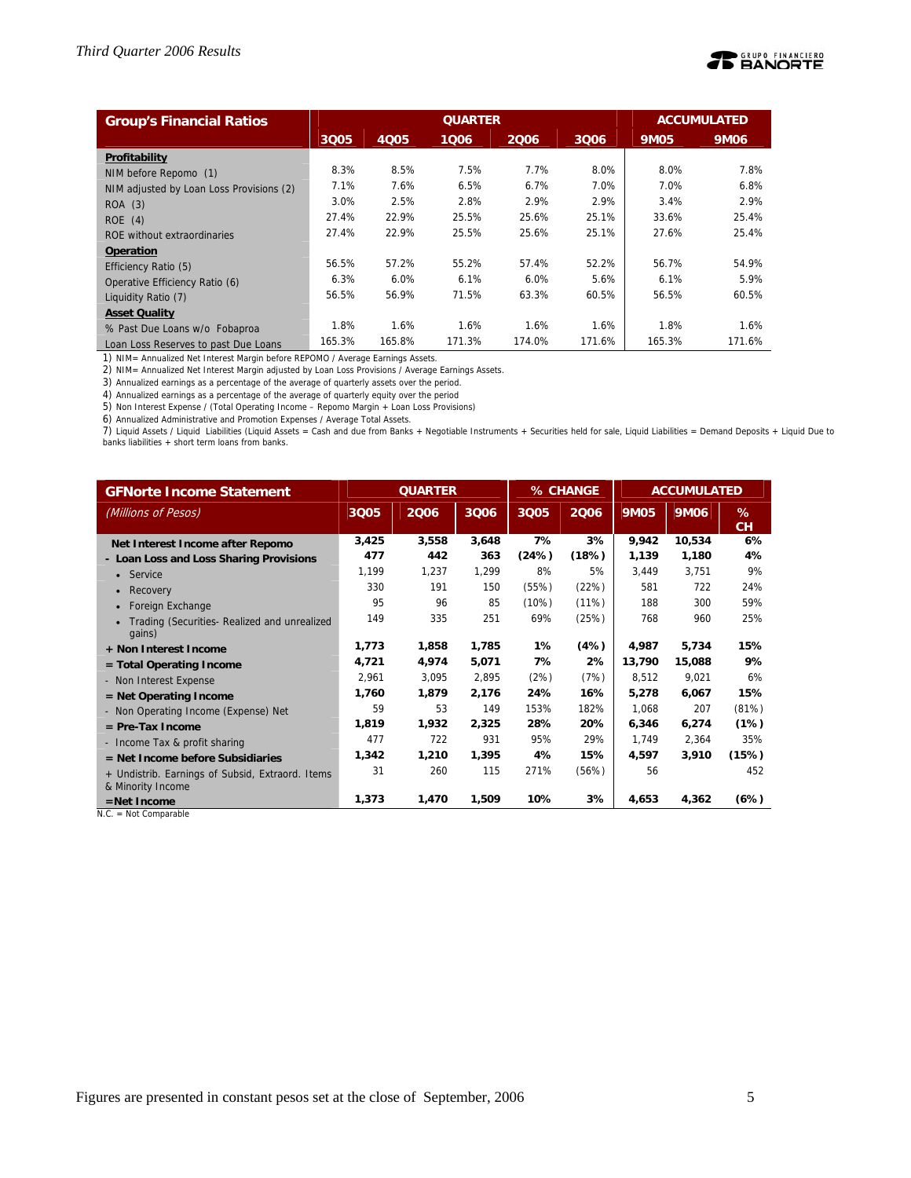| Group's Financial Ratios | QUARTER | | | | | ACCUMULATED | |
|---|---|---|---|---|---|---|---|
| | 3Q05 | 4Q05 | 1Q06 | 2Q06 | 3Q06 | 9M05 | 9M06 |
| **Profitability** | | | | | | | |
| NIM before Repomo (1) | 8.3% | 8.5% | 7.5% | 7.7% | 8.0% | 8.0% | 7.8% |
| NIM adjusted by Loan Loss Provisions (2) | 7.1% | 7.6% | 6.5% | 6.7% | 7.0% | 7.0% | 6.8% |
| ROA (3) | 3.0% | 2.5% | 2.8% | 2.9% | 2.9% | 3.4% | 2.9% |
| ROE (4) | 27.4% | 22.9% | 25.5% | 25.6% | 25.1% | 33.6% | 25.4% |
| ROE without extraordinaries | 27.4% | 22.9% | 25.5% | 25.6% | 25.1% | 27.6% | 25.4% |
| **Operation** | | | | | | | |
| Efficiency Ratio (5) | 56.5% | 57.2% | 55.2% | 57.4% | 52.2% | 56.7% | 54.9% |
| Operative Efficiency Ratio (6) | 6.3% | 6.0% | 6.1% | 6.0% | 5.6% | 6.1% | 5.9% |
| Liquidity Ratio (7) | 56.5% | 56.9% | 71.5% | 63.3% | 60.5% | 56.5% | 60.5% |
| **Asset Quality** | | | | | | | |
| % Past Due Loans w/o Fobaproa | 1.8% | 1.6% | 1.6% | 1.6% | 1.6% | 1.8% | 1.6% |
| Loan Loss Reserves to past Due Loans | 165.3% | 165.8% | 171.3% | 174.0% | 171.6% | 165.3% | 171.6% |

1) NIM= Annualized Net Interest Margin before REPOMO / Average Earnings Assets.
2) NIM= Annualized Net Interest Margin adjusted by Loan Loss Provisions / Average Earnings Assets.
3) Annualized earnings as a percentage of the average of quarterly assets over the period.
4) Annualized earnings as a percentage of the average of quarterly equity over the period
5) Non Interest Expense / (Total Operating Income – Repomo Margin + Loan Loss Provisions)
6) Annualized Administrative and Promotion Expenses / Average Total Assets.
7) Liquid Assets / Liquid Liabilities (Liquid Assets = Cash and due from Banks + Negotiable Instruments + Securities held for sale, Liquid Liabilities = Demand Deposits + Liquid Due to banks liabilities + short term loans from banks.

| GFNorte Income Statement | QUARTER | | | % CHANGE | | ACCUMULATED | | |
|---|---|---|---|---|---|---|---|---|
| *(Millions of Pesos)* | 3Q05 | 2Q06 | 3Q06 | 3Q05 | 2Q06 | 9M05 | 9M06 | % CH |
| **Net Interest Income after Repomo** | **3,425** | **3,558** | **3,648** | **7%** | **3%** | **9,942** | **10,534** | **6%** |
| **- Loan Loss and Loss Sharing Provisions** | **477** | **442** | **363** | **(24%)** | **(18%)** | **1,139** | **1,180** | **4%** |
| • Service | 1,199 | 1,237 | 1,299 | 8% | 5% | 3,449 | 3,751 | 9% |
| • Recovery | 330 | 191 | 150 | (55%) | (22%) | 581 | 722 | 24% |
| • Foreign Exchange | 95 | 96 | 85 | (10%) | (11%) | 188 | 300 | 59% |
| • Trading (Securities- Realized and unrealized gains) | 149 | 335 | 251 | 69% | (25%) | 768 | 960 | 25% |
| **+ Non Interest Income** | **1,773** | **1,858** | **1,785** | **1%** | **(4%)** | **4,987** | **5,734** | **15%** |
| **= Total Operating Income** | **4,721** | **4,974** | **5,071** | **7%** | **2%** | **13,790** | **15,088** | **9%** |
| - Non Interest Expense | 2,961 | 3,095 | 2,895 | (2%) | (7%) | 8,512 | 9,021 | 6% |
| **= Net Operating Income** | **1,760** | **1,879** | **2,176** | **24%** | **16%** | **5,278** | **6,067** | **15%** |
| - Non Operating Income (Expense) Net | 59 | 53 | 149 | 153% | 182% | 1,068 | 207 | (81%) |
| **= Pre-Tax Income** | **1,819** | **1,932** | **2,325** | **28%** | **20%** | **6,346** | **6,274** | **(1%)** |
| - Income Tax & profit sharing | 477 | 722 | 931 | 95% | 29% | 1,749 | 2,364 | 35% |
| **= Net Income before Subsidiaries** | **1,342** | **1,210** | **1,395** | **4%** | **15%** | **4,597** | **3,910** | **(15%)** |
| + Undistrib. Earnings of Subsid, Extraord. Items & Minority Income | 31 | 260 | 115 | 271% | (56%) | 56 | | 452 |
| **=Net Income** | **1,373** | **1,470** | **1,509** | **10%** | **3%** | **4,653** | **4,362** | **(6%)** |

N.C. = Not Comparable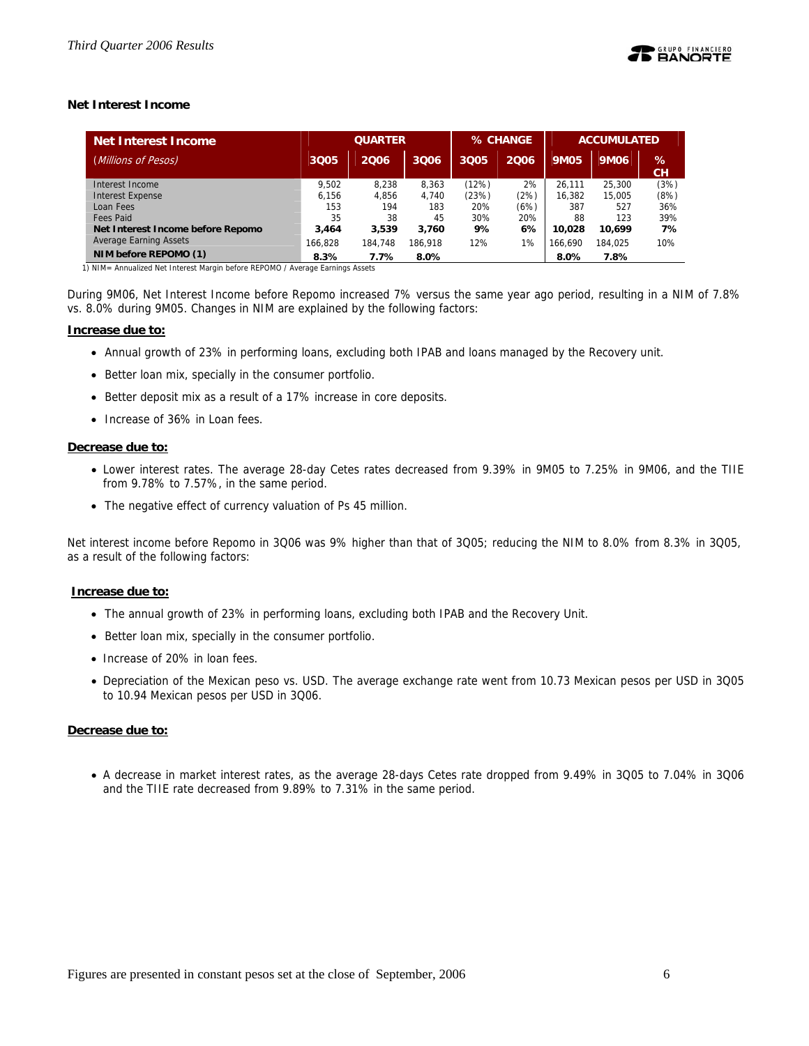### Net Interest Income

| Net Interest Income | QUARTER | | | % CHANGE | | ACCUMULATED | | |
|---|---|---|---|---|---|---|---|---|
| *(Millions of Pesos)* | 3Q05 | 2Q06 | 3Q06 | 3Q05 | 2Q06 | 9M05 | 9M06 | % CH |
| Interest Income | 9,502 | 8,238 | 8,363 | (12%) | 2% | 26,111 | 25,300 | (3%) |
| Interest Expense | 6,156 | 4,856 | 4,740 | (23%) | (2%) | 16,382 | 15,005 | (8%) |
| Loan Fees | 153 | 194 | 183 | 20% | (6%) | 387 | 527 | 36% |
| Fees Paid | 35 | 38 | 45 | 30% | 20% | 88 | 123 | 39% |
| **Net Interest Income before Repomo** | **3,464** | **3,539** | **3,760** | **9%** | **6%** | **10,028** | **10,699** | **7%** |
| Average Earning Assets | 166,828 | 184,748 | 186,918 | 12% | 1% | 166,690 | 184,025 | 10% |
| **NIM before REPOMO (1)** | **8.3%** | **7.7%** | **8.0%** | | | **8.0%** | **7.8%** | |

1) NIM= Annualized Net Interest Margin before REPOMO / Average Earnings Assets

During 9M06, Net Interest Income before Repomo increased 7% versus the same year ago period, resulting in a NIM of 7.8% vs. 8.0% during 9M05. Changes in NIM are explained by the following factors:

**Increase due to:**

- Annual growth of 23% in performing loans, excluding both IPAB and loans managed by the Recovery unit.
- Better loan mix, specially in the consumer portfolio.
- Better deposit mix as a result of a 17% increase in core deposits.
- Increase of 36% in Loan fees.

**Decrease due to:**

- Lower interest rates. The average 28-day Cetes rates decreased from 9.39% in 9M05 to 7.25% in 9M06, and the TIIE from 9.78% to 7.57%, in the same period.
- The negative effect of currency valuation of Ps 45 million.

Net interest income before Repomo in 3Q06 was 9% higher than that of 3Q05; reducing the NIM to 8.0% from 8.3% in 3Q05, as a result of the following factors:

**Increase due to:**

- The annual growth of 23% in performing loans, excluding both IPAB and the Recovery Unit.
- Better loan mix, specially in the consumer portfolio.
- Increase of 20% in loan fees.
- Depreciation of the Mexican peso vs. USD. The average exchange rate went from 10.73 Mexican pesos per USD in 3Q05 to 10.94 Mexican pesos per USD in 3Q06.

**Decrease due to:**

- A decrease in market interest rates, as the average 28-days Cetes rate dropped from 9.49% in 3Q05 to 7.04% in 3Q06 and the TIIE rate decreased from 9.89% to 7.31% in the same period.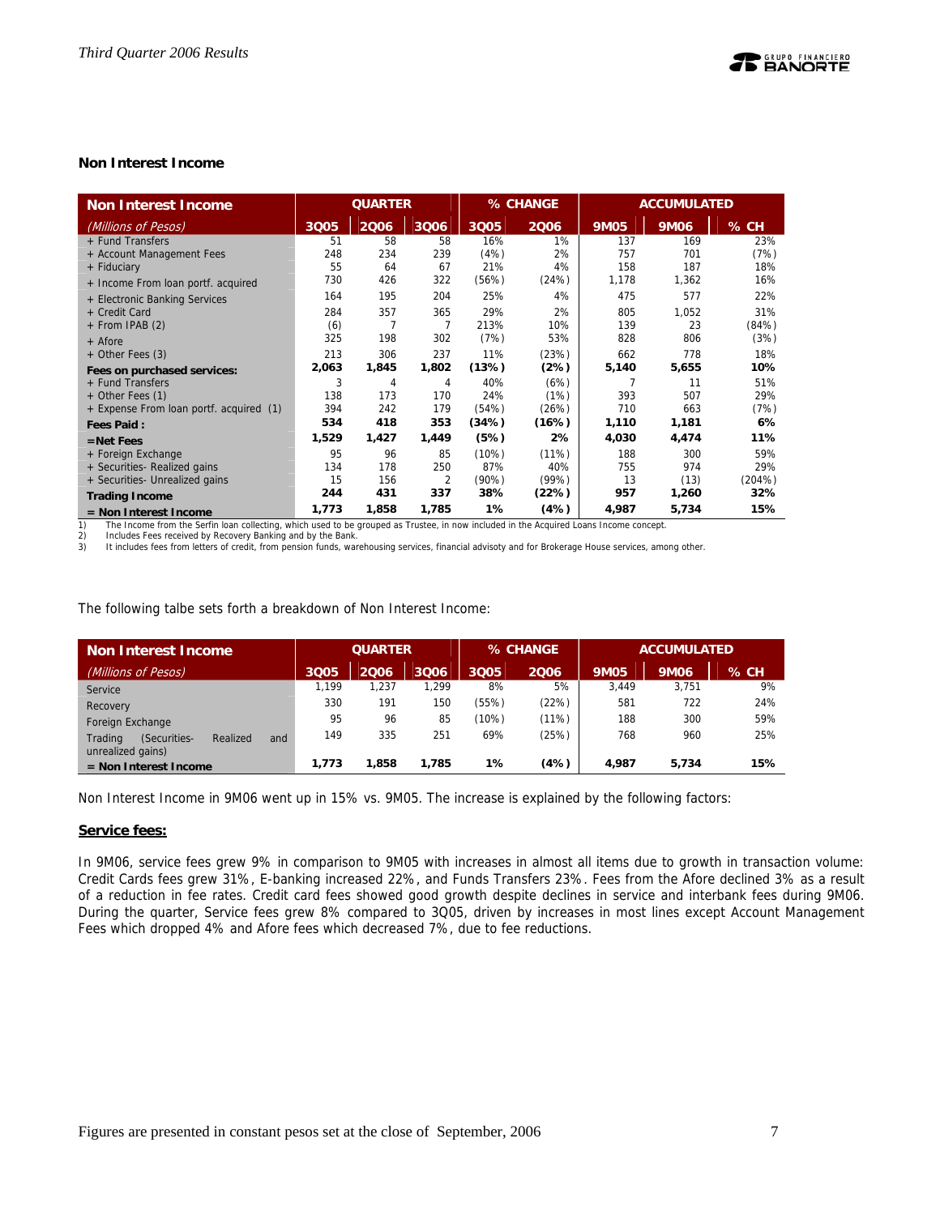### Non Interest Income

| Non Interest Income | QUARTER | | | % CHANGE | | ACCUMULATED | | |
|---|---|---|---|---|---|---|---|---|
| *(Millions of Pesos)* | 3Q05 | 2Q06 | 3Q06 | 3Q05 | 2Q06 | 9M05 | 9M06 | % CH |
| + Fund Transfers | 51 | 58 | 58 | 16% | 1% | 137 | 169 | 23% |
| + Account Management Fees | 248 | 234 | 239 | (4%) | 2% | 757 | 701 | (7%) |
| + Fiduciary | 55 | 64 | 67 | 21% | 4% | 158 | 187 | 18% |
| + Income From loan portf. acquired | 730 | 426 | 322 | (56%) | (24%) | 1,178 | 1,362 | 16% |
| + Electronic Banking Services | 164 | 195 | 204 | 25% | 4% | 475 | 577 | 22% |
| + Credit Card | 284 | 357 | 365 | 29% | 2% | 805 | 1,052 | 31% |
| + From IPAB (2) | (6) | 7 | 7 | 213% | 10% | 139 | 23 | (84%) |
| + Afore | 325 | 198 | 302 | (7%) | 53% | 828 | 806 | (3%) |
| + Other Fees (3) | 213 | 306 | 237 | 11% | (23%) | 662 | 778 | 18% |
| **Fees on purchased services:** | **2,063** | **1,845** | **1,802** | **(13%)** | **(2%)** | **5,140** | **5,655** | **10%** |
| + Fund Transfers | 3 | 4 | 4 | 40% | (6%) | 7 | 11 | 51% |
| + Other Fees (1) | 138 | 173 | 170 | 24% | (1%) | 393 | 507 | 29% |
| + Expense From loan portf. acquired (1) | 394 | 242 | 179 | (54%) | (26%) | 710 | 663 | (7%) |
| **Fees Paid :** | **534** | **418** | **353** | **(34%)** | **(16%)** | **1,110** | **1,181** | **6%** |
| **=Net Fees** | **1,529** | **1,427** | **1,449** | **(5%)** | **2%** | **4,030** | **4,474** | **11%** |
| + Foreign Exchange | 95 | 96 | 85 | (10%) | (11%) | 188 | 300 | 59% |
| + Securities- Realized gains | 134 | 178 | 250 | 87% | 40% | 755 | 974 | 29% |
| + Securities- Unrealized gains | 15 | 156 | 2 | (90%) | (99%) | 13 | (13) | (204%) |
| **Trading Income** | **244** | **431** | **337** | **38%** | **(22%)** | **957** | **1,260** | **32%** |
| **= Non Interest Income** | **1,773** | **1,858** | **1,785** | **1%** | **(4%)** | **4,987** | **5,734** | **15%** |

1) The Income from the Serfin loan collecting, which used to be grouped as Trustee, in now included in the Acquired Loans Income concept.
2) Includes Fees received by Recovery Banking and by the Bank.
3) It includes fees from letters of credit, from pension funds, warehousing services, financial advisoty and for Brokerage House services, among other.

The following talbe sets forth a breakdown of Non Interest Income:

| Non Interest Income | QUARTER | | | % CHANGE | | ACCUMULATED | | |
|---|---|---|---|---|---|---|---|---|
| *(Millions of Pesos)* | 3Q05 | 2Q06 | 3Q06 | 3Q05 | 2Q06 | 9M05 | 9M06 | % CH |
| Service | 1,199 | 1,237 | 1,299 | 8% | 5% | 3,449 | 3,751 | 9% |
| Recovery | 330 | 191 | 150 | (55%) | (22%) | 581 | 722 | 24% |
| Foreign Exchange | 95 | 96 | 85 | (10%) | (11%) | 188 | 300 | 59% |
| Trading (Securities- Realized and unrealized gains) | 149 | 335 | 251 | 69% | (25%) | 768 | 960 | 25% |
| **= Non Interest Income** | **1,773** | **1,858** | **1,785** | **1%** | **(4%)** | **4,987** | **5,734** | **15%** |

Non Interest Income in 9M06 went up in 15% vs. 9M05. The increase is explained by the following factors:

**Service fees:**

In 9M06, service fees grew 9% in comparison to 9M05 with increases in almost all items due to growth in transaction volume: Credit Cards fees grew 31%, E-banking increased 22%, and Funds Transfers 23%. Fees from the Afore declined 3% as a result of a reduction in fee rates. Credit card fees showed good growth despite declines in service and interbank fees during 9M06. During the quarter, Service fees grew 8% compared to 3Q05, driven by increases in most lines except Account Management Fees which dropped 4% and Afore fees which decreased 7%, due to fee reductions.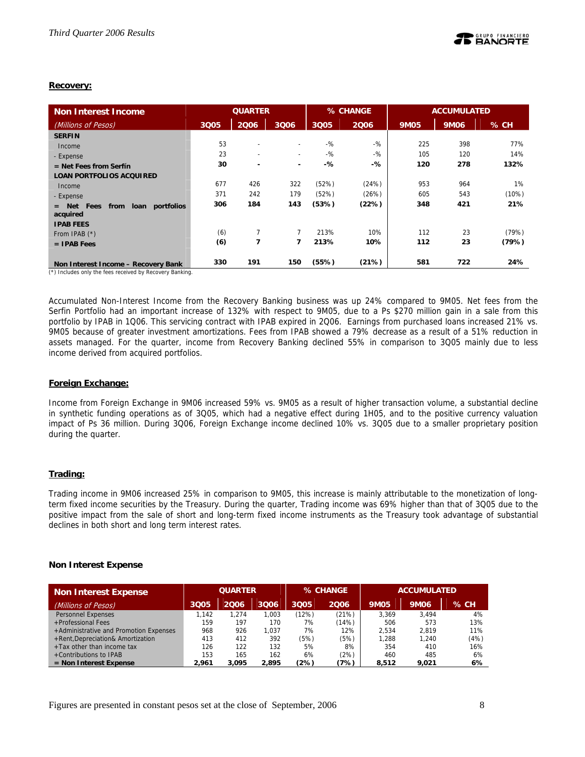### Recovery:

| Non Interest Income | QUARTER | | | % CHANGE | | ACCUMULATED | | |
|---|---|---|---|---|---|---|---|---|
| *(Millions of Pesos)* | 3Q05 | 2Q06 | 3Q06 | 3Q05 | 2Q06 | 9M05 | 9M06 | % CH |
| **SERFIN** | | | | | | | | |
| Income | 53 | - | - | -% | -% | 225 | 398 | 77% |
| - Expense | 23 | - | - | -% | -% | 105 | 120 | 14% |
| **= Net Fees from Serfín** | **30** | **-** | **-** | **-%** | **-%** | **120** | **278** | **132%** |
| **LOAN PORTFOLIOS ACQUIRED** | | | | | | | | |
| Income | 677 | 426 | 322 | (52%) | (24%) | 953 | 964 | 1% |
| - Expense | 371 | 242 | 179 | (52%) | (26%) | 605 | 543 | (10%) |
| **= Net Fees from loan portfolios acquired** | **306** | **184** | **143** | **(53%)** | **(22%)** | **348** | **421** | **21%** |
| **IPAB FEES** | | | | | | | | |
| From IPAB (*) | (6) | 7 | 7 | 213% | 10% | 112 | 23 | (79%) |
| **= IPAB Fees** | **(6)** | **7** | **7** | **213%** | **10%** | **112** | **23** | **(79%)** |
| **Non Interest Income – Recovery Bank** | **330** | **191** | **150** | **(55%)** | **(21%)** | **581** | **722** | **24%** |

(*) Includes only the fees received by Recovery Banking.

Accumulated Non-Interest Income from the Recovery Banking business was up 24% compared to 9M05. Net fees from the Serfin Portfolio had an important increase of 132% with respect to 9M05, due to a Ps $270 million gain in a sale from this portfolio by IPAB in 1Q06. This servicing contract with IPAB expired in 2Q06. Earnings from purchased loans increased 21% vs. 9M05 because of greater investment amortizations. Fees from IPAB showed a 79% decrease as a result of a 51% reduction in assets managed. For the quarter, income from Recovery Banking declined 55% in comparison to 3Q05 mainly due to less income derived from acquired portfolios.

### Foreign Exchange:

Income from Foreign Exchange in 9M06 increased 59% vs. 9M05 as a result of higher transaction volume, a substantial decline in synthetic funding operations as of 3Q05, which had a negative effect during 1H05, and to the positive currency valuation impact of Ps 36 million. During 3Q06, Foreign Exchange income declined 10% vs. 3Q05 due to a smaller proprietary position during the quarter.

### Trading:

Trading income in 9M06 increased 25% in comparison to 9M05, this increase is mainly attributable to the monetization of long-term fixed income securities by the Treasury. During the quarter, Trading income was 69% higher than that of 3Q05 due to the positive impact from the sale of short and long-term fixed income instruments as the Treasury took advantage of substantial declines in both short and long term interest rates.

### Non Interest Expense

| Non Interest Expense | QUARTER | | | % CHANGE | | ACCUMULATED | | |
|---|---|---|---|---|---|---|---|---|
| *(Millions of Pesos)* | 3Q05 | 2Q06 | 3Q06 | 3Q05 | 2Q06 | 9M05 | 9M06 | % CH |
| Personnel Expenses | 1,142 | 1,274 | 1,003 | (12%) | (21%) | 3,369 | 3,494 | 4% |
| +Professional Fees | 159 | 197 | 170 | 7% | (14%) | 506 | 573 | 13% |
| +Administrative and Promotion Expenses | 968 | 926 | 1,037 | 7% | 12% | 2,534 | 2,819 | 11% |
| +Rent,Depreciation& Amortization | 413 | 412 | 392 | (5%) | (5%) | 1,288 | 1,240 | (4%) |
| +Tax other than income tax | 126 | 122 | 132 | 5% | 8% | 354 | 410 | 16% |
| +Contributions to IPAB | 153 | 165 | 162 | 6% | (2%) | 460 | 485 | 6% |
| **= Non Interest Expense** | **2,961** | **3,095** | **2,895** | **(2%)** | **(7%)** | **8,512** | **9,021** | **6%** |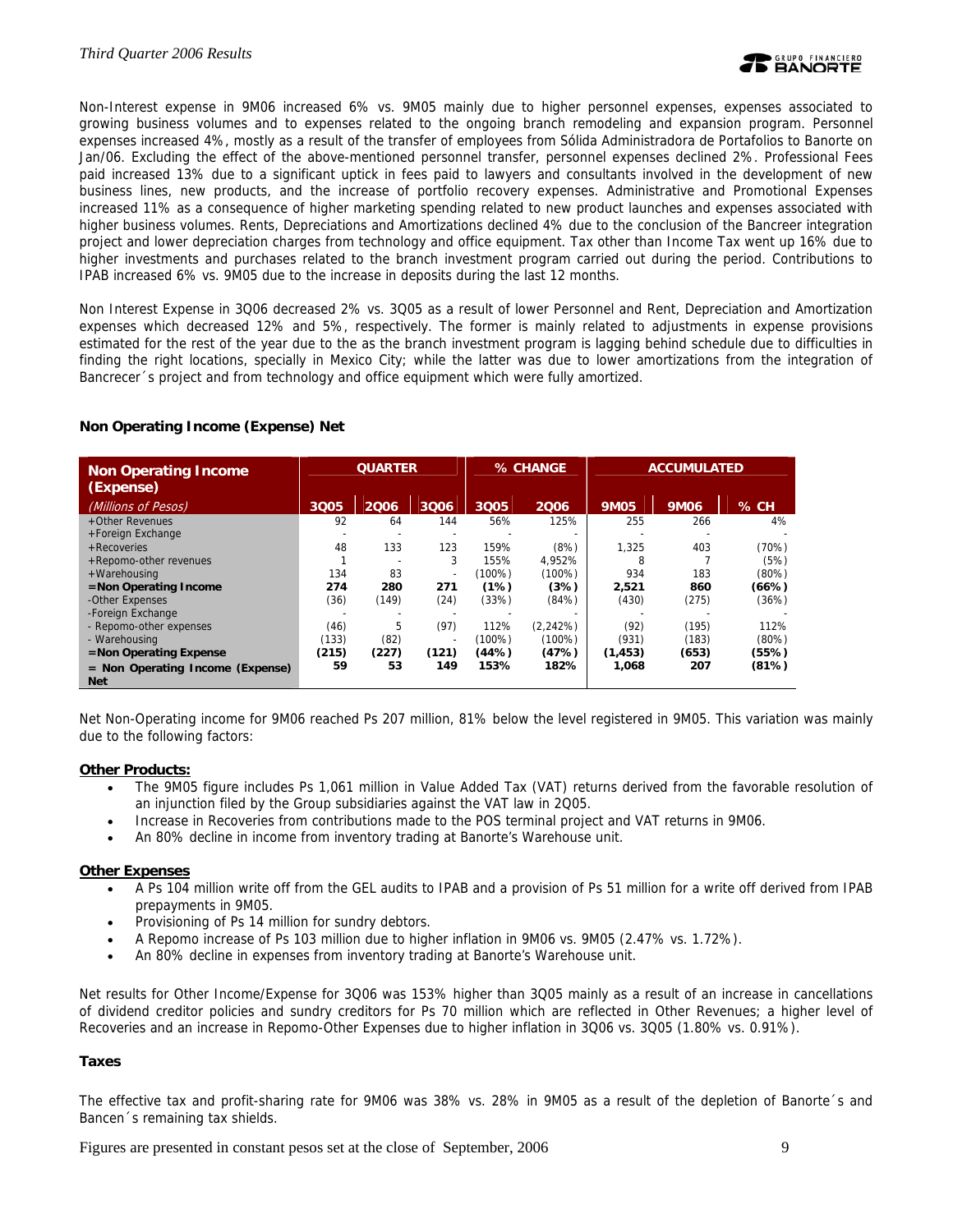Non-Interest expense in 9M06 increased 6% vs. 9M05 mainly due to higher personnel expenses, expenses associated to growing business volumes and to expenses related to the ongoing branch remodeling and expansion program. Personnel expenses increased 4%, mostly as a result of the transfer of employees from Sólida Administradora de Portafolios to Banorte on Jan/06. Excluding the effect of the above-mentioned personnel transfer, personnel expenses declined 2%. Professional Fees paid increased 13% due to a significant uptick in fees paid to lawyers and consultants involved in the development of new business lines, new products, and the increase of portfolio recovery expenses. Administrative and Promotional Expenses increased 11% as a consequence of higher marketing spending related to new product launches and expenses associated with higher business volumes. Rents, Depreciations and Amortizations declined 4% due to the conclusion of the Bancreer integration project and lower depreciation charges from technology and office equipment. Tax other than Income Tax went up 16% due to higher investments and purchases related to the branch investment program carried out during the period. Contributions to IPAB increased 6% vs. 9M05 due to the increase in deposits during the last 12 months.

Non Interest Expense in 3Q06 decreased 2% vs. 3Q05 as a result of lower Personnel and Rent, Depreciation and Amortization expenses which decreased 12% and 5%, respectively. The former is mainly related to adjustments in expense provisions estimated for the rest of the year due to the as the branch investment program is lagging behind schedule due to difficulties in finding the right locations, specially in Mexico City; while the latter was due to lower amortizations from the integration of Bancrecer´s project and from technology and office equipment which were fully amortized.

### Non Operating Income (Expense) Net

| Non Operating Income (Expense) | QUARTER | | | % CHANGE | | ACCUMULATED | | |
|---|---|---|---|---|---|---|---|---|
| *(Millions of Pesos)* | 3Q05 | 2Q06 | 3Q06 | 3Q05 | 2Q06 | 9M05 | 9M06 | % CH |
| +Other Revenues | 92 | 64 | 144 | 56% | 125% | 255 | 266 | 4% |
| +Foreign Exchange | - | - | - | - | - | - | - | - |
| +Recoveries | 48 | 133 | 123 | 159% | (8%) | 1,325 | 403 | (70%) |
| +Repomo-other revenues | 1 | - | 3 | 155% | 4,952% | 8 | 7 | (5%) |
| +Warehousing | 134 | 83 | - | (100%) | (100%) | 934 | 183 | (80%) |
| **=Non Operating Income** | **274** | **280** | **271** | **(1%)** | **(3%)** | **2,521** | **860** | **(66%)** |
| -Other Expenses | (36) | (149) | (24) | (33%) | (84%) | (430) | (275) | (36%) |
| -Foreign Exchange | - | - | - | - | - | - | - | - |
| - Repomo-other expenses | (46) | 5 | (97) | 112% | (2,242%) | (92) | (195) | 112% |
| - Warehousing | (133) | (82) | - | (100%) | (100%) | (931) | (183) | (80%) |
| **=Non Operating Expense** | **(215)** | **(227)** | **(121)** | **(44%)** | **(47%)** | **(1,453)** | **(653)** | **(55%)** |
| **= Non Operating Income (Expense) Net** | **59** | **53** | **149** | **153%** | **182%** | **1,068** | **207** | **(81%)** |

Net Non-Operating income for 9M06 reached Ps 207 million, 81% below the level registered in 9M05. This variation was mainly due to the following factors:

**Other Products:**

- The 9M05 figure includes Ps 1,061 million in Value Added Tax (VAT) returns derived from the favorable resolution of an injunction filed by the Group subsidiaries against the VAT law in 2Q05.
- Increase in Recoveries from contributions made to the POS terminal project and VAT returns in 9M06.
- An 80% decline in income from inventory trading at Banorte's Warehouse unit.

**Other Expenses**

- A Ps 104 million write off from the GEL audits to IPAB and a provision of Ps 51 million for a write off derived from IPAB prepayments in 9M05.
- Provisioning of Ps 14 million for sundry debtors.
- A Repomo increase of Ps 103 million due to higher inflation in 9M06 vs. 9M05 (2.47% vs. 1.72%).
- An 80% decline in expenses from inventory trading at Banorte's Warehouse unit.

Net results for Other Income/Expense for 3Q06 was 153% higher than 3Q05 mainly as a result of an increase in cancellations of dividend creditor policies and sundry creditors for Ps 70 million which are reflected in Other Revenues; a higher level of Recoveries and an increase in Repomo-Other Expenses due to higher inflation in 3Q06 vs. 3Q05 (1.80% vs. 0.91%).

### Taxes

The effective tax and profit-sharing rate for 9M06 was 38% vs. 28% in 9M05 as a result of the depletion of Banorte´s and Bancen´s remaining tax shields.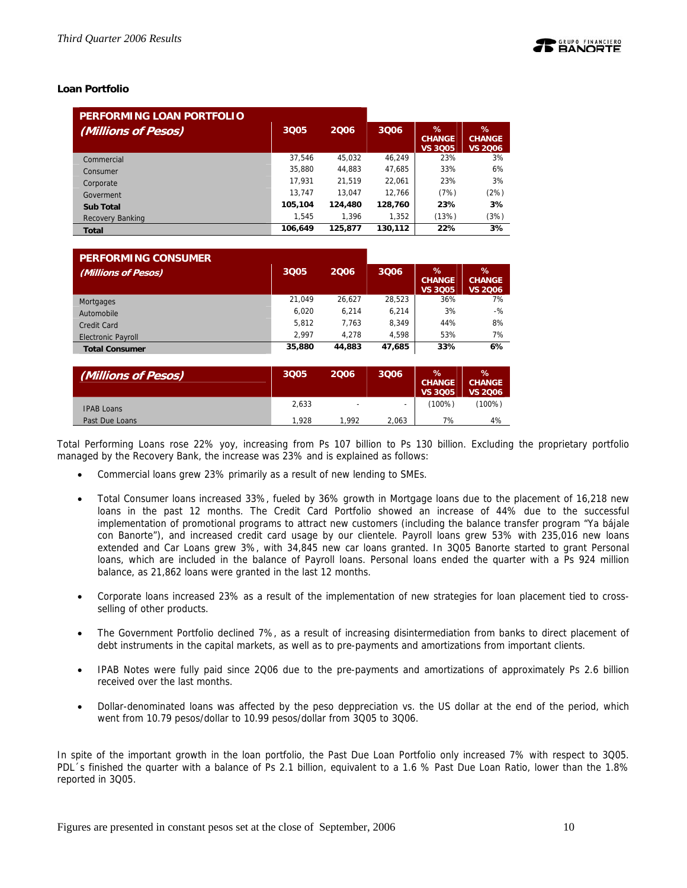### Loan Portfolio

| PERFORMING LOAN PORTFOLIO *(Millions of Pesos)* | 3Q05 | 2Q06 | 3Q06 | % CHANGE VS 3Q05 | % CHANGE VS 2Q06 |
|---|---|---|---|---|---|
| Commercial | 37,546 | 45,032 | 46,249 | 23% | 3% |
| Consumer | 35,880 | 44,883 | 47,685 | 33% | 6% |
| Corporate | 17,931 | 21,519 | 22,061 | 23% | 3% |
| Goverment | 13,747 | 13,047 | 12,766 | (7%) | (2%) |
| **Sub Total** | **105,104** | **124,480** | **128,760** | **23%** | **3%** |
| Recovery Banking | 1,545 | 1,396 | 1,352 | (13%) | (3%) |
| **Total** | **106,649** | **125,877** | **130,112** | **22%** | **3%** |

| PERFORMING CONSUMER *(Millions of Pesos)* | 3Q05 | 2Q06 | 3Q06 | % CHANGE VS 3Q05 | % CHANGE VS 2Q06 |
|---|---|---|---|---|---|
| Mortgages | 21,049 | 26,627 | 28,523 | 36% | 7% |
| Automobile | 6,020 | 6,214 | 6,214 | 3% | -% |
| Credit Card | 5,812 | 7,763 | 8,349 | 44% | 8% |
| Electronic Payroll | 2,997 | 4,278 | 4,598 | 53% | 7% |
| **Total Consumer** | **35,880** | **44,883** | **47,685** | **33%** | **6%** |

| *(Millions of Pesos)* | 3Q05 | 2Q06 | 3Q06 | % CHANGE VS 3Q05 | % CHANGE VS 2Q06 |
|---|---|---|---|---|---|
| IPAB Loans | 2,633 | - | - | (100%) | (100%) |
| Past Due Loans | 1,928 | 1,992 | 2,063 | 7% | 4% |

Total Performing Loans rose 22% yoy, increasing from Ps 107 billion to Ps 130 billion. Excluding the proprietary portfolio managed by the Recovery Bank, the increase was 23% and is explained as follows:

- Commercial loans grew 23% primarily as a result of new lending to SMEs.
- Total Consumer loans increased 33%, fueled by 36% growth in Mortgage loans due to the placement of 16,218 new loans in the past 12 months. The Credit Card Portfolio showed an increase of 44% due to the successful implementation of promotional programs to attract new customers (including the balance transfer program "Ya bájale con Banorte"), and increased credit card usage by our clientele. Payroll loans grew 53% with 235,016 new loans extended and Car Loans grew 3%, with 34,845 new car loans granted. In 3Q05 Banorte started to grant Personal loans, which are included in the balance of Payroll loans. Personal loans ended the quarter with a Ps 924 million balance, as 21,862 loans were granted in the last 12 months.
- Corporate loans increased 23% as a result of the implementation of new strategies for loan placement tied to cross-selling of other products.
- The Government Portfolio declined 7%, as a result of increasing disintermediation from banks to direct placement of debt instruments in the capital markets, as well as to pre-payments and amortizations from important clients.
- IPAB Notes were fully paid since 2Q06 due to the pre-payments and amortizations of approximately Ps 2.6 billion received over the last months.
- Dollar-denominated loans was affected by the peso deppreciation vs. the US dollar at the end of the period, which went from 10.79 pesos/dollar to 10.99 pesos/dollar from 3Q05 to 3Q06.

In spite of the important growth in the loan portfolio, the Past Due Loan Portfolio only increased 7% with respect to 3Q05. PDL´s finished the quarter with a balance of Ps 2.1 billion, equivalent to a 1.6 % Past Due Loan Ratio, lower than the 1.8% reported in 3Q05.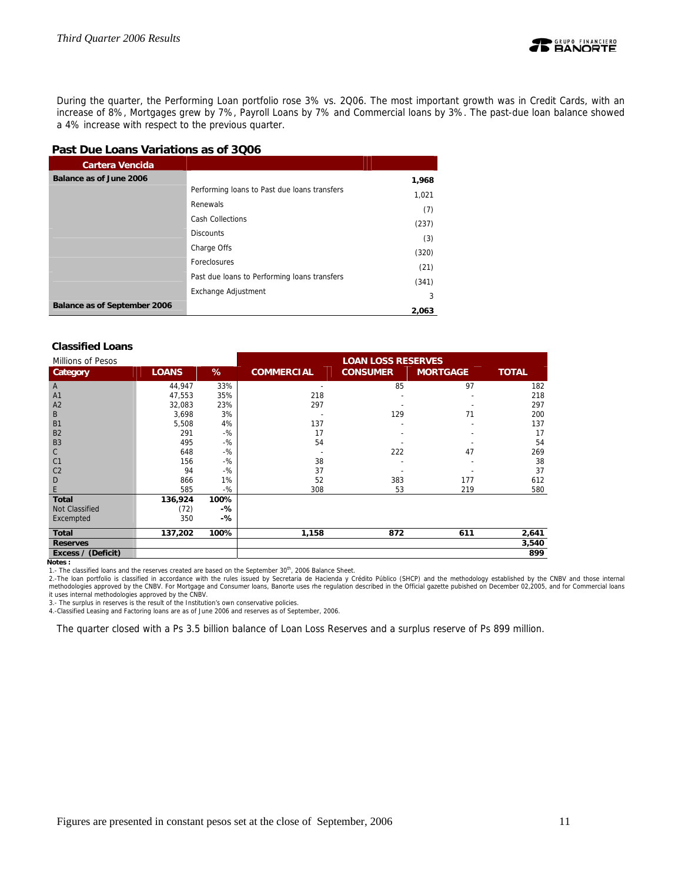During the quarter, the Performing Loan portfolio rose 3% vs. 2Q06. The most important growth was in Credit Cards, with an increase of 8%, Mortgages grew by 7%, Payroll Loans by 7% and Commercial loans by 3%. The past-due loan balance showed a 4% increase with respect to the previous quarter.

### Past Due Loans Variations as of 3Q06

| Cartera Vencida | | |
|---|---|---|
| Balance as of June 2006 | | 1,968 |
| | Performing loans to Past due loans transfers | 1,021 |
| | Renewals | (7) |
| | Cash Collections | (237) |
| | Discounts | (3) |
| | Charge Offs | (320) |
| | Foreclosures | (21) |
| | Past due loans to Performing loans transfers | (341) |
| | Exchange Adjustment | 3 |
| Balance as of September 2006 | | 2,063 |

### Classified Loans

Millions of Pesos

| | | | LOAN LOSS RESERVES | | | |
|---|---|---|---|---|---|---|
| Category | LOANS | % | COMMERCIAL | CONSUMER | MORTGAGE | TOTAL |
| A | 44,947 | 33% | - | 85 | 97 | 182 |
| A1 | 47,553 | 35% | 218 | - | - | 218 |
| A2 | 32,083 | 23% | 297 | - | - | 297 |
| B | 3,698 | 3% | - | 129 | 71 | 200 |
| B1 | 5,508 | 4% | 137 | - | - | 137 |
| B2 | 291 | -% | 17 | - | - | 17 |
| B3 | 495 | -% | 54 | - | - | 54 |
| C | 648 | -% | - | 222 | 47 | 269 |
| C1 | 156 | -% | 38 | - | - | 38 |
| C2 | 94 | -% | 37 | - | - | 37 |
| D | 866 | 1% | 52 | 383 | 177 | 612 |
| E | 585 | -% | 308 | 53 | 219 | 580 |
| **Total** | **136,924** | **100%** | | | | |
| Not Classified | (72) | **-%** | | | | |
| Excempted | 350 | **-%** | | | | |
| **Total** | **137,202** | **100%** | **1,158** | **872** | **611** | **2,641** |
| **Reserves** | | | | | | **3,540** |
| **Excess / (Deficit)** | | | | | | **899** |

**Notes :**

1.- The classified loans and the reserves created are based on the September 30th, 2006 Balance Sheet.

2.-The loan portfolio is classified in accordance with the rules issued by Secretaria de Hacienda y Crédito Público (SHCP) and the methodology established by the CNBV and those internal methodologies approved by the CNBV. For Mortgage and Consumer loans, Banorte uses rhe regulation described in the Official gazette pubished on December 02,2005, and for Commercial loans it uses internal methodologies approved by the CNBV.

3.- The surplus in reserves is the result of the Institution's own conservative policies.

4.-Classified Leasing and Factoring loans are as of June 2006 and reserves as of September, 2006.

The quarter closed with a Ps 3.5 billion balance of Loan Loss Reserves and a surplus reserve of Ps 899 million.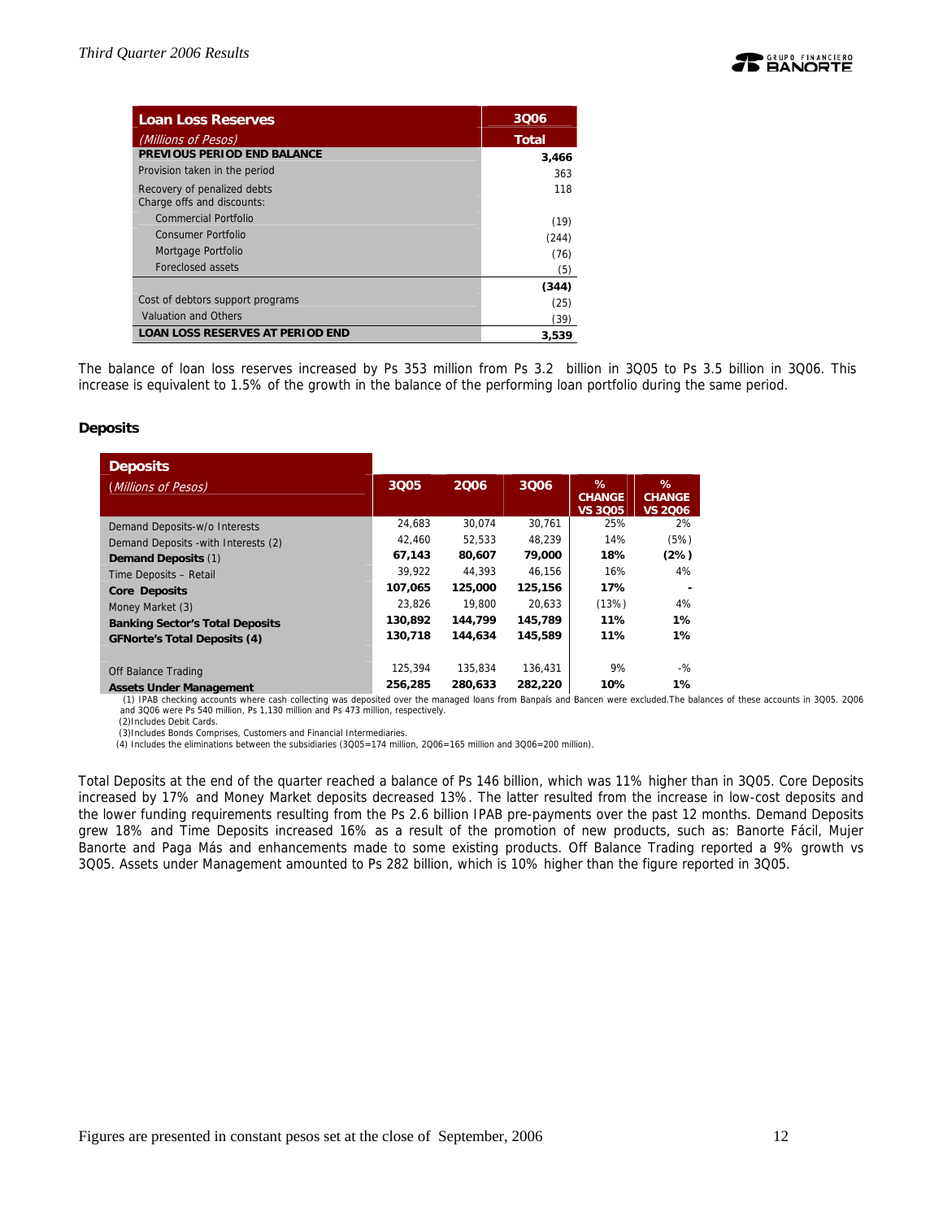| Loan Loss Reserves | 3Q06 |
|---|---|
| *(Millions of Pesos)* | Total |
| **PREVIOUS PERIOD END BALANCE** | **3,466** |
| Provision taken in the period | 363 |
| Recovery of penalized debts | 118 |
| Charge offs and discounts: | |
| Commercial Portfolio | (19) |
| Consumer Portfolio | (244) |
| Mortgage Portfolio | (76) |
| Foreclosed assets | (5) |
| | **(344)** |
| Cost of debtors support programs | (25) |
| Valuation and Others | (39) |
| **LOAN LOSS RESERVES AT PERIOD END** | **3,539** |

The balance of loan loss reserves increased by Ps 353 million from Ps 3.2 billion in 3Q05 to Ps 3.5 billion in 3Q06. This increase is equivalent to 1.5% of the growth in the balance of the performing loan portfolio during the same period.

### Deposits

| Deposits *(Millions of Pesos)* | 3Q05 | 2Q06 | 3Q06 | % CHANGE VS 3Q05 | % CHANGE VS 2Q06 |
|---|---|---|---|---|---|
| Demand Deposits-w/o Interests | 24,683 | 30,074 | 30,761 | 25% | 2% |
| Demand Deposits -with Interests (2) | 42,460 | 52,533 | 48,239 | 14% | (5%) |
| **Demand Deposits** (1) | **67,143** | **80,607** | **79,000** | **18%** | **(2%)** |
| Time Deposits – Retail | 39,922 | 44,393 | 46,156 | 16% | 4% |
| **Core Deposits** | **107,065** | **125,000** | **125,156** | **17%** | **-** |
| Money Market (3) | 23,826 | 19,800 | 20,633 | (13%) | 4% |
| **Banking Sector's Total Deposits** | **130,892** | **144,799** | **145,789** | **11%** | **1%** |
| **GFNorte's Total Deposits (4)** | **130,718** | **144,634** | **145,589** | **11%** | **1%** |
| | | | | | |
| Off Balance Trading | 125,394 | 135,834 | 136,431 | 9% | -% |
| **Assets Under Management** | **256,285** | **280,633** | **282,220** | **10%** | **1%** |

(1) IPAB checking accounts where cash collecting was deposited over the managed loans from Banpaís and Bancen were excluded.The balances of these accounts in 3Q05. 2Q06 and 3Q06 were Ps 540 million, Ps 1,130 million and Ps 473 million, respectively.
(2)Includes Debit Cards.
(3)Includes Bonds Comprises, Customers and Financial Intermediaries.
(4) Includes the eliminations between the subsidiaries (3Q05=174 million, 2Q06=165 million and 3Q06=200 million).

Total Deposits at the end of the quarter reached a balance of Ps 146 billion, which was 11% higher than in 3Q05. Core Deposits increased by 17% and Money Market deposits decreased 13%. The latter resulted from the increase in low-cost deposits and the lower funding requirements resulting from the Ps 2.6 billion IPAB pre-payments over the past 12 months. Demand Deposits grew 18% and Time Deposits increased 16% as a result of the promotion of new products, such as: Banorte Fácil, Mujer Banorte and Paga Más and enhancements made to some existing products. Off Balance Trading reported a 9% growth vs 3Q05. Assets under Management amounted to Ps 282 billion, which is 10% higher than the figure reported in 3Q05.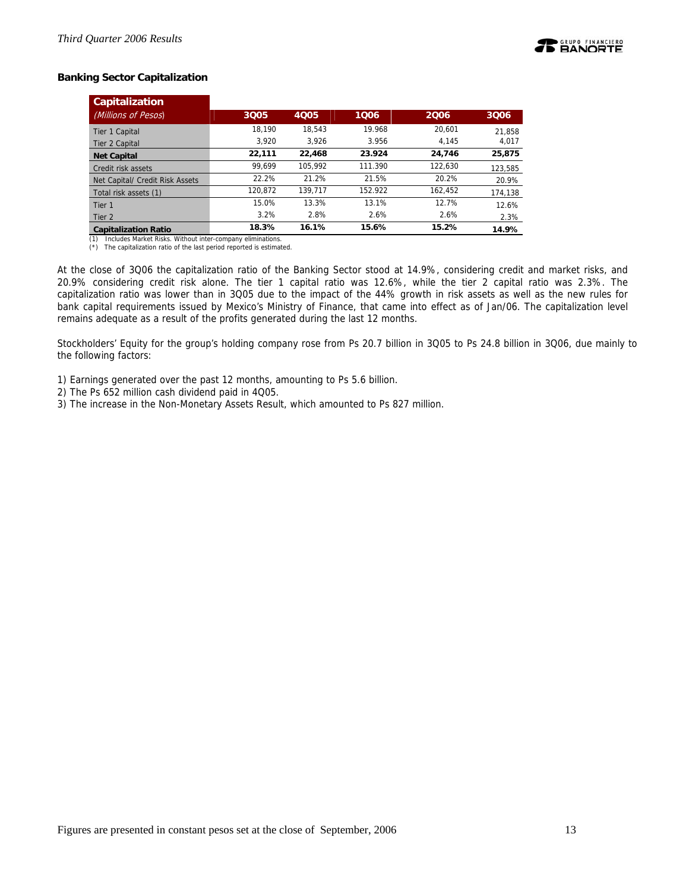## Banking Sector Capitalization

| Capitalization *(Millions of Pesos)* | 3Q05 | 4Q05 | 1Q06 | 2Q06 | 3Q06 |
|---|---|---|---|---|---|
| Tier 1 Capital | 18,190 | 18,543 | 19.968 | 20,601 | 21,858 |
| Tier 2 Capital | 3,920 | 3,926 | 3.956 | 4,145 | 4,017 |
| **Net Capital** | **22,111** | **22,468** | **23.924** | **24,746** | **25,875** |
| Credit risk assets | 99,699 | 105,992 | 111.390 | 122,630 | 123,585 |
| Net Capital/ Credit Risk Assets | 22.2% | 21.2% | 21.5% | 20.2% | 20.9% |
| Total risk assets (1) | 120,872 | 139,717 | 152.922 | 162,452 | 174,138 |
| Tier 1 | 15.0% | 13.3% | 13.1% | 12.7% | 12.6% |
| Tier 2 | 3.2% | 2.8% | 2.6% | 2.6% | 2.3% |
| **Capitalization Ratio** | **18.3%** | **16.1%** | **15.6%** | **15.2%** | **14.9%** |

(1) Includes Market Risks. Without inter-company eliminations.
(*) The capitalization ratio of the last period reported is estimated.

At the close of 3Q06 the capitalization ratio of the Banking Sector stood at 14.9%, considering credit and market risks, and 20.9% considering credit risk alone. The tier 1 capital ratio was 12.6%, while the tier 2 capital ratio was 2.3%. The capitalization ratio was lower than in 3Q05 due to the impact of the 44% growth in risk assets as well as the new rules for bank capital requirements issued by Mexico's Ministry of Finance, that came into effect as of Jan/06. The capitalization level remains adequate as a result of the profits generated during the last 12 months.

Stockholders' Equity for the group's holding company rose from Ps 20.7 billion in 3Q05 to Ps 24.8 billion in 3Q06, due mainly to the following factors:

1) Earnings generated over the past 12 months, amounting to Ps 5.6 billion.
2) The Ps 652 million cash dividend paid in 4Q05.
3) The increase in the Non-Monetary Assets Result, which amounted to Ps 827 million.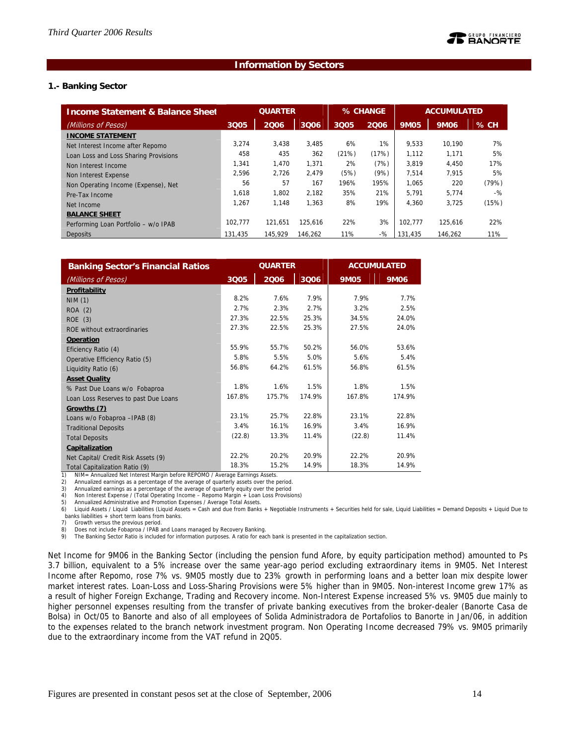## Information by Sectors

### 1.- Banking Sector

| Income Statement & Balance Sheet | QUARTER | | | % CHANGE | | ACCUMULATED | | |
|---|---|---|---|---|---|---|---|---|
| *(Millions of Pesos)* | 3Q05 | 2Q06 | 3Q06 | 3Q05 | 2Q06 | 9M05 | 9M06 | % CH |
| **INCOME STATEMENT** | | | | | | | | |
| Net Interest Income after Repomo | 3,274 | 3,438 | 3,485 | 6% | 1% | 9,533 | 10,190 | 7% |
| Loan Loss and Loss Sharing Provisions | 458 | 435 | 362 | (21%) | (17%) | 1,112 | 1,171 | 5% |
| Non Interest Income | 1,341 | 1,470 | 1,371 | 2% | (7%) | 3,819 | 4,450 | 17% |
| Non Interest Expense | 2,596 | 2,726 | 2,479 | (5%) | (9%) | 7,514 | 7,915 | 5% |
| Non Operating Income (Expense), Net | 56 | 57 | 167 | 196% | 195% | 1,065 | 220 | (79%) |
| Pre-Tax Income | 1,618 | 1,802 | 2,182 | 35% | 21% | 5,791 | 5,774 | -% |
| Net Income | 1,267 | 1,148 | 1,363 | 8% | 19% | 4,360 | 3,725 | (15%) |
| **BALANCE SHEET** | | | | | | | | |
| Performing Loan Portfolio – w/o IPAB | 102,777 | 121,651 | 125,616 | 22% | 3% | 102,777 | 125,616 | 22% |
| Deposits | 131,435 | 145,929 | 146,262 | 11% | -% | 131,435 | 146,262 | 11% |

| Banking Sector's Financial Ratios | QUARTER | | | ACCUMULATED | |
|---|---|---|---|---|---|
| *(Millions of Pesos)* | 3Q05 | 2Q06 | 3Q06 | 9M05 | 9M06 |
| **Profitability** | | | | | |
| NIM (1) | 8.2% | 7.6% | 7.9% | 7.9% | 7.7% |
| ROA (2) | 2.7% | 2.3% | 2.7% | 3.2% | 2.5% |
| ROE (3) | 27.3% | 22.5% | 25.3% | 34.5% | 24.0% |
| ROE without extraordinaries | 27.3% | 22.5% | 25.3% | 27.5% | 24.0% |
| **Operation** | | | | | |
| Eficiency Ratio (4) | 55.9% | 55.7% | 50.2% | 56.0% | 53.6% |
| Operative Efficiency Ratio (5) | 5.8% | 5.5% | 5.0% | 5.6% | 5.4% |
| Liquidity Ratio (6) | 56.8% | 64.2% | 61.5% | 56.8% | 61.5% |
| **Asset Quality** | | | | | |
| % Past Due Loans w/o Fobaproa | 1.8% | 1.6% | 1.5% | 1.8% | 1.5% |
| Loan Loss Reserves to past Due Loans | 167.8% | 175.7% | 174.9% | 167.8% | 174.9% |
| **Growths (7)** | | | | | |
| Loans w/o Fobaproa –IPAB (8) | 23.1% | 25.7% | 22.8% | 23.1% | 22.8% |
| Traditional Deposits | 3.4% | 16.1% | 16.9% | 3.4% | 16.9% |
| Total Deposits | (22.8) | 13.3% | 11.4% | (22.8) | 11.4% |
| **Capitalization** | | | | | |
| Net Capital/ Credit Risk Assets (9) | 22.2% | 20.2% | 20.9% | 22.2% | 20.9% |
| Total Capitalization Ratio (9) | 18.3% | 15.2% | 14.9% | 18.3% | 14.9% |

1) NIM= Annualized Net Interest Margin before REPOMO / Average Earnings Assets.
2) Annualized earnings as a percentage of the average of quarterly assets over the period.
3) Annualized earnings as a percentage of the average of quarterly equity over the period
4) Non Interest Expense / (Total Operating Income – Repomo Margin + Loan Loss Provisions)
5) Annualized Administrative and Promotion Expenses / Average Total Assets.
6) Liquid Assets / Liquid Liabilities (Liquid Assets = Cash and due from Banks + Negotiable Instruments + Securities held for sale, Liquid Liabilities = Demand Deposits + Liquid Due to banks liabilities + short term loans from banks.
7) Growth versus the previous period.
8) Does not include Fobaproa / IPAB and Loans managed by Recovery Banking.
9) The Banking Sector Ratio is included for information purposes. A ratio for each bank is presented in the capitalization section.

Net Income for 9M06 in the Banking Sector (including the pension fund Afore, by equity participation method) amounted to Ps 3.7 billion, equivalent to a 5% increase over the same year-ago period excluding extraordinary items in 9M05. Net Interest Income after Repomo, rose 7% vs. 9M05 mostly due to 23% growth in performing loans and a better loan mix despite lower market interest rates. Loan-Loss and Loss-Sharing Provisions were 5% higher than in 9M05. Non-interest Income grew 17% as a result of higher Foreign Exchange, Trading and Recovery income. Non-Interest Expense increased 5% vs. 9M05 due mainly to higher personnel expenses resulting from the transfer of private banking executives from the broker-dealer (Banorte Casa de Bolsa) in Oct/05 to Banorte and also of all employees of Solida Administradora de Portafolios to Banorte in Jan/06, in addition to the expenses related to the branch network investment program. Non Operating Income decreased 79% vs. 9M05 primarily due to the extraordinary income from the VAT refund in 2Q05.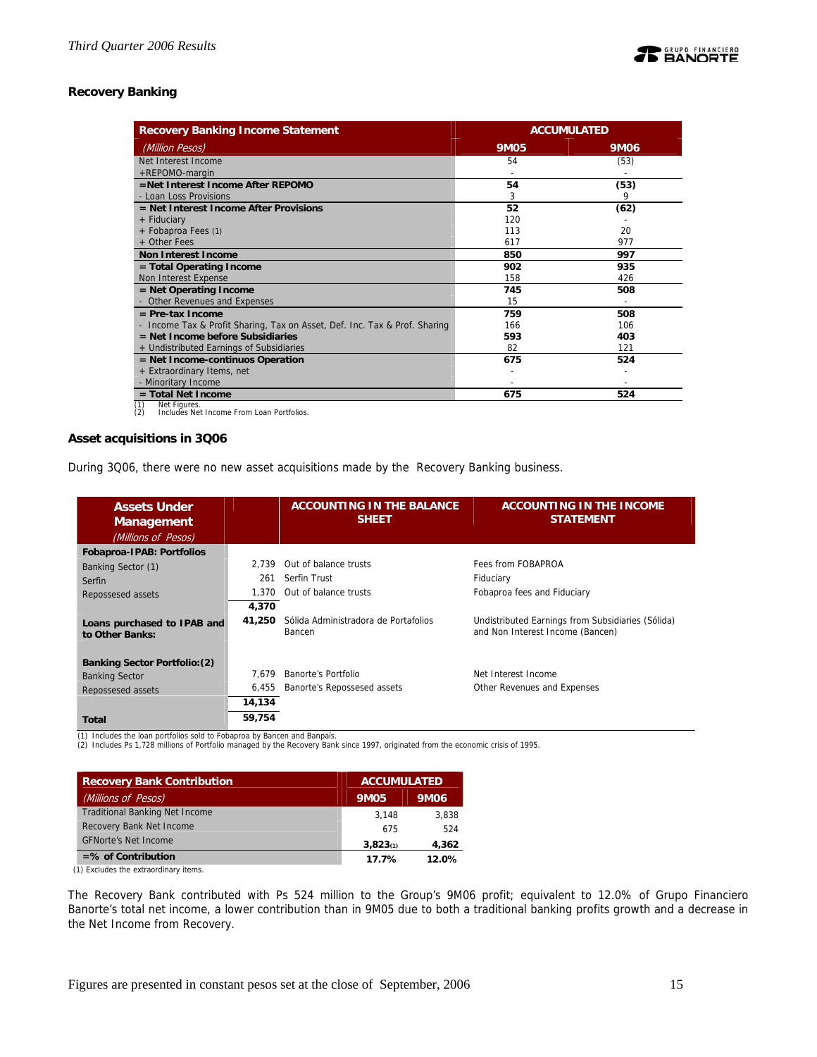## Recovery Banking

| Recovery Banking Income Statement | ACCUMULATED | |
|---|---|---|
| *(Million Pesos)* | 9M05 | 9M06 |
| Net Interest Income | 54 | (53) |
| +REPOMO-margin | - | - |
| **=Net Interest Income After REPOMO** | **54** | **(53)** |
| - Loan Loss Provisions | 3 | 9 |
| **= Net Interest Income After Provisions** | **52** | **(62)** |
| + Fiduciary | 120 | - |
| + Fobaproa Fees (1) | 113 | 20 |
| + Other Fees | 617 | 977 |
| **Non Interest Income** | **850** | **997** |
| **= Total Operating Income** | **902** | **935** |
| Non Interest Expense | 158 | 426 |
| **= Net Operating Income** | **745** | **508** |
| - Other Revenues and Expenses | 15 | - |
| **= Pre-tax Income** | **759** | **508** |
| - Income Tax & Profit Sharing, Tax on Asset, Def. Inc. Tax & Prof. Sharing | 166 | 106 |
| **= Net Income before Subsidiaries** | **593** | **403** |
| + Undistributed Earnings of Subsidiaries | 82 | 121 |
| **= Net Income-continuos Operation** | **675** | **524** |
| + Extraordinary Items, net | - | - |
| - Minoritary Income | - | - |
| **= Total Net Income** | **675** | **524** |

(1) Net Figures.
(2) Includes Net Income From Loan Portfolios.

### Asset acquisitions in 3Q06

During 3Q06, there were no new asset acquisitions made by the Recovery Banking business.

| Assets Under Management *(Millions of Pesos)* | | ACCOUNTING IN THE BALANCE SHEET | ACCOUNTING IN THE INCOME STATEMENT |
|---|---|---|---|
| **Fobaproa-IPAB: Portfolios** | | | |
| Banking Sector (1) | 2,739 | Out of balance trusts | Fees from FOBAPROA |
| Serfin | 261 | Serfin Trust | Fiduciary |
| Repossessed assets | 1,370 | Out of balance trusts | Fobaproa fees and Fiduciary |
| | **4,370** | | |
| **Loans purchased to IPAB and to Other Banks:** | **41,250** | Sólida Administradora de Portafolios Bancen | Undistributed Earnings from Subsidiaries (Sólida) and Non Interest Income (Bancen) |
| **Banking Sector Portfolio:(2)** | | | |
| Banking Sector | 7,679 | Banorte's Portfolio | Net Interest Income |
| Repossessed assets | 6,455 | Banorte's Repossessed assets | Other Revenues and Expenses |
| | **14,134** | | |
| **Total** | **59,754** | | |

(1) Includes the loan portfolios sold to Fobaproa by Bancen and Banpaís.
(2) Includes Ps 1,728 millions of Portfolio managed by the Recovery Bank since 1997, originated from the economic crisis of 1995.

| Recovery Bank Contribution | ACCUMULATED | |
|---|---|---|
| *(Millions of Pesos)* | 9M05 | 9M06 |
| Traditional Banking Net Income | 3,148 | 3,838 |
| Recovery Bank Net Income | 675 | 524 |
| GFNorte's Net Income | **3,823** (1) | **4,362** |
| **=% of Contribution** | **17.7%** | **12.0%** |

(1) Excludes the extraordinary items.

The Recovery Bank contributed with Ps 524 million to the Group's 9M06 profit; equivalent to 12.0% of Grupo Financiero Banorte's total net income, a lower contribution than in 9M05 due to both a traditional banking profits growth and a decrease in the Net Income from Recovery.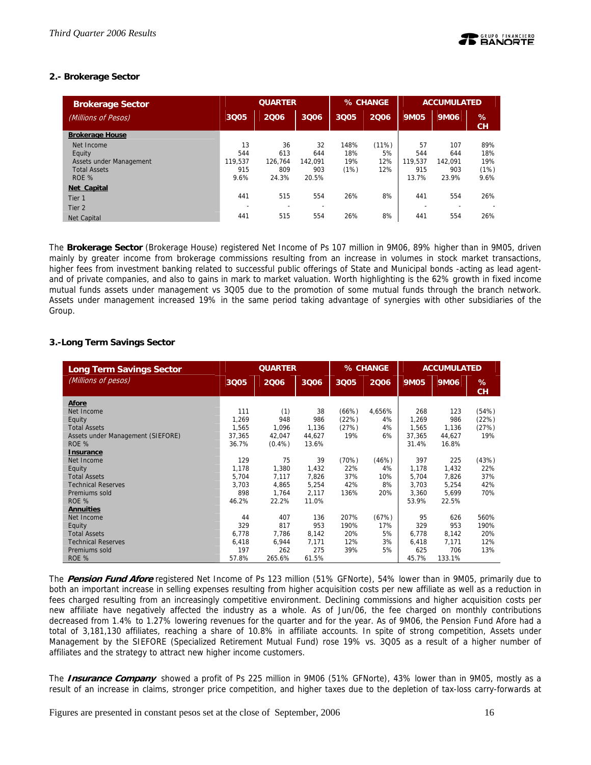## 2.- Brokerage Sector

| Brokerage Sector (Millions of Pesos) | QUARTER | | | % CHANGE | | ACCUMULATED | | |
|---|---|---|---|---|---|---|---|---|
| | 3Q05 | 2Q06 | 3Q06 | 3Q05 | 2Q06 | 9M05 | 9M06 | % CH |
| **Brokerage House** | | | | | | | | |
| Net Income | 13 | 36 | 32 | 148% | (11%) | 57 | 107 | 89% |
| Equity | 544 | 613 | 644 | 18% | 5% | 544 | 644 | 18% |
| Assets under Management | 119,537 | 126,764 | 142,091 | 19% | 12% | 119,537 | 142,091 | 19% |
| Total Assets | 915 | 809 | 903 | (1%) | 12% | 915 | 903 | (1%) |
| ROE % | 9.6% | 24.3% | 20.5% | | | 13.7% | 23.9% | 9.6% |
| **Net Capital** | | | | | | | | |
| Tier 1 | 441 | 515 | 554 | 26% | 8% | 441 | 554 | 26% |
| Tier 2 | - | - | - | | | - | - | - |
| Net Capital | 441 | 515 | 554 | 26% | 8% | 441 | 554 | 26% |

The **Brokerage Sector** (Brokerage House) registered Net Income of Ps 107 million in 9M06, 89% higher than in 9M05, driven mainly by greater income from brokerage commissions resulting from an increase in volumes in stock market transactions, higher fees from investment banking related to successful public offerings of State and Municipal bonds -acting as lead agent- and of private companies, and also to gains in mark to market valuation. Worth highlighting is the 62% growth in fixed income mutual funds assets under management vs 3Q05 due to the promotion of some mutual funds through the branch network. Assets under management increased 19% in the same period taking advantage of synergies with other subsidiaries of the Group.

## 3.-Long Term Savings Sector

| Long Term Savings Sector (Millions of pesos) | QUARTER | | | % CHANGE | | ACCUMULATED | | |
|---|---|---|---|---|---|---|---|---|
| | 3Q05 | 2Q06 | 3Q06 | 3Q05 | 2Q06 | 9M05 | 9M06 | % CH |
| **Afore** | | | | | | | | |
| Net Income | 111 | (1) | 38 | (66%) | 4,656% | 268 | 123 | (54%) |
| Equity | 1,269 | 948 | 986 | (22%) | 4% | 1,269 | 986 | (22%) |
| Total Assets | 1,565 | 1,096 | 1,136 | (27%) | 4% | 1,565 | 1,136 | (27%) |
| Assets under Management (SIEFORE) | 37,365 | 42,047 | 44,627 | 19% | 6% | 37,365 | 44,627 | 19% |
| ROE % | 36.7% | (0.4%) | 13.6% | | | 31.4% | 16.8% | |
| **Insurance** | | | | | | | | |
| Net Income | 129 | 75 | 39 | (70%) | (46%) | 397 | 225 | (43%) |
| Equity | 1,178 | 1,380 | 1,432 | 22% | 4% | 1,178 | 1,432 | 22% |
| Total Assets | 5,704 | 7,117 | 7,826 | 37% | 10% | 5,704 | 7,826 | 37% |
| Technical Reserves | 3,703 | 4,865 | 5,254 | 42% | 8% | 3,703 | 5,254 | 42% |
| Premiums sold | 898 | 1,764 | 2,117 | 136% | 20% | 3,360 | 5,699 | 70% |
| ROE % | 46.2% | 22.2% | 11.0% | | | 53.9% | 22.5% | |
| **Annuities** | | | | | | | | |
| Net Income | 44 | 407 | 136 | 207% | (67%) | 95 | 626 | 560% |
| Equity | 329 | 817 | 953 | 190% | 17% | 329 | 953 | 190% |
| Total Assets | 6,778 | 7,786 | 8,142 | 20% | 5% | 6,778 | 8,142 | 20% |
| Technical Reserves | 6,418 | 6,944 | 7,171 | 12% | 3% | 6,418 | 7,171 | 12% |
| Premiums sold | 197 | 262 | 275 | 39% | 5% | 625 | 706 | 13% |
| ROE % | 57.8% | 265.6% | 61.5% | | | 45.7% | 133.1% | |

The ***Pension Fund Afore*** registered Net Income of Ps 123 million (51% GFNorte), 54% lower than in 9M05, primarily due to both an important increase in selling expenses resulting from higher acquisition costs per new affiliate as well as a reduction in fees charged resulting from an increasingly competitive environment. Declining commissions and higher acquisition costs per new affiliate have negatively affected the industry as a whole. As of Jun/06, the fee charged on monthly contributions decreased from 1.4% to 1.27% lowering revenues for the quarter and for the year. As of 9M06, the Pension Fund Afore had a total of 3,181,130 affiliates, reaching a share of 10.8% in affiliate accounts. In spite of strong competition, Assets under Management by the SIEFORE (Specialized Retirement Mutual Fund) rose 19% vs. 3Q05 as a result of a higher number of affiliates and the strategy to attract new higher income customers.

The ***Insurance Company*** showed a profit of Ps 225 million in 9M06 (51% GFNorte), 43% lower than in 9M05, mostly as a result of an increase in claims, stronger price competition, and higher taxes due to the depletion of tax-loss carry-forwards at

Figures are presented in constant pesos set at the close of September, 2006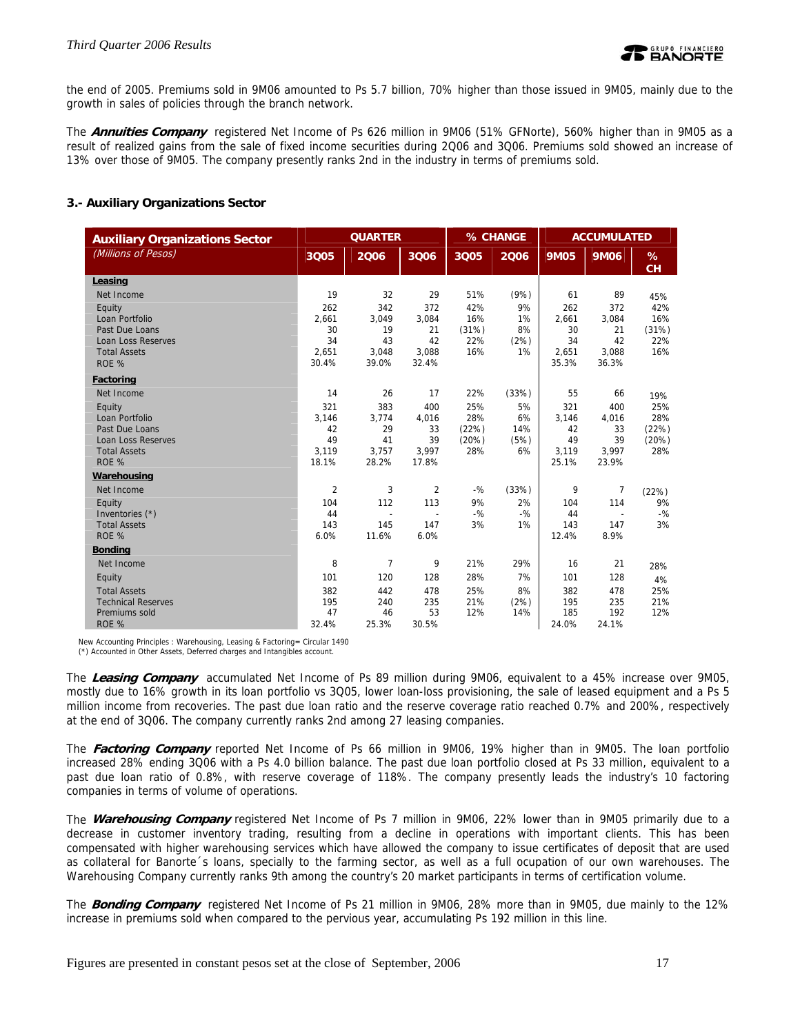the end of 2005. Premiums sold in 9M06 amounted to Ps 5.7 billion, 70% higher than those issued in 9M05, mainly due to the growth in sales of policies through the branch network.

The ***Annuities Company*** registered Net Income of Ps 626 million in 9M06 (51% GFNorte), 560% higher than in 9M05 as a result of realized gains from the sale of fixed income securities during 2Q06 and 3Q06. Premiums sold showed an increase of 13% over those of 9M05. The company presently ranks 2nd in the industry in terms of premiums sold.

### 3.- Auxiliary Organizations Sector

| Auxiliary Organizations Sector | QUARTER | | | % CHANGE | | ACCUMULATED | | |
|---|---|---|---|---|---|---|---|---|
| *(Millions of Pesos)* | 3Q05 | 2Q06 | 3Q06 | 3Q05 | 2Q06 | 9M05 | 9M06 | % CH |
| **Leasing** | | | | | | | | |
| Net Income | 19 | 32 | 29 | 51% | (9%) | 61 | 89 | 45% |
| Equity | 262 | 342 | 372 | 42% | 9% | 262 | 372 | 42% |
| Loan Portfolio | 2,661 | 3,049 | 3,084 | 16% | 1% | 2,661 | 3,084 | 16% |
| Past Due Loans | 30 | 19 | 21 | (31%) | 8% | 30 | 21 | (31%) |
| Loan Loss Reserves | 34 | 43 | 42 | 22% | (2%) | 34 | 42 | 22% |
| Total Assets | 2,651 | 3,048 | 3,088 | 16% | 1% | 2,651 | 3,088 | 16% |
| ROE % | 30.4% | 39.0% | 32.4% | | | 35.3% | 36.3% | |
| **Factoring** | | | | | | | | |
| Net Income | 14 | 26 | 17 | 22% | (33%) | 55 | 66 | 19% |
| Equity | 321 | 383 | 400 | 25% | 5% | 321 | 400 | 25% |
| Loan Portfolio | 3,146 | 3,774 | 4,016 | 28% | 6% | 3,146 | 4,016 | 28% |
| Past Due Loans | 42 | 29 | 33 | (22%) | 14% | 42 | 33 | (22%) |
| Loan Loss Reserves | 49 | 41 | 39 | (20%) | (5%) | 49 | 39 | (20%) |
| Total Assets | 3,119 | 3,757 | 3,997 | 28% | 6% | 3,119 | 3,997 | 28% |
| ROE % | 18.1% | 28.2% | 17.8% | | | 25.1% | 23.9% | |
| **Warehousing** | | | | | | | | |
| Net Income | 2 | 3 | 2 | -% | (33%) | 9 | 7 | (22%) |
| Equity | 104 | 112 | 113 | 9% | 2% | 104 | 114 | 9% |
| Inventories (*) | 44 | - | - | -% | -% | 44 | - | -% |
| Total Assets | 143 | 145 | 147 | 3% | 1% | 143 | 147 | 3% |
| ROE % | 6.0% | 11.6% | 6.0% | | | 12.4% | 8.9% | |
| **Bonding** | | | | | | | | |
| Net Income | 8 | 7 | 9 | 21% | 29% | 16 | 21 | 28% |
| Equity | 101 | 120 | 128 | 28% | 7% | 101 | 128 | 4% |
| Total Assets | 382 | 442 | 478 | 25% | 8% | 382 | 478 | 25% |
| Technical Reserves | 195 | 240 | 235 | 21% | (2%) | 195 | 235 | 21% |
| Premiums sold | 47 | 46 | 53 | 12% | 14% | 185 | 192 | 12% |
| ROE % | 32.4% | 25.3% | 30.5% | | | 24.0% | 24.1% | |

New Accounting Principles : Warehousing, Leasing & Factoring= Circular 1490
(*) Accounted in Other Assets, Deferred charges and Intangibles account.

The ***Leasing Company*** accumulated Net Income of Ps 89 million during 9M06, equivalent to a 45% increase over 9M05, mostly due to 16% growth in its loan portfolio vs 3Q05, lower loan-loss provisioning, the sale of leased equipment and a Ps 5 million income from recoveries. The past due loan ratio and the reserve coverage ratio reached 0.7% and 200%, respectively at the end of 3Q06. The company currently ranks 2nd among 27 leasing companies.

The ***Factoring Company*** reported Net Income of Ps 66 million in 9M06, 19% higher than in 9M05. The loan portfolio increased 28% ending 3Q06 with a Ps 4.0 billion balance. The past due loan portfolio closed at Ps 33 million, equivalent to a past due loan ratio of 0.8%, with reserve coverage of 118%. The company presently leads the industry's 10 factoring companies in terms of volume of operations.

The ***Warehousing Company*** registered Net Income of Ps 7 million in 9M06, 22% lower than in 9M05 primarily due to a decrease in customer inventory trading, resulting from a decline in operations with important clients. This has been compensated with higher warehousing services which have allowed the company to issue certificates of deposit that are used as collateral for Banorte´s loans, specially to the farming sector, as well as a full ocupation of our own warehouses. The Warehousing Company currently ranks 9th among the country's 20 market participants in terms of certification volume.

The ***Bonding Company*** registered Net Income of Ps 21 million in 9M06, 28% more than in 9M05, due mainly to the 12% increase in premiums sold when compared to the pervious year, accumulating Ps 192 million in this line.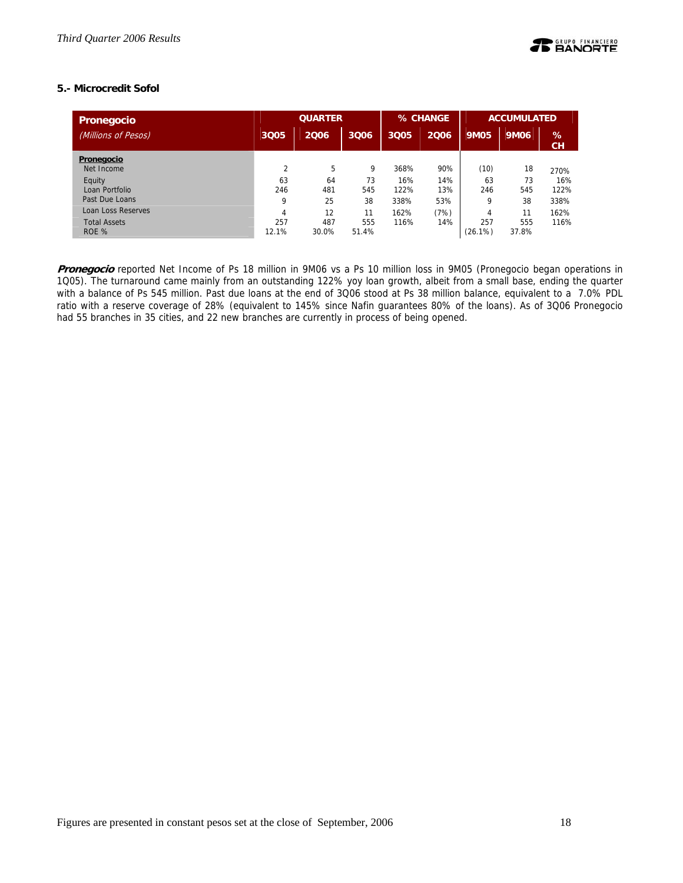### 5.- Microcredit Sofol

| Pronegocio | QUARTER | | | % CHANGE | | ACCUMULATED | | |
|---|---|---|---|---|---|---|---|---|
| *(Millions of Pesos)* | 3Q05 | 2Q06 | 3Q06 | 3Q05 | 2Q06 | 9M05 | 9M06 | % CH |
| **Pronegocio** | | | | | | | | |
| Net Income | 2 | 5 | 9 | 368% | 90% | (10) | 18 | 270% |
| Equity | 63 | 64 | 73 | 16% | 14% | 63 | 73 | 16% |
| Loan Portfolio | 246 | 481 | 545 | 122% | 13% | 246 | 545 | 122% |
| Past Due Loans | 9 | 25 | 38 | 338% | 53% | 9 | 38 | 338% |
| Loan Loss Reserves | 4 | 12 | 11 | 162% | (7%) | 4 | 11 | 162% |
| Total Assets | 257 | 487 | 555 | 116% | 14% | 257 | 555 | 116% |
| ROE % | 12.1% | 30.0% | 51.4% | | | (26.1%) | 37.8% | |

***Pronegocio*** reported Net Income of Ps 18 million in 9M06 vs a Ps 10 million loss in 9M05 (Pronegocio began operations in 1Q05). The turnaround came mainly from an outstanding 122% yoy loan growth, albeit from a small base, ending the quarter with a balance of Ps 545 million. Past due loans at the end of 3Q06 stood at Ps 38 million balance, equivalent to a 7.0% PDL ratio with a reserve coverage of 28% (equivalent to 145% since Nafin guarantees 80% of the loans). As of 3Q06 Pronegocio had 55 branches in 35 cities, and 22 new branches are currently in process of being opened.

Figures are presented in constant pesos set at the close of September, 2006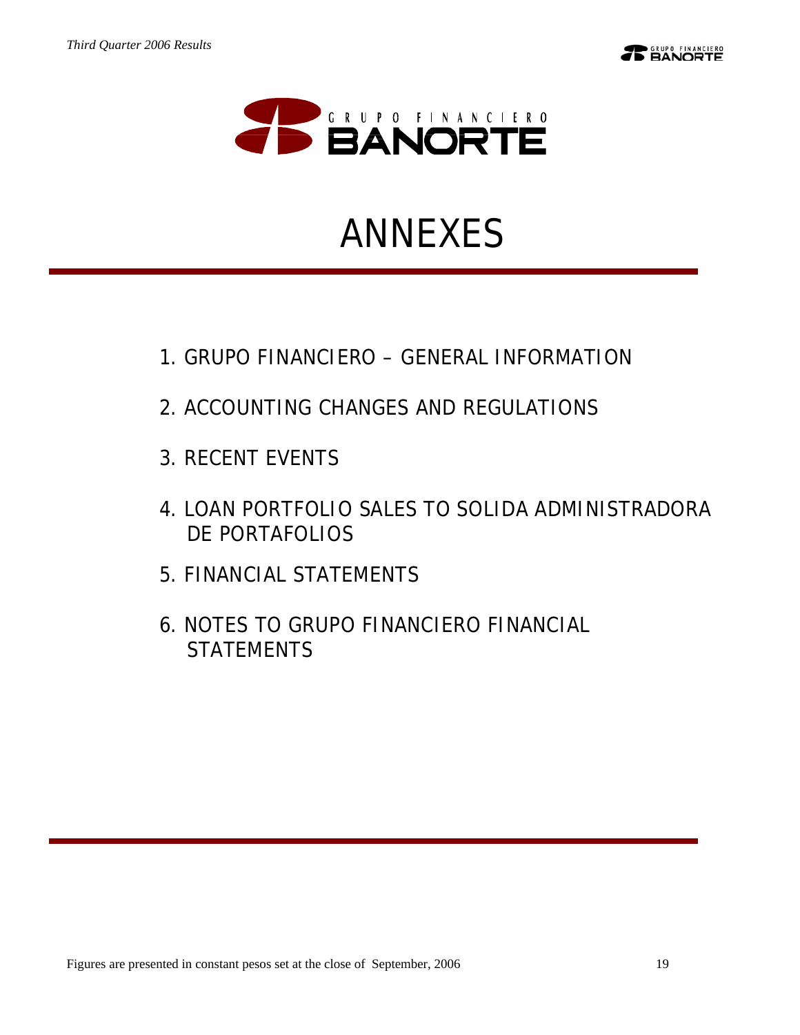# ANNEXES

1. GRUPO FINANCIERO – GENERAL INFORMATION
2. ACCOUNTING CHANGES AND REGULATIONS
3. RECENT EVENTS
4. LOAN PORTFOLIO SALES TO SOLIDA ADMINISTRADORA DE PORTAFOLIOS
5. FINANCIAL STATEMENTS
6. NOTES TO GRUPO FINANCIERO FINANCIAL STATEMENTS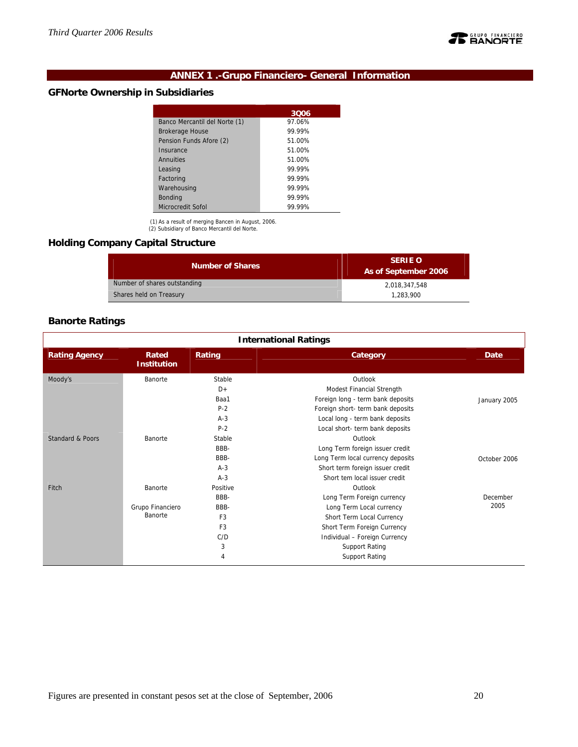## ANNEX 1 .-Grupo Financiero- General Information

### GFNorte Ownership in Subsidiaries

| | 3Q06 |
|---|---|
| Banco Mercantil del Norte (1) | 97.06% |
| Brokerage House | 99.99% |
| Pension Funds Afore (2) | 51.00% |
| Insurance | 51.00% |
| Annuities | 51.00% |
| Leasing | 99.99% |
| Factoring | 99.99% |
| Warehousing | 99.99% |
| Bonding | 99.99% |
| Microcredit Sofol | 99.99% |

(1) As a result of merging Bancen in August, 2006.
(2) Subsidiary of Banco Mercantil del Norte.

### Holding Company Capital Structure

| Number of Shares | SERIE O As of September 2006 |
|---|---|
| Number of shares outstanding | 2,018,347,548 |
| Shares held on Treasury | 1,283,900 |

### Banorte Ratings

| International Ratings | | | | |
|---|---|---|---|---|
| **Rating Agency** | **Rated Institution** | **Rating** | **Category** | **Date** |
| Moody's | Banorte | Stable | Outlook | January 2005 |
| | | D+ | Modest Financial Strength | |
| | | Baa1 | Foreign long - term bank deposits | |
| | | P-2 | Foreign short- term bank deposits | |
| | | A-3 | Local long - term bank deposits | |
| | | P-2 | Local short- term bank deposits | |
| Standard & Poors | Banorte | Stable | Outlook | October 2006 |
| | | BBB- | Long Term foreign issuer credit | |
| | | BBB- | Long Term local currency deposits | |
| | | A-3 | Short term foreign issuer credit | |
| | | A-3 | Short tem local issuer credit | |
| Fitch | Banorte | Positive | Outlook | December 2005 |
| | | BBB- | Long Term Foreign currency | |
| | Grupo Financiero Banorte | BBB- | Long Term Local currency | |
| | | F3 | Short Term Local Currency | |
| | | F3 | Short Term Foreign Currency | |
| | | C/D | Individual – Foreign Currency | |
| | | 3 | Support Rating | |
| | | 4 | Support Rating | |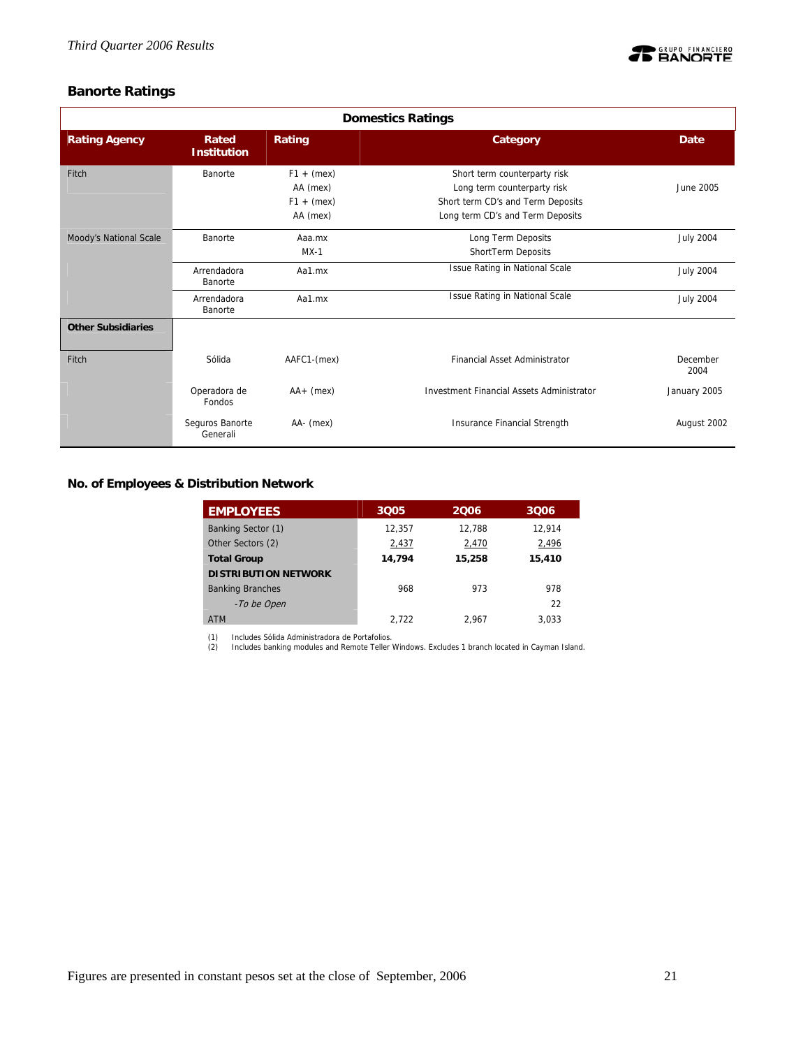## Banorte Ratings

| Domestics Ratings | | | | |
|---|---|---|---|---|
| **Rating Agency** | **Rated Institution** | **Rating** | **Category** | **Date** |
| Fitch | Banorte | F1 + (mex)<br>AA (mex)<br>F1 + (mex)<br>AA (mex) | Short term counterparty risk<br>Long term counterparty risk<br>Short term CD's and Term Deposits<br>Long term CD's and Term Deposits | June 2005 |
| Moody's National Scale | Banorte | Aaa.mx<br>MX-1 | Long Term Deposits<br>ShortTerm Deposits | July 2004 |
| | Arrendadora Banorte | Aa1.mx | Issue Rating in National Scale | July 2004 |
| | Arrendadora Banorte | Aa1.mx | Issue Rating in National Scale | July 2004 |
| **Other Subsidiaries** | | | | |
| Fitch | Sólida | AAFC1-(mex) | Financial Asset Administrator | December 2004 |
| | Operadora de Fondos | AA+ (mex) | Investment Financial Assets Administrator | January 2005 |
| | Seguros Banorte Generali | AA- (mex) | Insurance Financial Strength | August 2002 |

## No. of Employees & Distribution Network

| EMPLOYEES | 3Q05 | 2Q06 | 3Q06 |
|---|---|---|---|
| Banking Sector (1) | 12,357 | 12,788 | 12,914 |
| Other Sectors (2) | 2,437 | 2,470 | 2,496 |
| **Total Group** | **14,794** | **15,258** | **15,410** |
| **DISTRIBUTION NETWORK** | | | |
| Banking Branches | 968 | 973 | 978 |
| *-To be Open* | | | 22 |
| ATM | 2,722 | 2,967 | 3,033 |

(1) Includes Sólida Administradora de Portafolios.
(2) Includes banking modules and Remote Teller Windows. Excludes 1 branch located in Cayman Island.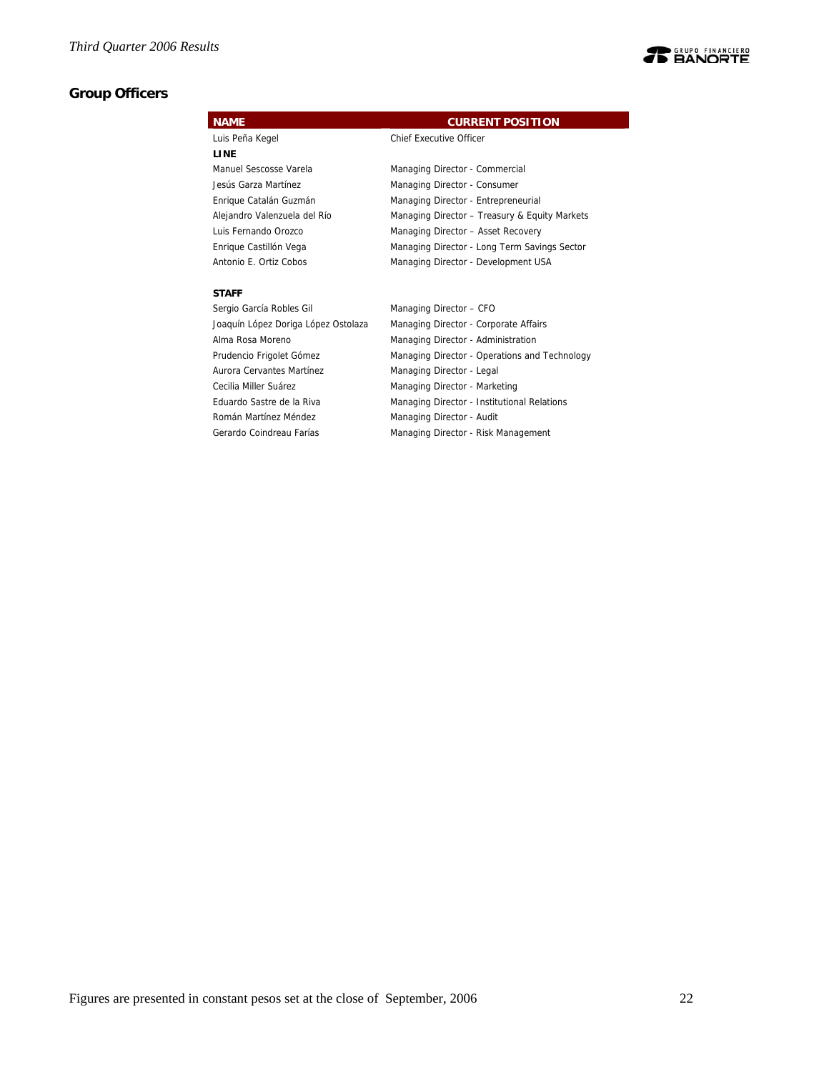## Group Officers

| NAME | CURRENT POSITION |
|---|---|
| Luis Peña Kegel | Chief Executive Officer |
| **LINE** | |
| Manuel Sescosse Varela | Managing Director - Commercial |
| Jesús Garza Martínez | Managing Director - Consumer |
| Enrique Catalán Guzmán | Managing Director - Entrepreneurial |
| Alejandro Valenzuela del Río | Managing Director – Treasury & Equity Markets |
| Luis Fernando Orozco | Managing Director – Asset Recovery |
| Enrique Castillón Vega | Managing Director - Long Term Savings Sector |
| Antonio E. Ortiz Cobos | Managing Director - Development USA |
| **STAFF** | |
| Sergio García Robles Gil | Managing Director – CFO |
| Joaquín López Doriga López Ostolaza | Managing Director - Corporate Affairs |
| Alma Rosa Moreno | Managing Director - Administration |
| Prudencio Frigolet Gómez | Managing Director - Operations and Technology |
| Aurora Cervantes Martínez | Managing Director - Legal |
| Cecilia Miller Suárez | Managing Director - Marketing |
| Eduardo Sastre de la Riva | Managing Director - Institutional Relations |
| Román Martínez Méndez | Managing Director - Audit |
| Gerardo Coindreau Farías | Managing Director - Risk Management |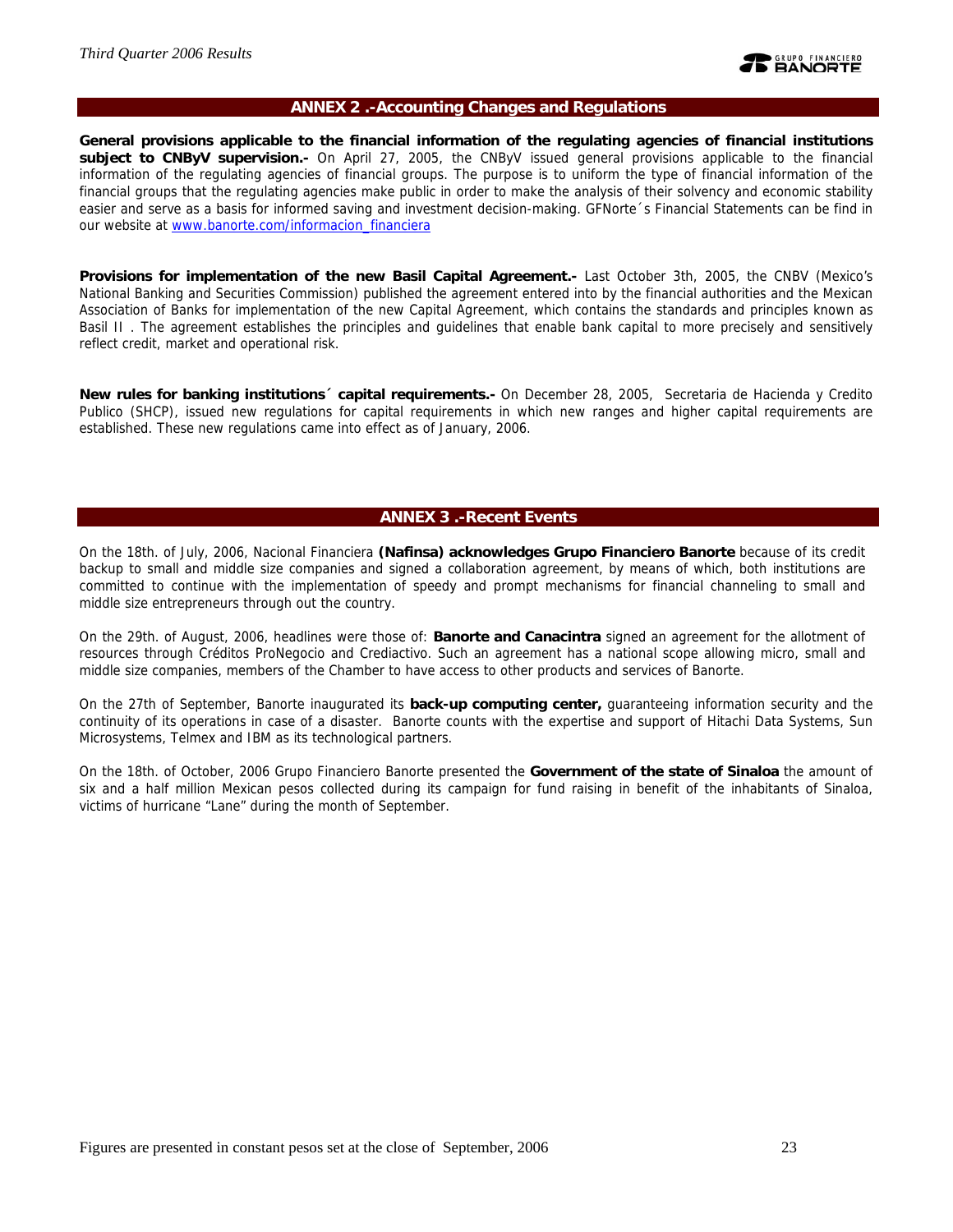## ANNEX 2 .-Accounting Changes and Regulations

**General provisions applicable to the financial information of the regulating agencies of financial institutions subject to CNByV supervision.-** On April 27, 2005, the CNByV issued general provisions applicable to the financial information of the regulating agencies of financial groups. The purpose is to uniform the type of financial information of the financial groups that the regulating agencies make public in order to make the analysis of their solvency and economic stability easier and serve as a basis for informed saving and investment decision-making. GFNorte´s Financial Statements can be find in our website at www.banorte.com/informacion_financiera

**Provisions for implementation of the new Basil Capital Agreement.-** Last October 3th, 2005, the CNBV (Mexico's National Banking and Securities Commission) published the agreement entered into by the financial authorities and the Mexican Association of Banks for implementation of the new Capital Agreement, which contains the standards and principles known as Basil II . The agreement establishes the principles and guidelines that enable bank capital to more precisely and sensitively reflect credit, market and operational risk.

**New rules for banking institutions´ capital requirements.-** On December 28, 2005, Secretaria de Hacienda y Credito Publico (SHCP), issued new regulations for capital requirements in which new ranges and higher capital requirements are established. These new regulations came into effect as of January, 2006.

## ANNEX 3 .-Recent Events

On the 18th. of July, 2006, Nacional Financiera **(Nafinsa) acknowledges Grupo Financiero Banorte** because of its credit backup to small and middle size companies and signed a collaboration agreement, by means of which, both institutions are committed to continue with the implementation of speedy and prompt mechanisms for financial channeling to small and middle size entrepreneurs through out the country.

On the 29th. of August, 2006, headlines were those of: **Banorte and Canacintra** signed an agreement for the allotment of resources through Créditos ProNegocio and Crediactivo. Such an agreement has a national scope allowing micro, small and middle size companies, members of the Chamber to have access to other products and services of Banorte.

On the 27th of September, Banorte inaugurated its **back-up computing center,** guaranteeing information security and the continuity of its operations in case of a disaster. Banorte counts with the expertise and support of Hitachi Data Systems, Sun Microsystems, Telmex and IBM as its technological partners.

On the 18th. of October, 2006 Grupo Financiero Banorte presented the **Government of the state of Sinaloa** the amount of six and a half million Mexican pesos collected during its campaign for fund raising in benefit of the inhabitants of Sinaloa, victims of hurricane "Lane" during the month of September.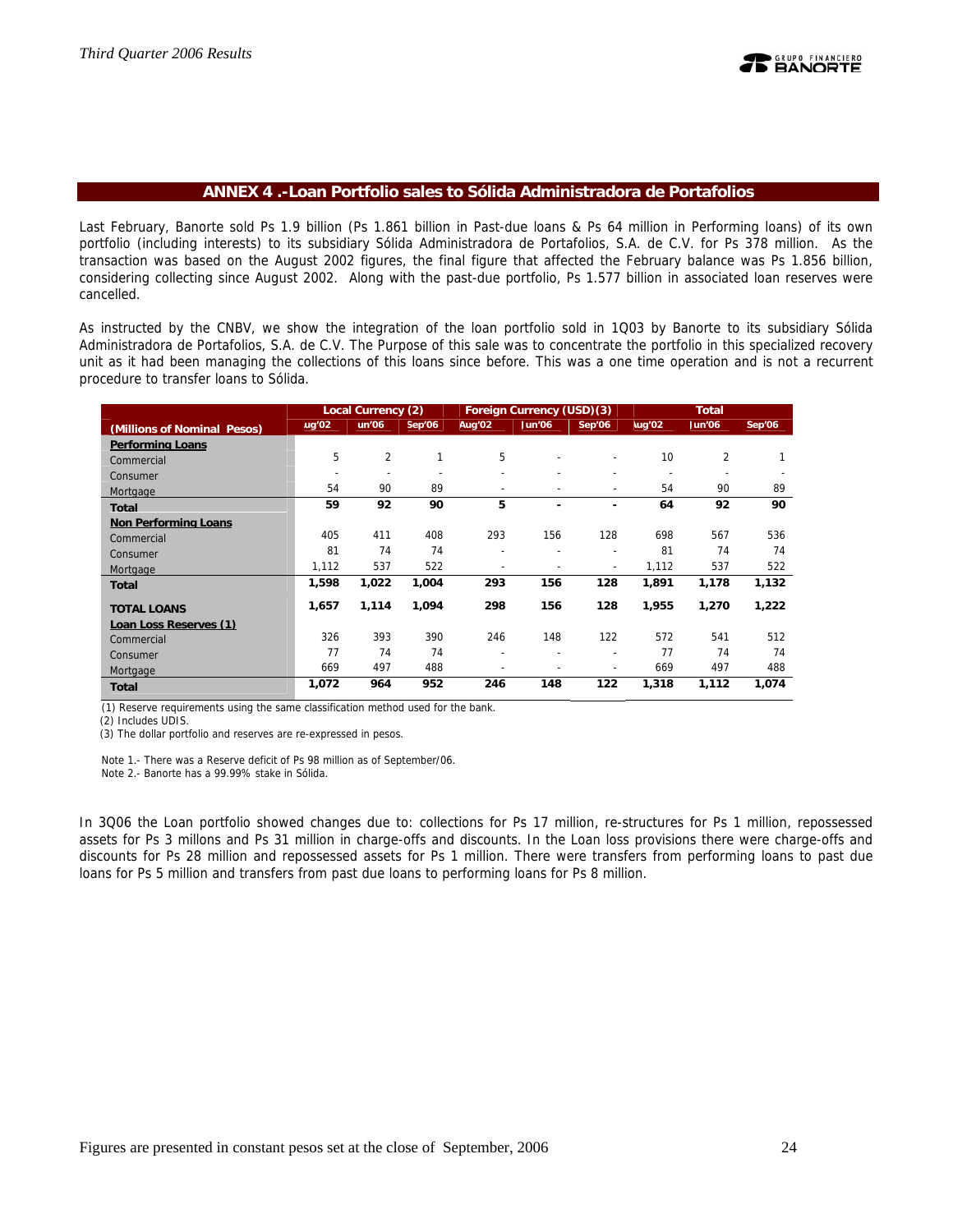## ANNEX 4 .-Loan Portfolio sales to Sólida Administradora de Portafolios

Last February, Banorte sold Ps 1.9 billion (Ps 1.861 billion in Past-due loans & Ps 64 million in Performing loans) of its own portfolio (including interests) to its subsidiary Sólida Administradora de Portafolios, S.A. de C.V. for Ps 378 million. As the transaction was based on the August 2002 figures, the final figure that affected the February balance was Ps 1.856 billion, considering collecting since August 2002. Along with the past-due portfolio, Ps 1.577 billion in associated loan reserves were cancelled.

As instructed by the CNBV, we show the integration of the loan portfolio sold in 1Q03 by Banorte to its subsidiary Sólida Administradora de Portafolios, S.A. de C.V. The Purpose of this sale was to concentrate the portfolio in this specialized recovery unit as it had been managing the collections of this loans since before. This was a one time operation and is not a recurrent procedure to transfer loans to Sólida.

| | Local Currency (2) | | | Foreign Currency (USD)(3) | | | Total | | |
|---|---|---|---|---|---|---|---|---|---|
| (Millions of Nominal Pesos) | Aug'02 | Jun'06 | Sep'06 | Aug'02 | Jun'06 | Sep'06 | Aug'02 | Jun'06 | Sep'06 |
| **Performing Loans** | | | | | | | | | |
| Commercial | 5 | 2 | 1 | 5 | - | - | 10 | 2 | 1 |
| Consumer | - | - | - | - | - | - | - | - | - |
| Mortgage | 54 | 90 | 89 | - | - | - | 54 | 90 | 89 |
| **Total** | **59** | **92** | **90** | **5** | **-** | **-** | **64** | **92** | **90** |
| **Non Performing Loans** | | | | | | | | | |
| Commercial | 405 | 411 | 408 | 293 | 156 | 128 | 698 | 567 | 536 |
| Consumer | 81 | 74 | 74 | - | - | - | 81 | 74 | 74 |
| Mortgage | 1,112 | 537 | 522 | - | - | - | 1,112 | 537 | 522 |
| **Total** | **1,598** | **1,022** | **1,004** | **293** | **156** | **128** | **1,891** | **1,178** | **1,132** |
| **TOTAL LOANS** | **1,657** | **1,114** | **1,094** | **298** | **156** | **128** | **1,955** | **1,270** | **1,222** |
| **Loan Loss Reserves (1)** | | | | | | | | | |
| Commercial | 326 | 393 | 390 | 246 | 148 | 122 | 572 | 541 | 512 |
| Consumer | 77 | 74 | 74 | - | - | - | 77 | 74 | 74 |
| Mortgage | 669 | 497 | 488 | - | - | - | 669 | 497 | 488 |
| **Total** | **1,072** | **964** | **952** | **246** | **148** | **122** | **1,318** | **1,112** | **1,074** |

(1) Reserve requirements using the same classification method used for the bank.
(2) Includes UDIS.
(3) The dollar portfolio and reserves are re-expressed in pesos.

Note 1.- There was a Reserve deficit of Ps 98 million as of September/06.
Note 2.- Banorte has a 99.99% stake in Sólida.

In 3Q06 the Loan portfolio showed changes due to: collections for Ps 17 million, re-structures for Ps 1 million, repossessed assets for Ps 3 millons and Ps 31 million in charge-offs and discounts. In the Loan loss provisions there were charge-offs and discounts for Ps 28 million and repossessed assets for Ps 1 million. There were transfers from performing loans to past due loans for Ps 5 million and transfers from past due loans to performing loans for Ps 8 million.

Figures are presented in constant pesos set at the close of September, 2006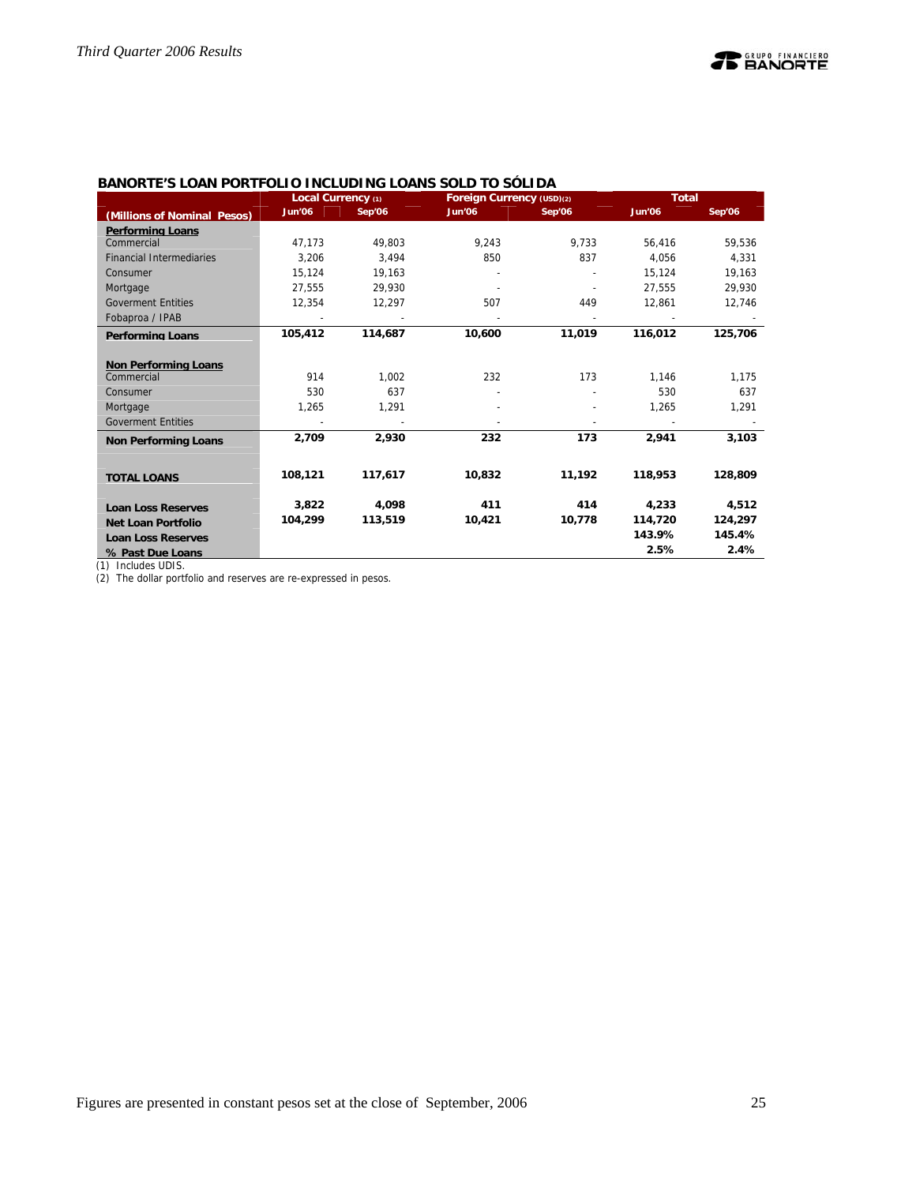## BANORTE'S LOAN PORTFOLIO INCLUDING LOANS SOLD TO SÓLIDA

| (Millions of Nominal Pesos) | Local Currency (1) | | Foreign Currency (USD)(2) | | Total | |
|---|---|---|---|---|---|---|
| | Jun'06 | Sep'06 | Jun'06 | Sep'06 | Jun'06 | Sep'06 |
| **Performing Loans** | | | | | | |
| Commercial | 47,173 | 49,803 | 9,243 | 9,733 | 56,416 | 59,536 |
| Financial Intermediaries | 3,206 | 3,494 | 850 | 837 | 4,056 | 4,331 |
| Consumer | 15,124 | 19,163 | - | - | 15,124 | 19,163 |
| Mortgage | 27,555 | 29,930 | - | - | 27,555 | 29,930 |
| Goverment Entities | 12,354 | 12,297 | 507 | 449 | 12,861 | 12,746 |
| Fobaproa / IPAB | - | - | - | - | - | - |
| **Performing Loans** | **105,412** | **114,687** | **10,600** | **11,019** | **116,012** | **125,706** |
| **Non Performing Loans** | | | | | | |
| Commercial | 914 | 1,002 | 232 | 173 | 1,146 | 1,175 |
| Consumer | 530 | 637 | - | - | 530 | 637 |
| Mortgage | 1,265 | 1,291 | - | - | 1,265 | 1,291 |
| Goverment Entities | - | - | - | - | - | - |
| **Non Performing Loans** | **2,709** | **2,930** | **232** | **173** | **2,941** | **3,103** |
| **TOTAL LOANS** | **108,121** | **117,617** | **10,832** | **11,192** | **118,953** | **128,809** |
| **Loan Loss Reserves** | **3,822** | **4,098** | **411** | **414** | **4,233** | **4,512** |
| **Net Loan Portfolio** | **104,299** | **113,519** | **10,421** | **10,778** | **114,720** | **124,297** |
| **Loan Loss Reserves** | | | | | **143.9%** | **145.4%** |
| **% Past Due Loans** | | | | | **2.5%** | **2.4%** |

(1) Includes UDIS.
(2) The dollar portfolio and reserves are re-expressed in pesos.

Figures are presented in constant pesos set at the close of September, 2006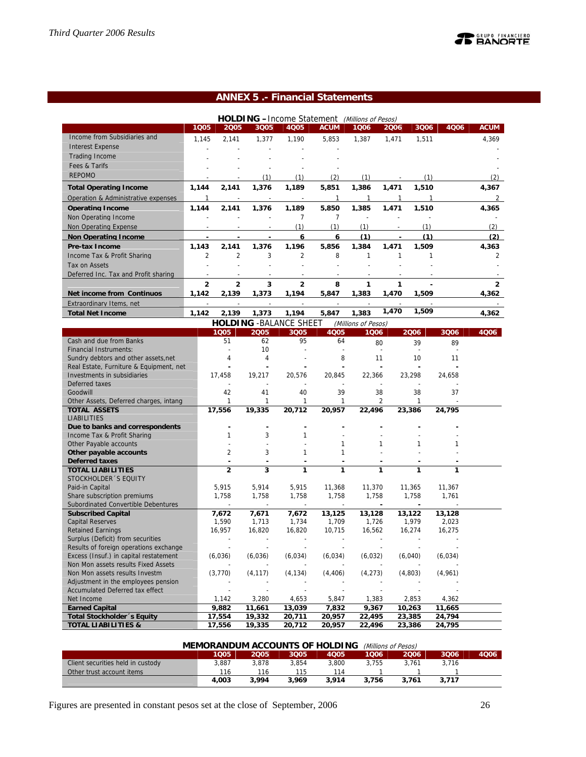## ANNEX 5 .- Financial Statements

**HOLDING – Income Statement** *(Millions of Pesos)*

| | 1Q05 | 2Q05 | 3Q05 | 4Q05 | ACUM | 1Q06 | 2Q06 | 3Q06 | 4Q06 | ACUM |
|---|---|---|---|---|---|---|---|---|---|---|
| Income from Subsidiaries and | 1,145 | 2,141 | 1,377 | 1,190 | 5,853 | 1,387 | 1,471 | 1,511 | | 4,369 |
| Interest Expense | - | - | - | - | - | | | | | - |
| Trading Income | - | - | - | - | - | | | | | - |
| Fees & Tarifs | - | - | - | - | - | | | | | - |
| REPOMO | - | - | (1) | (1) | (2) | (1) | - | (1) | | (2) |
| **Total Operating Income** | **1,144** | **2,141** | **1,376** | **1,189** | **5,851** | **1,386** | **1,471** | **1,510** | | **4,367** |
| Operation & Administrative expenses | 1 | - | - | - | 1 | 1 | 1 | 1 | | 2 |
| **Operating Income** | **1,144** | **2,141** | **1,376** | **1,189** | **5,850** | **1,385** | **1,471** | **1,510** | | **4,365** |
| Non Operating Income | - | - | - | 7 | 7 | - | - | - | | - |
| Non Operating Expense | - | - | - | (1) | (1) | (1) | - | (1) | | (2) |
| **Non Operating Income** | **-** | **-** | **-** | **6** | **6** | **(1)** | **-** | **(1)** | | **(2)** |
| **Pre-tax Income** | **1,143** | **2,141** | **1,376** | **1,196** | **5,856** | **1,384** | **1,471** | **1,509** | | **4,363** |
| Income Tax & Profit Sharing | 2 | 2 | 3 | 2 | 8 | 1 | 1 | 1 | | 2 |
| Tax on Assets | - | - | - | - | - | - | - | - | | - |
| Deferred Inc. Tax and Profit sharing | - | - | - | - | - | - | - | - | | - |
| | **2** | **2** | **3** | **2** | **8** | **1** | **1** | **-** | | **2** |
| **Net income from Continuos** | **1,142** | **2,139** | **1,373** | **1,194** | **5,847** | **1,383** | **1,470** | **1,509** | | **4,362** |
| Extraordinary Items, net | - | - | - | - | - | - | - | - | | - |
| **Total Net Income** | **1,142** | **2,139** | **1,373** | **1,194** | **5,847** | **1,383** | **1,470** | **1,509** | | **4,362** |

**HOLDING - BALANCE SHEET** *(Millions of Pesos)*

| | 1Q05 | 2Q05 | 3Q05 | 4Q05 | 1Q06 | 2Q06 | 3Q06 | 4Q06 |
|---|---|---|---|---|---|---|---|---|
| Cash and due from Banks | 51 | 62 | 95 | 64 | 80 | 39 | 89 | |
| Financial Instruments: | - | 10 | - | - | - | - | - | |
| Sundry debtors and other assets,net | 4 | 4 | - | 8 | 11 | 10 | 11 | |
| Real Estate, Furniture & Equipment, net | - | - | - | - | - | - | - | |
| Investments in subsidiaries | 17,458 | 19,217 | 20,576 | 20,845 | 22,366 | 23,298 | 24,658 | |
| Deferred taxes | - | - | - | - | - | - | - | |
| Goodwill | 42 | 41 | 40 | 39 | 38 | 38 | 37 | |
| Other Assets, Deferred charges, intang | 1 | 1 | 1 | 1 | 2 | 1 | - | |
| **TOTAL ASSETS** | **17,556** | **19,335** | **20,712** | **20,957** | **22,496** | **23,386** | **24,795** | |
| LIABILITIES | | | | | | | | |
| **Due to banks and correspondents** | - | - | - | - | - | - | - | |
| Income Tax & Profit Sharing | 1 | 3 | 1 | - | - | - | - | |
| Other Payable accounts | - | - | - | 1 | 1 | 1 | 1 | |
| **Other payable accounts** | 2 | 3 | 1 | 1 | - | - | - | |
| **Deferred taxes** | - | - | - | - | - | - | - | |
| **TOTAL LIABILITIES** | **2** | **3** | **1** | **1** | **1** | **1** | **1** | |
| STOCKHOLDER´S EQUITY | | | | | | | | |
| Paid-in Capital | 5,915 | 5,914 | 5,915 | 11,368 | 11,370 | 11,365 | 11,367 | |
| Share subscription premiums | 1,758 | 1,758 | 1,758 | 1,758 | 1,758 | 1,758 | 1,761 | |
| Subordinated Convertible Debentures | - | - | - | - | - | - | - | |
| **Subscribed Capital** | **7,672** | **7,671** | **7,672** | **13,125** | **13,128** | **13,122** | **13,128** | |
| Capital Reserves | 1,590 | 1,713 | 1,734 | 1,709 | 1,726 | 1,979 | 2,023 | |
| Retained Earnings | 16,957 | 16,820 | 16,820 | 10,715 | 16,562 | 16,274 | 16,275 | |
| Surplus (Deficit) from securities | - | - | - | - | - | - | - | |
| Results of foreign operations exchange | - | - | - | - | - | - | - | |
| Excess (Insuf.) in capital restatement | (6,036) | (6,036) | (6,034) | (6,034) | (6,032) | (6,040) | (6,034) | |
| Non Mon assets results Fixed Assets | - | - | - | - | - | - | - | |
| Non Mon assets results Investm | (3,770) | (4,117) | (4,134) | (4,406) | (4,273) | (4,803) | (4,961) | |
| Adjustment in the employees pension | - | - | - | - | - | - | - | |
| Accumulated Deferred tax effect | - | - | - | - | - | - | - | |
| Net Income | 1,142 | 3,280 | 4,653 | 5,847 | 1,383 | 2,853 | 4,362 | |
| **Earned Capital** | **9,882** | **11,661** | **13,039** | **7,832** | **9,367** | **10,263** | **11,665** | |
| **Total Stockholder´s Equity** | **17,554** | **19,332** | **20,711** | **20,957** | **22,495** | **23,385** | **24,794** | |
| **TOTAL LIABILITIES &** | **17,556** | **19,335** | **20,712** | **20,957** | **22,496** | **23,386** | **24,795** | |

**MEMORANDUM ACCOUNTS OF HOLDING** *(Millions of Pesos)*

| | 1Q05 | 2Q05 | 3Q05 | 4Q05 | 1Q06 | 2Q06 | 3Q06 | 4Q06 |
|---|---|---|---|---|---|---|---|---|
| Client securities held in custody | 3,887 | 3,878 | 3,854 | 3,800 | 3,755 | 3,761 | 3,716 | |
| Other trust account items | 116 | 116 | 115 | 114 | 1 | 1 | 1 | |
| | **4,003** | **3,994** | **3,969** | **3,914** | **3,756** | **3,761** | **3,717** | |

Figures are presented in constant pesos set at the close of September, 2006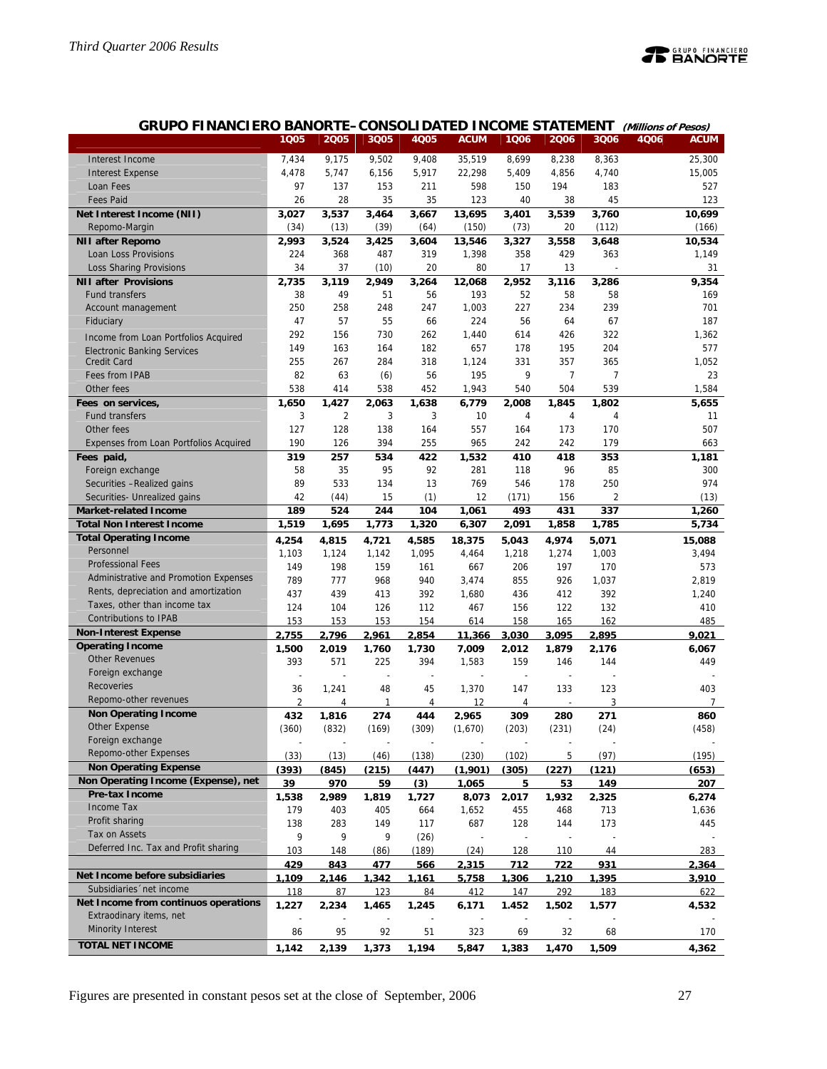## GRUPO FINANCIERO BANORTE– CONSOLIDATED INCOME STATEMENT *(Millions of Pesos)*

| | 1Q05 | 2Q05 | 3Q05 | 4Q05 | ACUM | 1Q06 | 2Q06 | 3Q06 | 4Q06 | ACUM |
|---|---|---|---|---|---|---|---|---|---|---|
| Interest Income | 7,434 | 9,175 | 9,502 | 9,408 | 35,519 | 8,699 | 8,238 | 8,363 | | 25,300 |
| Interest Expense | 4,478 | 5,747 | 6,156 | 5,917 | 22,298 | 5,409 | 4,856 | 4,740 | | 15,005 |
| Loan Fees | 97 | 137 | 153 | 211 | 598 | 150 | 194 | 183 | | 527 |
| Fees Paid | 26 | 28 | 35 | 35 | 123 | 40 | 38 | 45 | | 123 |
| **Net Interest Income (NII)** | **3,027** | **3,537** | **3,464** | **3,667** | **13,695** | **3,401** | **3,539** | **3,760** | | **10,699** |
| Repomo-Margin | (34) | (13) | (39) | (64) | (150) | (73) | 20 | (112) | | (166) |
| **NII after Repomo** | **2,993** | **3,524** | **3,425** | **3,604** | **13,546** | **3,327** | **3,558** | **3,648** | | **10,534** |
| Loan Loss Provisions | 224 | 368 | 487 | 319 | 1,398 | 358 | 429 | 363 | | 1,149 |
| Loss Sharing Provisions | 34 | 37 | (10) | 20 | 80 | 17 | 13 | - | | 31 |
| **NII after Provisions** | **2,735** | **3,119** | **2,949** | **3,264** | **12,068** | **2,952** | **3,116** | **3,286** | | **9,354** |
| Fund transfers | 38 | 49 | 51 | 56 | 193 | 52 | 58 | 58 | | 169 |
| Account management | 250 | 258 | 248 | 247 | 1,003 | 227 | 234 | 239 | | 701 |
| Fiduciary | 47 | 57 | 55 | 66 | 224 | 56 | 64 | 67 | | 187 |
| Income from Loan Portfolios Acquired | 292 | 156 | 730 | 262 | 1,440 | 614 | 426 | 322 | | 1,362 |
| Electronic Banking Services | 149 | 163 | 164 | 182 | 657 | 178 | 195 | 204 | | 577 |
| Credit Card | 255 | 267 | 284 | 318 | 1,124 | 331 | 357 | 365 | | 1,052 |
| Fees from IPAB | 82 | 63 | (6) | 56 | 195 | 9 | 7 | 7 | | 23 |
| Other fees | 538 | 414 | 538 | 452 | 1,943 | 540 | 504 | 539 | | 1,584 |
| **Fees on services,** | **1,650** | **1,427** | **2,063** | **1,638** | **6,779** | **2,008** | **1,845** | **1,802** | | **5,655** |
| Fund transfers | 3 | 2 | 3 | 3 | 10 | 4 | 4 | 4 | | 11 |
| Other fees | 127 | 128 | 138 | 164 | 557 | 164 | 173 | 170 | | 507 |
| Expenses from Loan Portfolios Acquired | 190 | 126 | 394 | 255 | 965 | 242 | 242 | 179 | | 663 |
| **Fees paid,** | **319** | **257** | **534** | **422** | **1,532** | **410** | **418** | **353** | | **1,181** |
| Foreign exchange | 58 | 35 | 95 | 92 | 281 | 118 | 96 | 85 | | 300 |
| Securities –Realized gains | 89 | 533 | 134 | 13 | 769 | 546 | 178 | 250 | | 974 |
| Securities- Unrealized gains | 42 | (44) | 15 | (1) | 12 | (171) | 156 | 2 | | (13) |
| **Market-related Income** | **189** | **524** | **244** | **104** | **1,061** | **493** | **431** | **337** | | **1,260** |
| **Total Non Interest Income** | **1,519** | **1,695** | **1,773** | **1,320** | **6,307** | **2,091** | **1,858** | **1,785** | | **5,734** |
| **Total Operating Income** | **4,254** | **4,815** | **4,721** | **4,585** | **18,375** | **5,043** | **4,974** | **5,071** | | **15,088** |
| Personnel | 1,103 | 1,124 | 1,142 | 1,095 | 4,464 | 1,218 | 1,274 | 1,003 | | 3,494 |
| Professional Fees | 149 | 198 | 159 | 161 | 667 | 206 | 197 | 170 | | 573 |
| Administrative and Promotion Expenses | 789 | 777 | 968 | 940 | 3,474 | 855 | 926 | 1,037 | | 2,819 |
| Rents, depreciation and amortization | 437 | 439 | 413 | 392 | 1,680 | 436 | 412 | 392 | | 1,240 |
| Taxes, other than income tax | 124 | 104 | 126 | 112 | 467 | 156 | 122 | 132 | | 410 |
| Contributions to IPAB | 153 | 153 | 153 | 154 | 614 | 158 | 165 | 162 | | 485 |
| **Non-Interest Expense** | **2,755** | **2,796** | **2,961** | **2,854** | **11,366** | **3,030** | **3,095** | **2,895** | | **9,021** |
| **Operating Income** | **1,500** | **2,019** | **1,760** | **1,730** | **7,009** | **2,012** | **1,879** | **2,176** | | **6,067** |
| Other Revenues | 393 | 571 | 225 | 394 | 1,583 | 159 | 146 | 144 | | 449 |
| Foreign exchange | - | - | - | - | - | - | - | - | | - |
| Recoveries | 36 | 1,241 | 48 | 45 | 1,370 | 147 | 133 | 123 | | 403 |
| Repomo-other revenues | 2 | 4 | 1 | 4 | 12 | 4 | - | 3 | | 7 |
| **Non Operating Income** | **432** | **1,816** | **274** | **444** | **2,965** | **309** | **280** | **271** | | **860** |
| Other Expense | (360) | (832) | (169) | (309) | (1,670) | (203) | (231) | (24) | | (458) |
| Foreign exchange | - | - | - | - | - | - | - | - | | - |
| Repomo-other Expenses | (33) | (13) | (46) | (138) | (230) | (102) | 5 | (97) | | (195) |
| **Non Operating Expense** | **(393)** | **(845)** | **(215)** | **(447)** | **(1,901)** | **(305)** | **(227)** | **(121)** | | **(653)** |
| **Non Operating Income (Expense), net** | **39** | **970** | **59** | **(3)** | **1,065** | **5** | **53** | **149** | | **207** |
| **Pre-tax Income** | **1,538** | **2,989** | **1,819** | **1,727** | **8,073** | **2,017** | **1,932** | **2,325** | | **6,274** |
| Income Tax | 179 | 403 | 405 | 664 | 1,652 | 455 | 468 | 713 | | 1,636 |
| Profit sharing | 138 | 283 | 149 | 117 | 687 | 128 | 144 | 173 | | 445 |
| Tax on Assets | 9 | 9 | 9 | (26) | - | - | - | - | | - |
| Deferred Inc. Tax and Profit sharing | 103 | 148 | (86) | (189) | (24) | 128 | 110 | 44 | | 283 |
| | **429** | **843** | **477** | **566** | **2,315** | **712** | **722** | **931** | | **2,364** |
| **Net Income before subsidiaries** | **1,109** | **2,146** | **1,342** | **1,161** | **5,758** | **1,306** | **1,210** | **1,395** | | **3,910** |
| Subsidiaries´net income | 118 | 87 | 123 | 84 | 412 | 147 | 292 | 183 | | 622 |
| **Net Income from continuos operations** | **1,227** | **2,234** | **1,465** | **1,245** | **6,171** | **1.452** | **1,502** | **1,577** | | **4,532** |
| Extraordinary items, net | - | - | - | - | - | - | - | - | | - |
| Minority Interest | 86 | 95 | 92 | 51 | 323 | 69 | 32 | 68 | | 170 |
| **TOTAL NET INCOME** | **1,142** | **2,139** | **1,373** | **1,194** | **5,847** | **1,383** | **1,470** | **1,509** | | **4,362** |

Figures are presented in constant pesos set at the close of September, 2006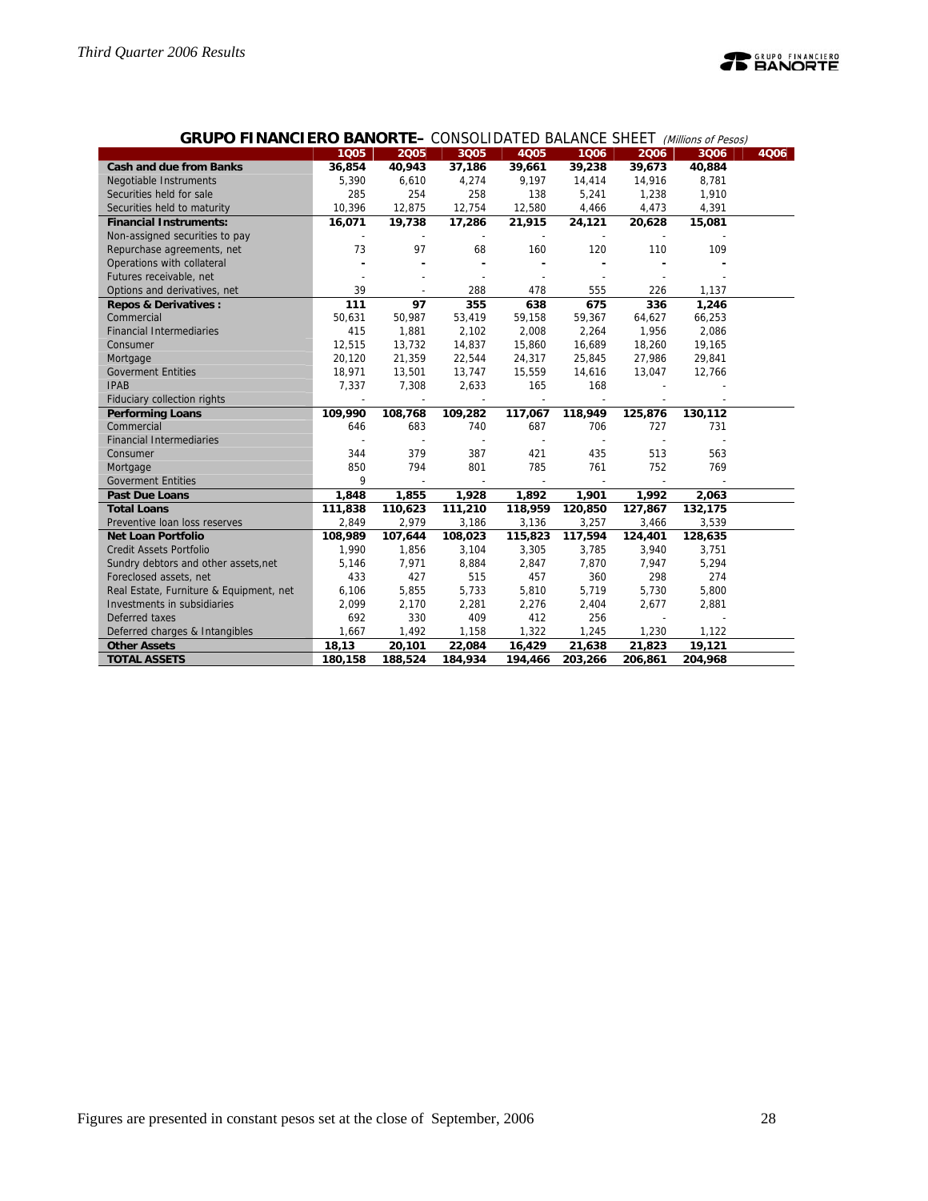## GRUPO FINANCIERO BANORTE– CONSOLIDATED BALANCE SHEET *(Millions of Pesos)*

| | 1Q05 | 2Q05 | 3Q05 | 4Q05 | 1Q06 | 2Q06 | 3Q06 | 4Q06 |
|---|---|---|---|---|---|---|---|---|
| **Cash and due from Banks** | **36,854** | **40,943** | **37,186** | **39,661** | **39,238** | **39,673** | **40,884** | |
| Negotiable Instruments | 5,390 | 6,610 | 4,274 | 9,197 | 14,414 | 14,916 | 8,781 | |
| Securities held for sale | 285 | 254 | 258 | 138 | 5,241 | 1,238 | 1,910 | |
| Securities held to maturity | 10,396 | 12,875 | 12,754 | 12,580 | 4,466 | 4,473 | 4,391 | |
| **Financial Instruments:** | **16,071** | **19,738** | **17,286** | **21,915** | **24,121** | **20,628** | **15,081** | |
| Non-assigned securities to pay | - | - | - | - | - | - | - | |
| Repurchase agreements, net | 73 | 97 | 68 | 160 | 120 | 110 | 109 | |
| Operations with collateral | - | - | - | - | - | - | - | |
| Futures receivable, net | - | - | - | - | - | - | - | |
| Options and derivatives, net | 39 | - | 288 | 478 | 555 | 226 | 1,137 | |
| **Repos & Derivatives :** | **111** | **97** | **355** | **638** | **675** | **336** | **1,246** | |
| Commercial | 50,631 | 50,987 | 53,419 | 59,158 | 59,367 | 64,627 | 66,253 | |
| Financial Intermediaries | 415 | 1,881 | 2,102 | 2,008 | 2,264 | 1,956 | 2,086 | |
| Consumer | 12,515 | 13,732 | 14,837 | 15,860 | 16,689 | 18,260 | 19,165 | |
| Mortgage | 20,120 | 21,359 | 22,544 | 24,317 | 25,845 | 27,986 | 29,841 | |
| Goverment Entities | 18,971 | 13,501 | 13,747 | 15,559 | 14,616 | 13,047 | 12,766 | |
| IPAB | 7,337 | 7,308 | 2,633 | 165 | 168 | - | - | |
| Fiduciary collection rights | - | - | - | - | - | - | - | |
| **Performing Loans** | **109,990** | **108,768** | **109,282** | **117,067** | **118,949** | **125,876** | **130,112** | |
| Commercial | 646 | 683 | 740 | 687 | 706 | 727 | 731 | |
| Financial Intermediaries | - | - | - | - | - | - | - | |
| Consumer | 344 | 379 | 387 | 421 | 435 | 513 | 563 | |
| Mortgage | 850 | 794 | 801 | 785 | 761 | 752 | 769 | |
| Goverment Entities | 9 | - | - | - | - | - | - | |
| **Past Due Loans** | **1,848** | **1,855** | **1,928** | **1,892** | **1,901** | **1,992** | **2,063** | |
| **Total Loans** | **111,838** | **110,623** | **111,210** | **118,959** | **120,850** | **127,867** | **132,175** | |
| Preventive loan loss reserves | 2,849 | 2,979 | 3,186 | 3,136 | 3,257 | 3,466 | 3,539 | |
| **Net Loan Portfolio** | **108,989** | **107,644** | **108,023** | **115,823** | **117,594** | **124,401** | **128,635** | |
| Credit Assets Portfolio | 1,990 | 1,856 | 3,104 | 3,305 | 3,785 | 3,940 | 3,751 | |
| Sundry debtors and other assets,net | 5,146 | 7,971 | 8,884 | 2,847 | 7,870 | 7,947 | 5,294 | |
| Foreclosed assets, net | 433 | 427 | 515 | 457 | 360 | 298 | 274 | |
| Real Estate, Furniture & Equipment, net | 6,106 | 5,855 | 5,733 | 5,810 | 5,719 | 5,730 | 5,800 | |
| Investments in subsidiaries | 2,099 | 2,170 | 2,281 | 2,276 | 2,404 | 2,677 | 2,881 | |
| Deferred taxes | 692 | 330 | 409 | 412 | 256 | - | - | |
| Deferred charges & Intangibles | 1,667 | 1,492 | 1,158 | 1,322 | 1,245 | 1,230 | 1,122 | |
| **Other Assets** | **18,13** | **20,101** | **22,084** | **16,429** | **21,638** | **21,823** | **19,121** | |
| **TOTAL ASSETS** | **180,158** | **188,524** | **184,934** | **194,466** | **203,266** | **206,861** | **204,968** | |

Figures are presented in constant pesos set at the close of September, 2006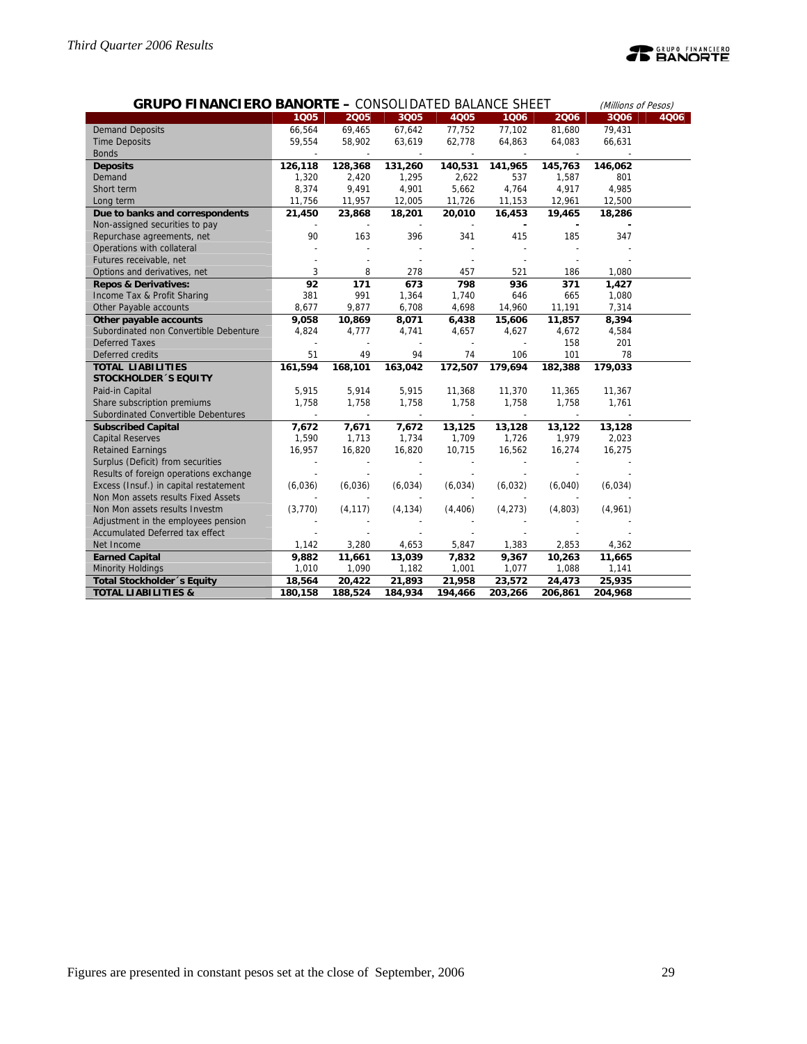**GRUPO FINANCIERO BANORTE –** CONSOLIDATED BALANCE SHEET *(Millions of Pesos)*

| | 1Q05 | 2Q05 | 3Q05 | 4Q05 | 1Q06 | 2Q06 | 3Q06 | 4Q06 |
|---|---|---|---|---|---|---|---|---|
| Demand Deposits | 66,564 | 69,465 | 67,642 | 77,752 | 77,102 | 81,680 | 79,431 | |
| Time Deposits | 59,554 | 58,902 | 63,619 | 62,778 | 64,863 | 64,083 | 66,631 | |
| Bonds | - | - | - | - | - | - | - | |
| **Deposits** | **126,118** | **128,368** | **131,260** | **140,531** | **141,965** | **145,763** | **146,062** | |
| Demand | 1,320 | 2,420 | 1,295 | 2,622 | 537 | 1,587 | 801 | |
| Short term | 8,374 | 9,491 | 4,901 | 5,662 | 4,764 | 4,917 | 4,985 | |
| Long term | 11,756 | 11,957 | 12,005 | 11,726 | 11,153 | 12,961 | 12,500 | |
| **Due to banks and correspondents** | **21,450** | **23,868** | **18,201** | **20,010** | **16,453** | **19,465** | **18,286** | |
| Non-assigned securities to pay | - | - | - | - | - | - | - | |
| Repurchase agreements, net | 90 | 163 | 396 | 341 | 415 | 185 | 347 | |
| Operations with collateral | - | - | - | - | - | - | - | |
| Futures receivable, net | - | - | - | - | - | - | - | |
| Options and derivatives, net | 3 | 8 | 278 | 457 | 521 | 186 | 1,080 | |
| **Repos & Derivatives:** | **92** | **171** | **673** | **798** | **936** | **371** | **1,427** | |
| Income Tax & Profit Sharing | 381 | 991 | 1,364 | 1,740 | 646 | 665 | 1,080 | |
| Other Payable accounts | 8,677 | 9,877 | 6,708 | 4,698 | 14,960 | 11,191 | 7,314 | |
| **Other payable accounts** | **9,058** | **10,869** | **8,071** | **6,438** | **15,606** | **11,857** | **8,394** | |
| Subordinated non Convertible Debenture | 4,824 | 4,777 | 4,741 | 4,657 | 4,627 | 4,672 | 4,584 | |
| Deferred Taxes | - | - | - | - | - | 158 | 201 | |
| Deferred credits | 51 | 49 | 94 | 74 | 106 | 101 | 78 | |
| **TOTAL LIABILITIES** | **161,594** | **168,101** | **163,042** | **172,507** | **179,694** | **182,388** | **179,033** | |
| **STOCKHOLDER´S EQUITY** | | | | | | | | |
| Paid-in Capital | 5,915 | 5,914 | 5,915 | 11,368 | 11,370 | 11,365 | 11,367 | |
| Share subscription premiums | 1,758 | 1,758 | 1,758 | 1,758 | 1,758 | 1,758 | 1,761 | |
| Subordinated Convertible Debentures | - | - | - | - | - | - | - | |
| **Subscribed Capital** | **7,672** | **7,671** | **7,672** | **13,125** | **13,128** | **13,122** | **13,128** | |
| Capital Reserves | 1,590 | 1,713 | 1,734 | 1,709 | 1,726 | 1,979 | 2,023 | |
| Retained Earnings | 16,957 | 16,820 | 16,820 | 10,715 | 16,562 | 16,274 | 16,275 | |
| Surplus (Deficit) from securities | - | - | - | - | - | - | - | |
| Results of foreign operations exchange | - | - | - | - | - | - | - | |
| Excess (Insuf.) in capital restatement | (6,036) | (6,036) | (6,034) | (6,034) | (6,032) | (6,040) | (6,034) | |
| Non Mon assets results Fixed Assets | - | - | - | - | - | - | - | |
| Non Mon assets results Investm | (3,770) | (4,117) | (4,134) | (4,406) | (4,273) | (4,803) | (4,961) | |
| Adjustment in the employees pension | - | - | - | - | - | - | - | |
| Accumulated Deferred tax effect | - | - | - | - | - | - | - | |
| Net Income | 1,142 | 3,280 | 4,653 | 5,847 | 1,383 | 2,853 | 4,362 | |
| **Earned Capital** | **9,882** | **11,661** | **13,039** | **7,832** | **9,367** | **10,263** | **11,665** | |
| Minority Holdings | 1,010 | 1,090 | 1,182 | 1,001 | 1,077 | 1,088 | 1,141 | |
| **Total Stockholder´s Equity** | **18,564** | **20,422** | **21,893** | **21,958** | **23,572** | **24,473** | **25,935** | |
| **TOTAL LIABILITIES &** | **180,158** | **188,524** | **184,934** | **194,466** | **203,266** | **206,861** | **204,968** | |

Figures are presented in constant pesos set at the close of September, 2006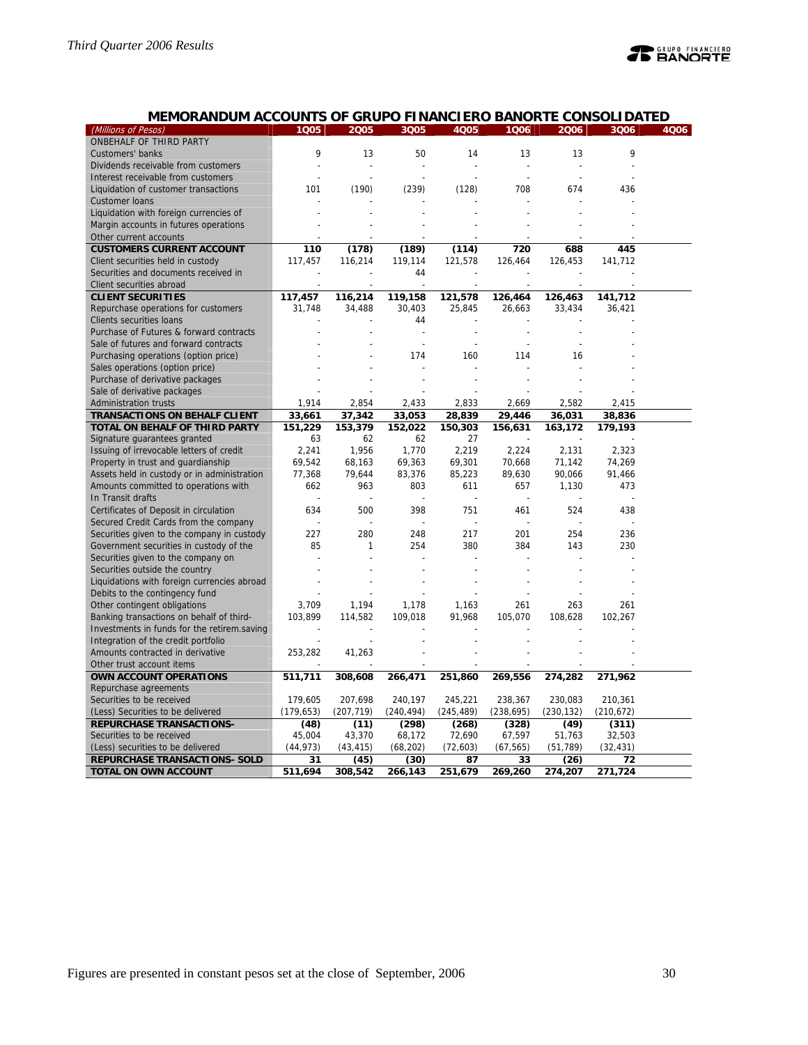## MEMORANDUM ACCOUNTS OF GRUPO FINANCIERO BANORTE CONSOLIDATED

| (Millions of Pesos) | 1Q05 | 2Q05 | 3Q05 | 4Q05 | 1Q06 | 2Q06 | 3Q06 | 4Q06 |
|---|---|---|---|---|---|---|---|---|
| ONBEHALF OF THIRD PARTY | | | | | | | | |
| Customers' banks | 9 | 13 | 50 | 14 | 13 | 13 | 9 | |
| Dividends receivable from customers | - | - | - | - | - | - | - | |
| Interest receivable from customers | - | - | - | - | - | - | - | |
| Liquidation of customer transactions | 101 | (190) | (239) | (128) | 708 | 674 | 436 | |
| Customer loans | - | - | - | - | - | - | - | |
| Liquidation with foreign currencies of | - | - | - | - | - | - | - | |
| Margin accounts in futures operations | - | - | - | - | - | - | - | |
| Other current accounts | - | - | - | - | - | - | - | |
| **CUSTOMERS CURRENT ACCOUNT** | **110** | **(178)** | **(189)** | **(114)** | **720** | **688** | **445** | |
| Client securities held in custody | 117,457 | 116,214 | 119,114 | 121,578 | 126,464 | 126,453 | 141,712 | |
| Securities and documents received in | - | - | 44 | - | - | - | - | |
| Client securities abroad | - | - | - | - | - | - | - | |
| **CLIENT SECURITIES** | **117,457** | **116,214** | **119,158** | **121,578** | **126,464** | **126,463** | **141,712** | |
| Repurchase operations for customers | 31,748 | 34,488 | 30,403 | 25,845 | 26,663 | 33,434 | 36,421 | |
| Clients securities loans | - | - | 44 | - | - | - | - | |
| Purchase of Futures & forward contracts | - | - | - | - | - | - | - | |
| Sale of futures and forward contracts | - | - | - | - | - | - | - | |
| Purchasing operations (option price) | - | - | 174 | 160 | 114 | 16 | - | |
| Sales operations (option price) | - | - | - | - | - | - | - | |
| Purchase of derivative packages | - | - | - | - | - | - | - | |
| Sale of derivative packages | - | - | - | - | - | - | - | |
| Administration trusts | 1,914 | 2,854 | 2,433 | 2,833 | 2,669 | 2,582 | 2,415 | |
| **TRANSACTIONS ON BEHALF CLIENT** | **33,661** | **37,342** | **33,053** | **28,839** | **29,446** | **36,031** | **38,836** | |
| **TOTAL ON BEHALF OF THIRD PARTY** | **151,229** | **153,379** | **152,022** | **150,303** | **156,631** | **163,172** | **179,193** | |
| Signature guarantees granted | 63 | 62 | 62 | 27 | - | - | - | |
| Issuing of irrevocable letters of credit | 2,241 | 1,956 | 1,770 | 2,219 | 2,224 | 2,131 | 2,323 | |
| Property in trust and guardianship | 69,542 | 68,163 | 69,363 | 69,301 | 70,668 | 71,142 | 74,269 | |
| Assets held in custody or in administration | 77,368 | 79,644 | 83,376 | 85,223 | 89,630 | 90,066 | 91,466 | |
| Amounts committed to operations with | 662 | 963 | 803 | 611 | 657 | 1,130 | 473 | |
| In Transit drafts | - | - | - | - | - | - | - | |
| Certificates of Deposit in circulation | 634 | 500 | 398 | 751 | 461 | 524 | 438 | |
| Secured Credit Cards from the company | - | - | - | - | - | - | - | |
| Securities given to the company in custody | 227 | 280 | 248 | 217 | 201 | 254 | 236 | |
| Government securities in custody of the | 85 | 1 | 254 | 380 | 384 | 143 | 230 | |
| Securities given to the company on | - | - | - | - | - | - | - | |
| Securities outside the country | - | - | - | - | - | - | - | |
| Liquidations with foreign currencies abroad | - | - | - | - | - | - | - | |
| Debits to the contingency fund | - | - | - | - | - | - | - | |
| Other contingent obligations | 3,709 | 1,194 | 1,178 | 1,163 | 261 | 263 | 261 | |
| Banking transactions on behalf of third- | 103,899 | 114,582 | 109,018 | 91,968 | 105,070 | 108,628 | 102,267 | |
| Investments in funds for the retirem.saving | - | - | - | - | - | - | - | |
| Integration of the credit portfolio | - | - | - | - | - | - | - | |
| Amounts contracted in derivative | 253,282 | 41,263 | - | - | - | - | - | |
| Other trust account items | - | - | - | - | - | - | - | |
| **OWN ACCOUNT OPERATIONS** | **511,711** | **308,608** | **266,471** | **251,860** | **269,556** | **274,282** | **271,962** | |
| Repurchase agreements | | | | | | | | |
| Securities to be received | 179,605 | 207,698 | 240,197 | 245,221 | 238,367 | 230,083 | 210,361 | |
| (Less) Securities to be delivered | (179,653) | (207,719) | (240,494) | (245,489) | (238,695) | (230,132) | (210,672) | |
| **REPURCHASE TRANSACTIONS-** | **(48)** | **(11)** | **(298)** | **(268)** | **(328)** | **(49)** | **(311)** | |
| Securities to be received | 45,004 | 43,370 | 68,172 | 72,690 | 67,597 | 51,763 | 32,503 | |
| (Less) securities to be delivered | (44,973) | (43,415) | (68,202) | (72,603) | (67,565) | (51,789) | (32,431) | |
| **REPURCHASE TRANSACTIONS- SOLD** | **31** | **(45)** | **(30)** | **87** | **33** | **(26)** | **72** | |
| **TOTAL ON OWN ACCOUNT** | **511,694** | **308,542** | **266,143** | **251,679** | **269,260** | **274,207** | **271,724** | |

Figures are presented in constant pesos set at the close of September, 2006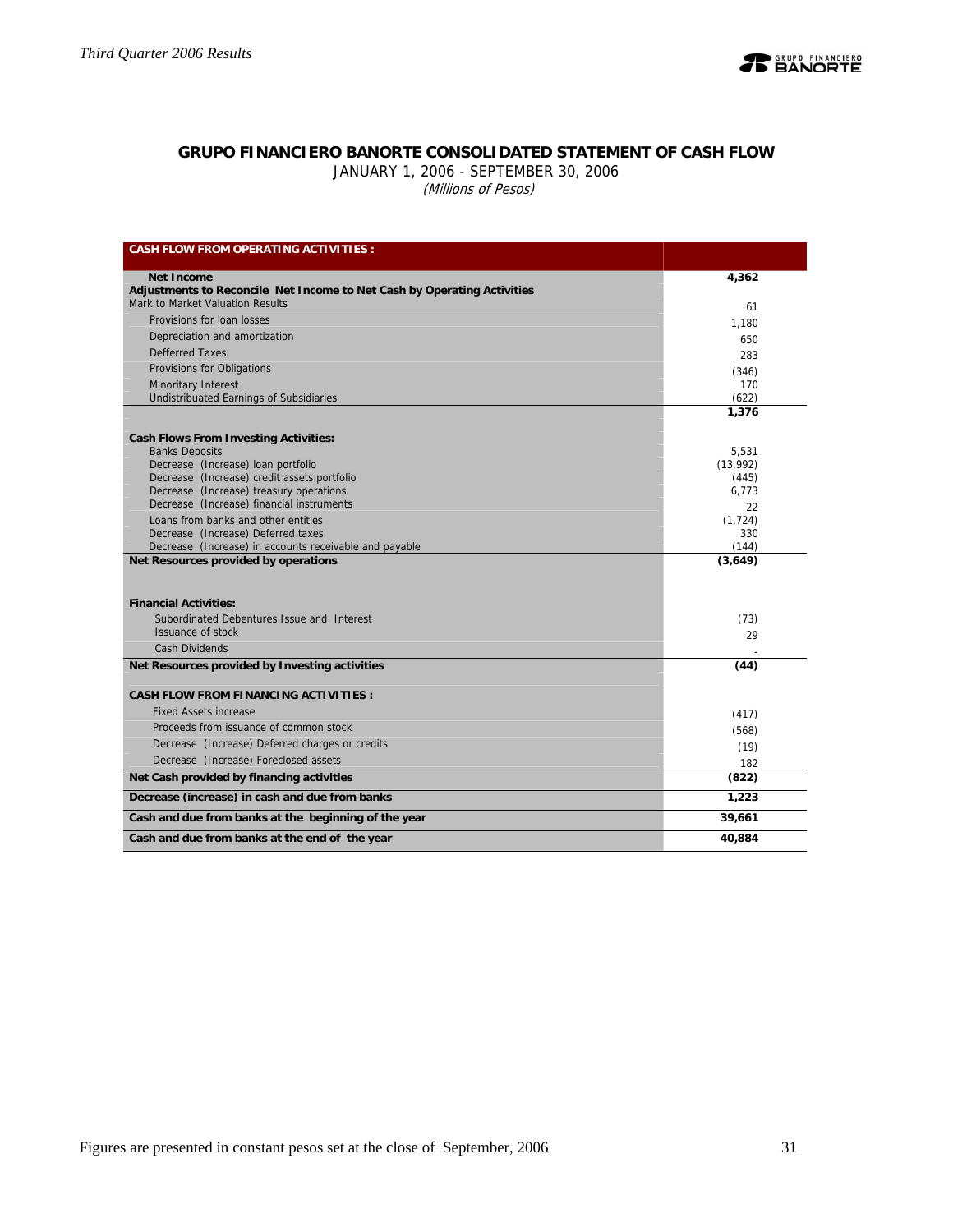## GRUPO FINANCIERO BANORTE CONSOLIDATED STATEMENT OF CASH FLOW

JANUARY 1, 2006 - SEPTEMBER 30, 2006

*(Millions of Pesos)*

| CASH FLOW FROM OPERATING ACTIVITIES : | |
|---|---|
| **Net Income** | **4,362** |
| **Adjustments to Reconcile Net Income to Net Cash by Operating Activities** | |
| Mark to Market Valuation Results | 61 |
| Provisions for loan losses | 1,180 |
| Depreciation and amortization | 650 |
| Defferred Taxes | 283 |
| Provisions for Obligations | (346) |
| Minoritary Interest | 170 |
| Undistributed Earnings of Subsidiaries | (622) |
| | **1,376** |
| **Cash Flows From Investing Activities:** | |
| Banks Deposits | 5,531 |
| Decrease (Increase) loan portfolio | (13,992) |
| Decrease (Increase) credit assets portfolio | (445) |
| Decrease (Increase) treasury operations | 6,773 |
| Decrease (Increase) financial instruments | 22 |
| Loans from banks and other entities | (1,724) |
| Decrease (Increase) Deferred taxes | 330 |
| Decrease (Increase) in accounts receivable and payable | (144) |
| **Net Resources provided by operations** | **(3,649)** |
| **Financial Activities:** | |
| Subordinated Debentures Issue and Interest | (73) |
| Issuance of stock | 29 |
| Cash Dividends | - |
| **Net Resources provided by Investing activities** | **(44)** |
| **CASH FLOW FROM FINANCING ACTIVITIES :** | |
| Fixed Assets increase | (417) |
| Proceeds from issuance of common stock | (568) |
| Decrease (Increase) Deferred charges or credits | (19) |
| Decrease (Increase) Foreclosed assets | 182 |
| **Net Cash provided by financing activities** | **(822)** |
| **Decrease (increase) in cash and due from banks** | **1,223** |
| **Cash and due from banks at the beginning of the year** | **39,661** |
| **Cash and due from banks at the end of the year** | **40,884** |

Figures are presented in constant pesos set at the close of September, 2006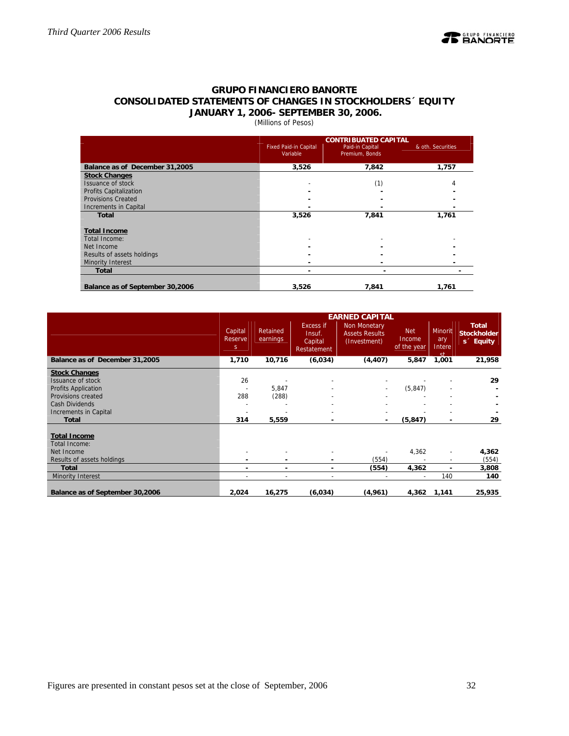## GRUPO FINANCIERO BANORTE
## CONSOLIDATED STATEMENTS OF CHANGES IN STOCKHOLDERS´ EQUITY
## JANUARY 1, 2006- SEPTEMBER 30, 2006.

(Millions of Pesos)

| | CONTRIBUATED CAPITAL | | |
|---|---|---|---|
| | Fixed Paid-in Capital Variable | Paid-in Capital Premium, Bonds | & oth. Securities |
| **Balance as of December 31,2005** | **3,526** | **7,842** | **1,757** |
| **Stock Changes** | | | |
| Issuance of stock | - | (1) | 4 |
| Profits Capitalization | - | - | - |
| Provisions Created | - | - | - |
| Increments in Capital | - | - | - |
| **Total** | **3,526** | **7,841** | **1,761** |
| **Total Income** | | | |
| Total Income: | - | - | - |
| Net Income | - | - | - |
| Results of assets holdings | - | - | - |
| Minority Interest | - | - | - |
| **Total** | **-** | **-** | **-** |
| **Balance as of September 30,2006** | **3,526** | **7,841** | **1,761** |

| | EARNED CAPITAL | | | | | | |
|---|---|---|---|---|---|---|---|
| | Capital Reserves | Retained earnings | Excess if Insuf. Capital Restatement | Non Monetary Assets Results (Investment) | Net Income of the year | Minoritary Interest | **Total Stockholders´ Equity** |
| **Balance as of December 31,2005** | **1,710** | **10,716** | **(6,034)** | **(4,407)** | **5,847** | **1,001** | **21,958** |
| **Stock Changes** | | | | | | | |
| Issuance of stock | 26 | - | - | - | - | - | **29** |
| Profits Application | - | 5,847 | - | - | (5,847) | - | **-** |
| Provisions created | 288 | (288) | - | - | - | - | **-** |
| Cash Dividends | - | - | - | - | - | - | **-** |
| Increments in Capital | - | - | - | - | - | - | **-** |
| **Total** | **314** | **5,559** | **-** | **-** | **(5,847)** | **-** | **29** |
| **Total Income** | | | | | | | |
| Total Income: | | | | | | | |
| Net Income | - | - | - | - | 4,362 | - | **4,362** |
| Results of assets holdings | - | - | - | (554) | - | - | (554) |
| **Total** | **-** | **-** | **-** | **(554)** | **4,362** | **-** | **3,808** |
| Minority Interest | - | - | - | - | - | 140 | **140** |
| **Balance as of September 30,2006** | **2,024** | **16,275** | **(6,034)** | **(4,961)** | **4,362** | **1,141** | **25,935** |

Figures are presented in constant pesos set at the close of September, 2006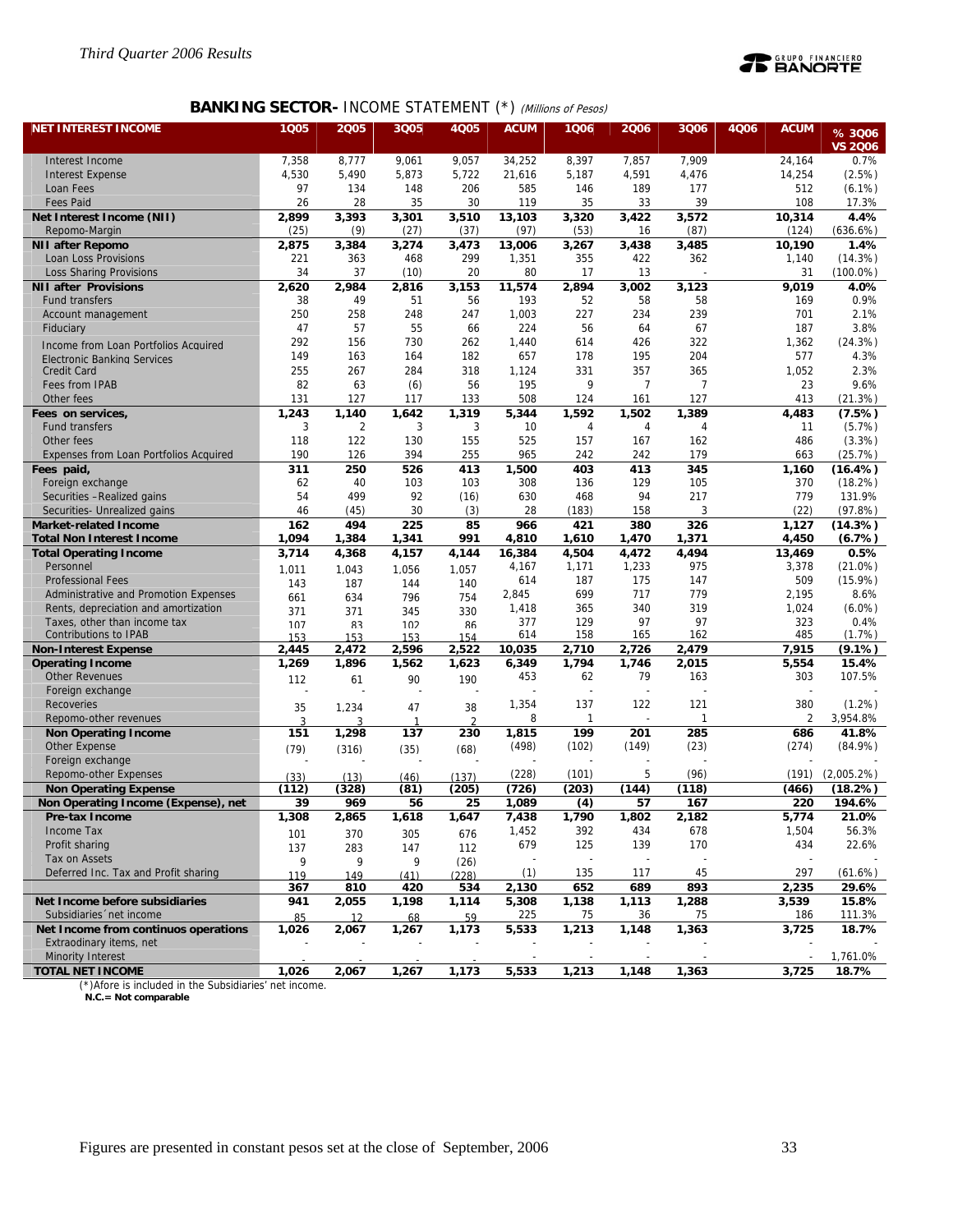## BANKING SECTOR- INCOME STATEMENT (*) *(Millions of Pesos)*

| NET INTEREST INCOME | 1Q05 | 2Q05 | 3Q05 | 4Q05 | ACUM | 1Q06 | 2Q06 | 3Q06 | 4Q06 | ACUM | % 3Q06 VS 2Q06 |
|---|---|---|---|---|---|---|---|---|---|---|---|
| Interest Income | 7,358 | 8,777 | 9,061 | 9,057 | 34,252 | 8,397 | 7,857 | 7,909 | | 24,164 | 0.7% |
| Interest Expense | 4,530 | 5,490 | 5,873 | 5,722 | 21,616 | 5,187 | 4,591 | 4,476 | | 14,254 | (2.5%) |
| Loan Fees | 97 | 134 | 148 | 206 | 585 | 146 | 189 | 177 | | 512 | (6.1%) |
| Fees Paid | 26 | 28 | 35 | 30 | 119 | 35 | 33 | 39 | | 108 | 17.3% |
| **Net Interest Income (NII)** | **2,899** | **3,393** | **3,301** | **3,510** | **13,103** | **3,320** | **3,422** | **3,572** | | **10,314** | **4.4%** |
| Repomo-Margin | (25) | (9) | (27) | (37) | (97) | (53) | 16 | (87) | | (124) | (636.6%) |
| **NII after Repomo** | **2,875** | **3,384** | **3,274** | **3,473** | **13,006** | **3,267** | **3,438** | **3,485** | | **10,190** | **1.4%** |
| Loan Loss Provisions | 221 | 363 | 468 | 299 | 1,351 | 355 | 422 | 362 | | 1,140 | (14.3%) |
| Loss Sharing Provisions | 34 | 37 | (10) | 20 | 80 | 17 | 13 | - | | 31 | (100.0%) |
| **NII after Provisions** | **2,620** | **2,984** | **2,816** | **3,153** | **11,574** | **2,894** | **3,002** | **3,123** | | **9,019** | **4.0%** |
| Fund transfers | 38 | 49 | 51 | 56 | 193 | 52 | 58 | 58 | | 169 | 0.9% |
| Account management | 250 | 258 | 248 | 247 | 1,003 | 227 | 234 | 239 | | 701 | 2.1% |
| Fiduciary | 47 | 57 | 55 | 66 | 224 | 56 | 64 | 67 | | 187 | 3.8% |
| Income from Loan Portfolios Acquired | 292 | 156 | 730 | 262 | 1,440 | 614 | 426 | 322 | | 1,362 | (24.3%) |
| Electronic Banking Services | 149 | 163 | 164 | 182 | 657 | 178 | 195 | 204 | | 577 | 4.3% |
| Credit Card | 255 | 267 | 284 | 318 | 1,124 | 331 | 357 | 365 | | 1,052 | 2.3% |
| Fees from IPAB | 82 | 63 | (6) | 56 | 195 | 9 | 7 | 7 | | 23 | 9.6% |
| Other fees | 131 | 127 | 117 | 133 | 508 | 124 | 161 | 127 | | 413 | (21.3%) |
| **Fees on services,** | **1,243** | **1,140** | **1,642** | **1,319** | **5,344** | **1,592** | **1,502** | **1,389** | | **4,483** | **(7.5%)** |
| Fund transfers | 3 | 2 | 3 | 3 | 10 | 4 | 4 | 4 | | 11 | (5.7%) |
| Other fees | 118 | 122 | 130 | 155 | 525 | 157 | 167 | 162 | | 486 | (3.3%) |
| Expenses from Loan Portfolios Acquired | 190 | 126 | 394 | 255 | 965 | 242 | 242 | 179 | | 663 | (25.7%) |
| **Fees paid,** | **311** | **250** | **526** | **413** | **1,500** | **403** | **413** | **345** | | **1,160** | **(16.4%)** |
| Foreign exchange | 62 | 40 | 103 | 103 | 308 | 136 | 129 | 105 | | 370 | (18.2%) |
| Securities –Realized gains | 54 | 499 | 92 | (16) | 630 | 468 | 94 | 217 | | 779 | 131.9% |
| Securities- Unrealized gains | 46 | (45) | 30 | (3) | 28 | (183) | 158 | 3 | | (22) | (97.8%) |
| **Market-related Income** | **162** | **494** | **225** | **85** | **966** | **421** | **380** | **326** | | **1,127** | **(14.3%)** |
| **Total Non Interest Income** | **1,094** | **1,384** | **1,341** | **991** | **4,810** | **1,610** | **1,470** | **1,371** | | **4,450** | **(6.7%)** |
| **Total Operating Income** | **3,714** | **4,368** | **4,157** | **4,144** | **16,384** | **4,504** | **4,472** | **4,494** | | **13,469** | **0.5%** |
| Personnel | 1,011 | 1,043 | 1,056 | 1,057 | 4,167 | 1,171 | 1,233 | 975 | | 3,378 | (21.0%) |
| Professional Fees | 143 | 187 | 144 | 140 | 614 | 187 | 175 | 147 | | 509 | (15.9%) |
| Administrative and Promotion Expenses | 661 | 634 | 796 | 754 | 2,845 | 699 | 717 | 779 | | 2,195 | 8.6% |
| Rents, depreciation and amortization | 371 | 371 | 345 | 330 | 1,418 | 365 | 340 | 319 | | 1,024 | (6.0%) |
| Taxes, other than income tax | 107 | 83 | 102 | 86 | 377 | 129 | 97 | 97 | | 323 | 0.4% |
| Contributions to IPAB | 153 | 153 | 153 | 154 | 614 | 158 | 165 | 162 | | 485 | (1.7%) |
| **Non-Interest Expense** | **2,445** | **2,472** | **2,596** | **2,522** | **10,035** | **2,710** | **2,726** | **2,479** | | **7,915** | **(9.1%)** |
| **Operating Income** | **1,269** | **1,896** | **1,562** | **1,623** | **6,349** | **1,794** | **1,746** | **2,015** | | **5,554** | **15.4%** |
| Other Revenues | 112 | 61 | 90 | 190 | 453 | 62 | 79 | 163 | | 303 | 107.5% |
| Foreign exchange | - | - | - | - | - | - | - | - | | - | - |
| Recoveries | 35 | 1,234 | 47 | 38 | 1,354 | 137 | 122 | 121 | | 380 | (1.2%) |
| Repomo-other revenues | 3 | 3 | 1 | 2 | 8 | 1 | - | 1 | | 2 | 3,954.8% |
| **Non Operating Income** | **151** | **1,298** | **137** | **230** | **1,815** | **199** | **201** | **285** | | **686** | **41.8%** |
| Other Expense | (79) | (316) | (35) | (68) | (498) | (102) | (149) | (23) | | (274) | (84.9%) |
| Foreign exchange | - | - | - | - | - | - | - | - | | - | - |
| Repomo-other Expenses | (33) | (13) | (46) | (137) | (228) | (101) | 5 | (96) | | (191) | (2,005.2%) |
| **Non Operating Expense** | **(112)** | **(328)** | **(81)** | **(205)** | **(726)** | **(203)** | **(144)** | **(118)** | | **(466)** | **(18.2%)** |
| **Non Operating Income (Expense), net** | **39** | **969** | **56** | **25** | **1,089** | **(4)** | **57** | **167** | | **220** | **194.6%** |
| **Pre-tax Income** | **1,308** | **2,865** | **1,618** | **1,647** | **7,438** | **1,790** | **1,802** | **2,182** | | **5,774** | **21.0%** |
| Income Tax | 101 | 370 | 305 | 676 | 1,452 | 392 | 434 | 678 | | 1,504 | 56.3% |
| Profit sharing | 137 | 283 | 147 | 112 | 679 | 125 | 139 | 170 | | 434 | 22.6% |
| Tax on Assets | 9 | 9 | 9 | (26) | - | - | - | - | | - | - |
| Deferred Inc. Tax and Profit sharing | 119 | 149 | (41) | (228) | (1) | 135 | 117 | 45 | | 297 | (61.6%) |
| | **367** | **810** | **420** | **534** | **2,130** | **652** | **689** | **893** | | **2,235** | **29.6%** |
| **Net Income before subsidiaries** | **941** | **2,055** | **1,198** | **1,114** | **5,308** | **1,138** | **1,113** | **1,288** | | **3,539** | **15.8%** |
| Subsidiaries´net income | 85 | 12 | 68 | 59 | 225 | 75 | 36 | 75 | | 186 | 111.3% |
| **Net Income from continuos operations** | **1,026** | **2,067** | **1,267** | **1,173** | **5,533** | **1,213** | **1,148** | **1,363** | | **3,725** | **18.7%** |
| Extraordinary items, net | - | - | - | - | - | - | - | - | | - | - |
| Minority Interest | - | - | - | - | - | - | - | - | | - | 1,761.0% |
| **TOTAL NET INCOME** | **1,026** | **2,067** | **1,267** | **1,173** | **5,533** | **1,213** | **1,148** | **1,363** | | **3,725** | **18.7%** |

(*)Afore is included in the Subsidiaries' net income.
**N.C.= Not comparable**

Figures are presented in constant pesos set at the close of September, 2006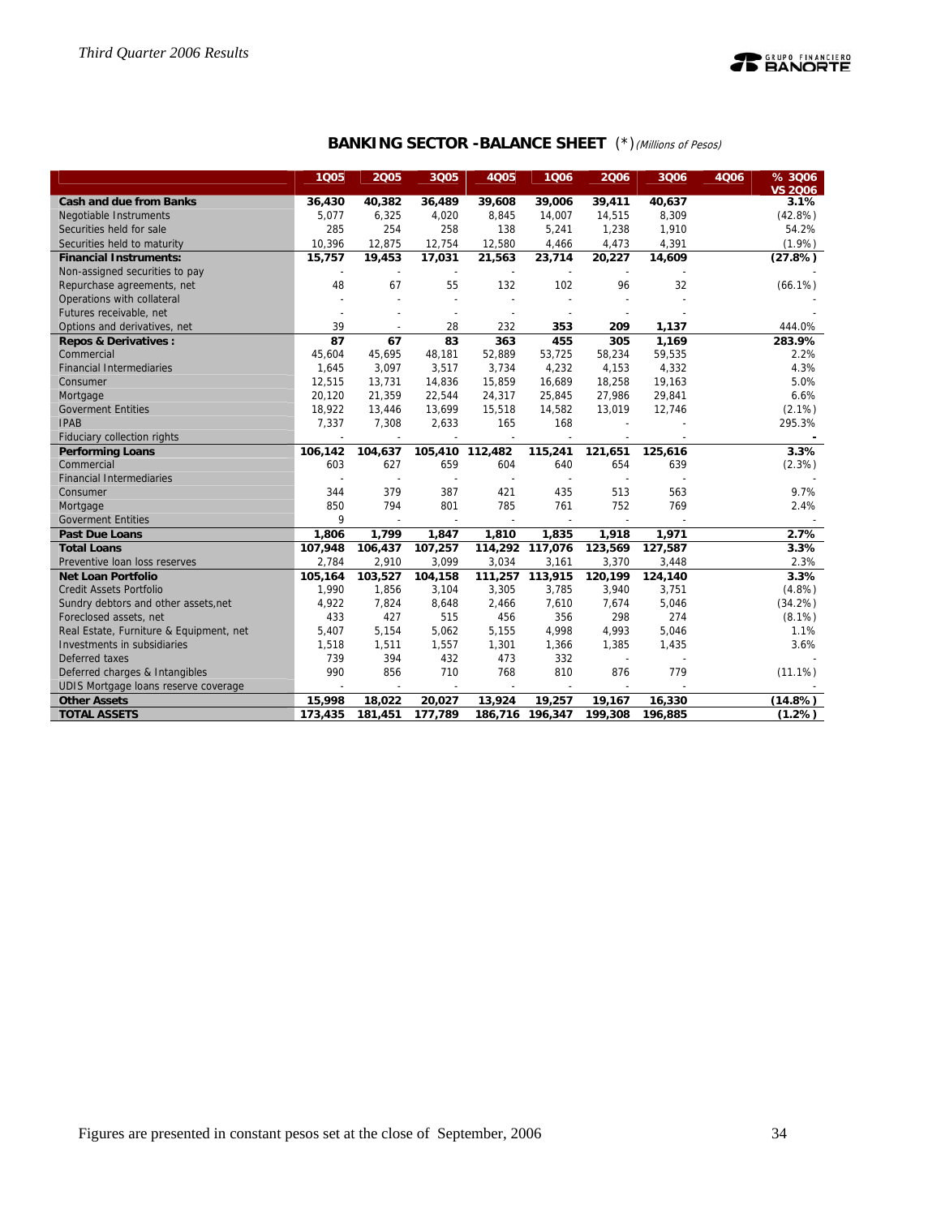## BANKING SECTOR -BALANCE SHEET (*) *(Millions of Pesos)*

| | 1Q05 | 2Q05 | 3Q05 | 4Q05 | 1Q06 | 2Q06 | 3Q06 | 4Q06 | % 3Q06 VS 2Q06 |
|---|---|---|---|---|---|---|---|---|---|
| **Cash and due from Banks** | **36,430** | **40,382** | **36,489** | **39,608** | **39,006** | **39,411** | **40,637** | | **3.1%** |
| Negotiable Instruments | 5,077 | 6,325 | 4,020 | 8,845 | 14,007 | 14,515 | 8,309 | | (42.8%) |
| Securities held for sale | 285 | 254 | 258 | 138 | 5,241 | 1,238 | 1,910 | | 54.2% |
| Securities held to maturity | 10,396 | 12,875 | 12,754 | 12,580 | 4,466 | 4,473 | 4,391 | | (1.9%) |
| **Financial Instruments:** | **15,757** | **19,453** | **17,031** | **21,563** | **23,714** | **20,227** | **14,609** | | **(27.8%)** |
| Non-assigned securities to pay | - | - | - | - | - | - | - | | - |
| Repurchase agreements, net | 48 | 67 | 55 | 132 | 102 | 96 | 32 | | (66.1%) |
| Operations with collateral | - | - | - | - | - | - | - | | - |
| Futures receivable, net | - | - | - | - | - | - | - | | - |
| Options and derivatives, net | 39 | - | 28 | 232 | 353 | 209 | 1,137 | | 444.0% |
| **Repos & Derivatives :** | **87** | **67** | **83** | **363** | **455** | **305** | **1,169** | | **283.9%** |
| Commercial | 45,604 | 45,695 | 48,181 | 52,889 | 53,725 | 58,234 | 59,535 | | 2.2% |
| Financial Intermediaries | 1,645 | 3,097 | 3,517 | 3,734 | 4,232 | 4,153 | 4,332 | | 4.3% |
| Consumer | 12,515 | 13,731 | 14,836 | 15,859 | 16,689 | 18,258 | 19,163 | | 5.0% |
| Mortgage | 20,120 | 21,359 | 22,544 | 24,317 | 25,845 | 27,986 | 29,841 | | 6.6% |
| Goverment Entities | 18,922 | 13,446 | 13,699 | 15,518 | 14,582 | 13,019 | 12,746 | | (2.1%) |
| IPAB | 7,337 | 7,308 | 2,633 | 165 | 168 | - | - | | 295.3% |
| Fiduciary collection rights | - | - | - | - | - | - | - | | - |
| **Performing Loans** | **106,142** | **104,637** | **105,410** | **112,482** | **115,241** | **121,651** | **125,616** | | **3.3%** |
| Commercial | 603 | 627 | 659 | 604 | 640 | 654 | 639 | | (2.3%) |
| Financial Intermediaries | - | - | - | - | - | - | - | | - |
| Consumer | 344 | 379 | 387 | 421 | 435 | 513 | 563 | | 9.7% |
| Mortgage | 850 | 794 | 801 | 785 | 761 | 752 | 769 | | 2.4% |
| Goverment Entities | 9 | - | - | - | - | - | - | | - |
| **Past Due Loans** | **1,806** | **1,799** | **1,847** | **1,810** | **1,835** | **1,918** | **1,971** | | **2.7%** |
| **Total Loans** | **107,948** | **106,437** | **107,257** | **114,292** | **117,076** | **123,569** | **127,587** | | **3.3%** |
| Preventive loan loss reserves | 2,784 | 2,910 | 3,099 | 3,034 | 3,161 | 3,370 | 3,448 | | 2.3% |
| **Net Loan Portfolio** | **105,164** | **103,527** | **104,158** | **111,257** | **113,915** | **120,199** | **124,140** | | **3.3%** |
| Credit Assets Portfolio | 1,990 | 1,856 | 3,104 | 3,305 | 3,785 | 3,940 | 3,751 | | (4.8%) |
| Sundry debtors and other assets,net | 4,922 | 7,824 | 8,648 | 2,466 | 7,610 | 7,674 | 5,046 | | (34.2%) |
| Foreclosed assets, net | 433 | 427 | 515 | 456 | 356 | 298 | 274 | | (8.1%) |
| Real Estate, Furniture & Equipment, net | 5,407 | 5,154 | 5,062 | 5,155 | 4,998 | 4,993 | 5,046 | | 1.1% |
| Investments in subsidiaries | 1,518 | 1,511 | 1,557 | 1,301 | 1,366 | 1,385 | 1,435 | | 3.6% |
| Deferred taxes | 739 | 394 | 432 | 473 | 332 | - | - | | - |
| Deferred charges & Intangibles | 990 | 856 | 710 | 768 | 810 | 876 | 779 | | (11.1%) |
| UDIS Mortgage loans reserve coverage | - | - | - | - | - | - | - | | - |
| **Other Assets** | **15,998** | **18,022** | **20,027** | **13,924** | **19,257** | **19,167** | **16,330** | | **(14.8%)** |
| **TOTAL ASSETS** | **173,435** | **181,451** | **177,789** | **186,716** | **196,347** | **199,308** | **196,885** | | **(1.2%)** |

Figures are presented in constant pesos set at the close of September, 2006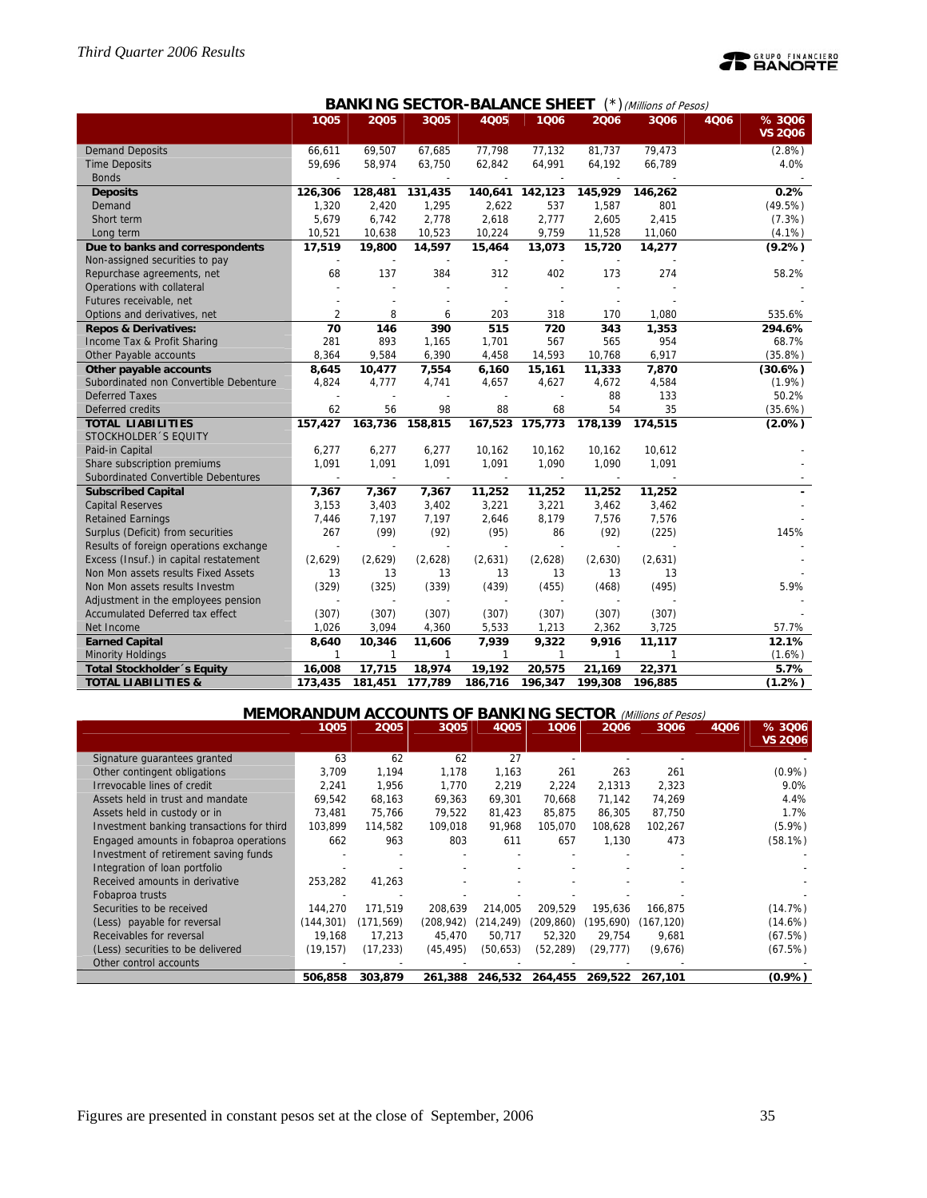## BANKING SECTOR-BALANCE SHEET (*) *(Millions of Pesos)*

| | 1Q05 | 2Q05 | 3Q05 | 4Q05 | 1Q06 | 2Q06 | 3Q06 | 4Q06 | % 3Q06 VS 2Q06 |
|---|---|---|---|---|---|---|---|---|---|
| Demand Deposits | 66,611 | 69,507 | 67,685 | 77,798 | 77,132 | 81,737 | 79,473 | | (2.8%) |
| Time Deposits | 59,696 | 58,974 | 63,750 | 62,842 | 64,991 | 64,192 | 66,789 | | 4.0% |
| Bonds | - | - | - | - | - | - | - | | - |
| **Deposits** | **126,306** | **128,481** | **131,435** | **140,641** | **142,123** | **145,929** | **146,262** | | **0.2%** |
| Demand | 1,320 | 2,420 | 1,295 | 2,622 | 537 | 1,587 | 801 | | (49.5%) |
| Short term | 5,679 | 6,742 | 2,778 | 2,618 | 2,777 | 2,605 | 2,415 | | (7.3%) |
| Long term | 10,521 | 10,638 | 10,523 | 10,224 | 9,759 | 11,528 | 11,060 | | (4.1%) |
| **Due to banks and correspondents** | **17,519** | **19,800** | **14,597** | **15,464** | **13,073** | **15,720** | **14,277** | | **(9.2%)** |
| Non-assigned securities to pay | - | - | - | - | - | - | - | | - |
| Repurchase agreements, net | 68 | 137 | 384 | 312 | 402 | 173 | 274 | | 58.2% |
| Operations with collateral | - | - | - | - | - | - | - | | - |
| Futures receivable, net | - | - | - | - | - | - | - | | - |
| Options and derivatives, net | 2 | 8 | 6 | 203 | 318 | 170 | 1,080 | | 535.6% |
| **Repos & Derivatives:** | **70** | **146** | **390** | **515** | **720** | **343** | **1,353** | | **294.6%** |
| Income Tax & Profit Sharing | 281 | 893 | 1,165 | 1,701 | 567 | 565 | 954 | | 68.7% |
| Other Payable accounts | 8,364 | 9,584 | 6,390 | 4,458 | 14,593 | 10,768 | 6,917 | | (35.8%) |
| **Other payable accounts** | **8,645** | **10,477** | **7,554** | **6,160** | **15,161** | **11,333** | **7,870** | | **(30.6%)** |
| Subordinated non Convertible Debenture | 4,824 | 4,777 | 4,741 | 4,657 | 4,627 | 4,672 | 4,584 | | (1.9%) |
| Deferred Taxes | - | - | - | - | - | 88 | 133 | | 50.2% |
| Deferred credits | 62 | 56 | 98 | 88 | 68 | 54 | 35 | | (35.6%) |
| **TOTAL LIABILITIES** | **157,427** | **163,736** | **158,815** | **167,523** | **175,773** | **178,139** | **174,515** | | **(2.0%)** |
| STOCKHOLDER´S EQUITY | | | | | | | | | |
| Paid-in Capital | 6,277 | 6,277 | 6,277 | 10,162 | 10,162 | 10,162 | 10,612 | | - |
| Share subscription premiums | 1,091 | 1,091 | 1,091 | 1,091 | 1,090 | 1,090 | 1,091 | | - |
| Subordinated Convertible Debentures | - | - | - | - | - | - | - | | - |
| **Subscribed Capital** | **7,367** | **7,367** | **7,367** | **11,252** | **11,252** | **11,252** | **11,252** | | **-** |
| Capital Reserves | 3,153 | 3,403 | 3,402 | 3,221 | 3,221 | 3,462 | 3,462 | | - |
| Retained Earnings | 7,446 | 7,197 | 7,197 | 2,646 | 8,179 | 7,576 | 7,576 | | - |
| Surplus (Deficit) from securities | 267 | (99) | (92) | (95) | 86 | (92) | (225) | | 145% |
| Results of foreign operations exchange | - | - | - | - | - | - | - | | - |
| Excess (Insuf.) in capital restatement | (2,629) | (2,629) | (2,628) | (2,631) | (2,628) | (2,630) | (2,631) | | - |
| Non Mon assets results Fixed Assets | 13 | 13 | 13 | 13 | 13 | 13 | 13 | | - |
| Non Mon assets results Investm | (329) | (325) | (339) | (439) | (455) | (468) | (495) | | 5.9% |
| Adjustment in the employees pension | - | - | - | - | - | - | - | | - |
| Accumulated Deferred tax effect | (307) | (307) | (307) | (307) | (307) | (307) | (307) | | - |
| Net Income | 1,026 | 3,094 | 4,360 | 5,533 | 1,213 | 2,362 | 3,725 | | 57.7% |
| **Earned Capital** | **8,640** | **10,346** | **11,606** | **7,939** | **9,322** | **9,916** | **11,117** | | **12.1%** |
| Minority Holdings | 1 | 1 | 1 | 1 | 1 | 1 | 1 | | (1.6%) |
| **Total Stockholder´s Equity** | **16,008** | **17,715** | **18,974** | **19,192** | **20,575** | **21,169** | **22,371** | | **5.7%** |
| **TOTAL LIABILITIES &** | **173,435** | **181,451** | **177,789** | **186,716** | **196,347** | **199,308** | **196,885** | | **(1.2%)** |

## MEMORANDUM ACCOUNTS OF BANKING SECTOR *(Millions of Pesos)*

| | 1Q05 | 2Q05 | 3Q05 | 4Q05 | 1Q06 | 2Q06 | 3Q06 | 4Q06 | % 3Q06 VS 2Q06 |
|---|---|---|---|---|---|---|---|---|---|
| Signature guarantees granted | 63 | 62 | 62 | 27 | - | - | - | | - |
| Other contingent obligations | 3,709 | 1,194 | 1,178 | 1,163 | 261 | 263 | 261 | | (0.9%) |
| Irrevocable lines of credit | 2,241 | 1,956 | 2,219 | 2,224 | 2,1313 | 2,323 | | | 9.0% |
| Assets held in trust and mandate | 69,542 | 68,163 | 69,363 | 69,301 | 70,668 | 71,142 | 74,269 | | 4.4% |
| Assets held in custody or in | 73,481 | 75,766 | 79,522 | 81,423 | 85,875 | 86,305 | 87,750 | | 1.7% |
| Investment banking transactions for third | 103,899 | 114,582 | 109,018 | 91,968 | 105,070 | 108,628 | 102,267 | | (5.9%) |
| Engaged amounts in fobaproa operations | 662 | 963 | 803 | 611 | 657 | 1,130 | 473 | | (58.1%) |
| Investment of retirement saving funds | - | - | - | - | - | - | - | | - |
| Integration of loan portfolio | - | - | - | - | - | - | - | | - |
| Received amounts in derivative | 253,282 | 41,263 | - | - | - | - | - | | - |
| Fobaproa trusts | - | - | - | - | - | - | - | | - |
| Securities to be received | 144,270 | 171,519 | 208,639 | 214,005 | 209,529 | 195,636 | 166,875 | | (14.7%) |
| (Less) payable for reversal | (144,301) | (171,569) | (208,942) | (214,249) | (209,860) | (195,690) | (167,120) | | (14.6%) |
| Receivables for reversal | 19,168 | 17,213 | 45,470 | 50,717 | 52,320 | 29,754 | 9,681 | | (67.5%) |
| (Less) securities to be delivered | (19,157) | (17,233) | (45,495) | (50,653) | (52,289) | (29,777) | (9,676) | | (67.5%) |
| Other control accounts | - | - | - | - | - | - | - | | - |
| | **506,858** | **303,879** | **261,388** | **246,532** | **264,455** | **269,522** | **267,101** | | **(0.9%)** |

Figures are presented in constant pesos set at the close of September, 2006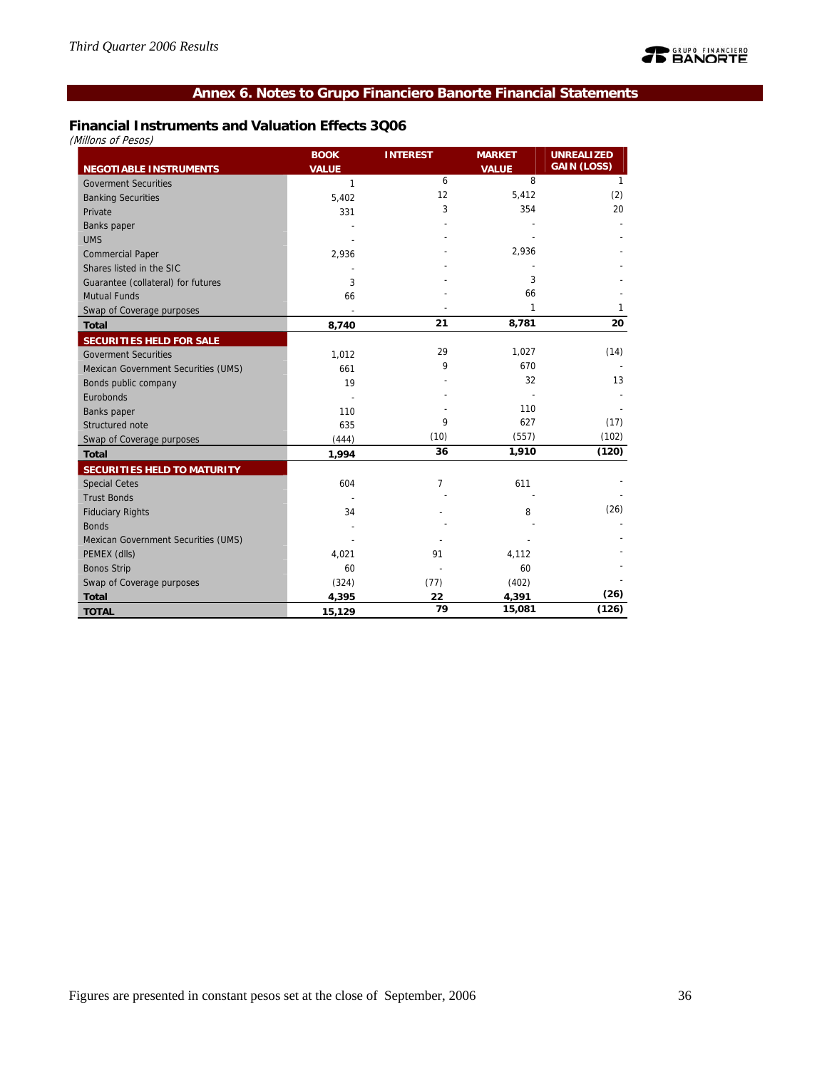## Annex 6. Notes to Grupo Financiero Banorte Financial Statements

### Financial Instruments and Valuation Effects 3Q06

*(Millons of Pesos)*

| NEGOTIABLE INSTRUMENTS | BOOK VALUE | INTEREST | MARKET VALUE | UNREALIZED GAIN (LOSS) |
|---|---|---|---|---|
| Goverment Securities | 1 | 6 | 8 | 1 |
| Banking Securities | 5,402 | 12 | 5,412 | (2) |
| Private | 331 | 3 | 354 | 20 |
| Banks paper | - | - | - | - |
| UMS | - | - | - | - |
| Commercial Paper | 2,936 | - | 2,936 | - |
| Shares listed in the SIC | - | - | - | - |
| Guarantee (collateral) for futures | 3 | - | 3 | - |
| Mutual Funds | 66 | - | 66 | - |
| Swap of Coverage purposes | - | - | 1 | 1 |
| **Total** | **8,740** | **21** | **8,781** | **20** |
| **SECURITIES HELD FOR SALE** | | | | |
| Goverment Securities | 1,012 | 29 | 1,027 | (14) |
| Mexican Government Securities (UMS) | 661 | 9 | 670 | - |
| Bonds public company | 19 | - | 32 | 13 |
| Eurobonds | - | - | - | - |
| Banks paper | 110 | - | 110 | - |
| Structured note | 635 | 9 | 627 | (17) |
| Swap of Coverage purposes | (444) | (10) | (557) | (102) |
| **Total** | **1,994** | **36** | **1,910** | **(120)** |
| **SECURITIES HELD TO MATURITY** | | | | |
| Special Cetes | 604 | 7 | 611 | - |
| Trust Bonds | - | - | - | - |
| Fiduciary Rights | 34 | - | 8 | (26) |
| Bonds | - | - | - | - |
| Mexican Government Securities (UMS) | - | - | - | - |
| PEMEX (dlls) | 4,021 | 91 | 4,112 | - |
| Bonos Strip | 60 | - | 60 | - |
| Swap of Coverage purposes | (324) | (77) | (402) | - |
| **Total** | **4,395** | **22** | **4,391** | **(26)** |
| **TOTAL** | **15,129** | **79** | **15,081** | **(126)** |

Figures are presented in constant pesos set at the close of September, 2006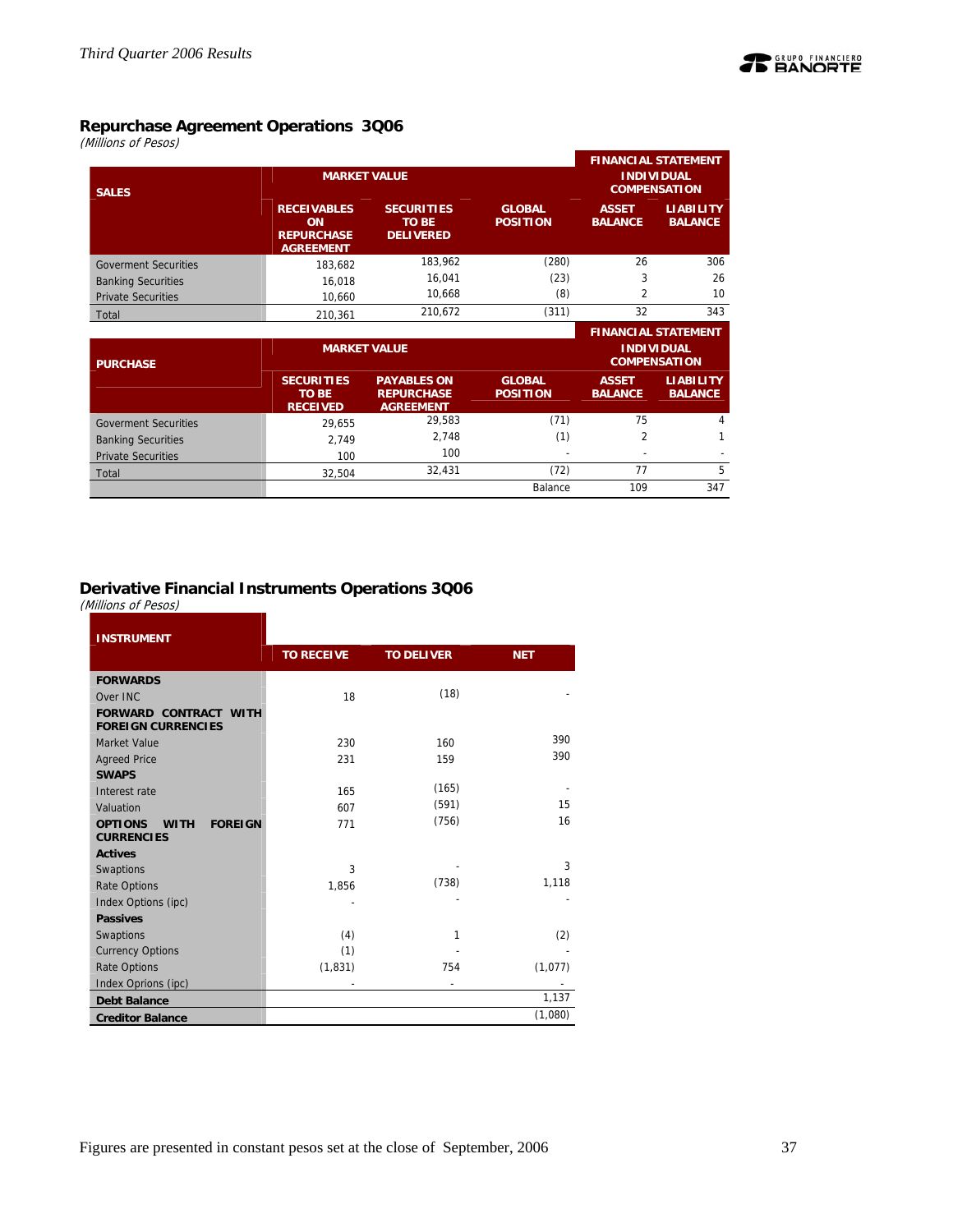## Repurchase Agreement Operations 3Q06

*(Millions of Pesos)*

| SALES | MARKET VALUE | | | FINANCIAL STATEMENT INDIVIDUAL COMPENSATION | |
|---|---|---|---|---|---|
| | RECEIVABLES ON REPURCHASE AGREEMENT | SECURITIES TO BE DELIVERED | GLOBAL POSITION | ASSET BALANCE | LIABILITY BALANCE |
| Goverment Securities | 183,682 | 183,962 | (280) | 26 | 306 |
| Banking Securities | 16,018 | 16,041 | (23) | 3 | 26 |
| Private Securities | 10,660 | 10,668 | (8) | 2 | 10 |
| Total | 210,361 | 210,672 | (311) | 32 | 343 |

| PURCHASE | MARKET VALUE | | | FINANCIAL STATEMENT INDIVIDUAL COMPENSATION | |
|---|---|---|---|---|---|
| | SECURITIES TO BE RECEIVED | PAYABLES ON REPURCHASE AGREEMENT | GLOBAL POSITION | ASSET BALANCE | LIABILITY BALANCE |
| Goverment Securities | 29,655 | 29,583 | (71) | 75 | 4 |
| Banking Securities | 2,749 | 2,748 | (1) | 2 | 1 |
| Private Securities | 100 | 100 | - | - | - |
| Total | 32,504 | 32,431 | (72) | 77 | 5 |
| | | | Balance | 109 | 347 |

## Derivative Financial Instruments Operations 3Q06

*(Millions of Pesos)*

| INSTRUMENT | TO RECEIVE | TO DELIVER | NET |
|---|---|---|---|
| **FORWARDS** | | | |
| Over INC | 18 | (18) | - |
| **FORWARD CONTRACT WITH FOREIGN CURRENCIES** | | | |
| Market Value | 230 | 160 | 390 |
| Agreed Price | 231 | 159 | 390 |
| **SWAPS** | | | |
| Interest rate | 165 | (165) | - |
| Valuation | 607 | (591) | 15 |
| **OPTIONS WITH FOREIGN CURRENCIES** | 771 | (756) | 16 |
| **Actives** | | | |
| Swaptions | 3 | - | 3 |
| Rate Options | 1,856 | (738) | 1,118 |
| Index Options (ipc) | - | - | - |
| **Passives** | | | |
| Swaptions | (4) | 1 | (2) |
| Currency Options | (1) | - | - |
| Rate Options | (1,831) | 754 | (1,077) |
| Index Oprions (ipc) | - | - | - |
| **Debt Balance** | | | 1,137 |
| **Creditor Balance** | | | (1,080) |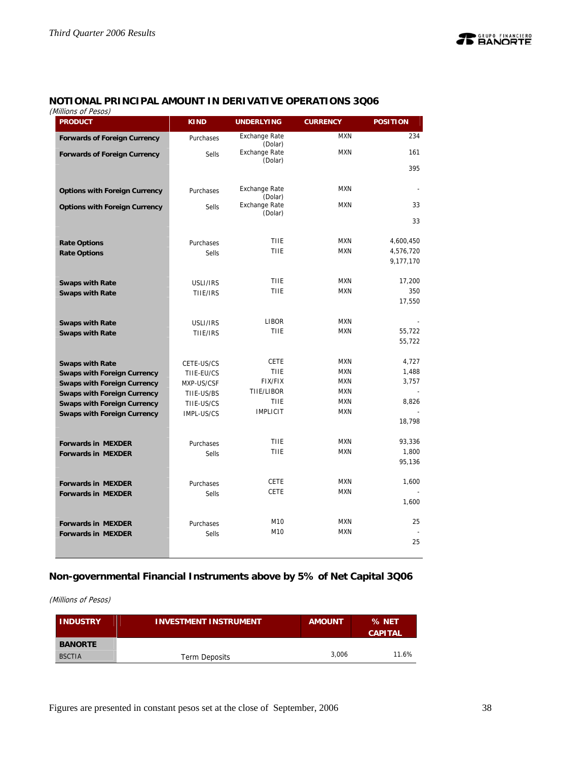## NOTIONAL PRINCIPAL AMOUNT IN DERIVATIVE OPERATIONS 3Q06

*(Millions of Pesos)*

| PRODUCT | KIND | UNDERLYING | CURRENCY | POSITION |
|---|---|---|---|---|
| **Forwards of Foreign Currency** | Purchases | Exchange Rate (Dolar) | MXN | 234 |
| **Forwards of Foreign Currency** | Sells | Exchange Rate (Dolar) | MXN | 161 |
| | | | | 395 |
| **Options with Foreign Currency** | Purchases | Exchange Rate (Dolar) | MXN | - |
| **Options with Foreign Currency** | Sells | Exchange Rate (Dolar) | MXN | 33 |
| | | | | 33 |
| **Rate Options** | Purchases | TIIE | MXN | 4,600,450 |
| **Rate Options** | Sells | TIIE | MXN | 4,576,720 |
| | | | | 9,177,170 |
| **Swaps with Rate** | USLI/IRS | TIIE | MXN | 17,200 |
| **Swaps with Rate** | TIIE/IRS | TIIE | MXN | 350 |
| | | | | 17,550 |
| **Swaps with Rate** | USLI/IRS | LIBOR | MXN | - |
| **Swaps with Rate** | TIIE/IRS | TIIE | MXN | 55,722 |
| | | | | 55,722 |
| **Swaps with Rate** | CETE-US/CS | CETE | MXN | 4,727 |
| **Swaps with Foreign Currency** | TIIE-EU/CS | TIIE | MXN | 1,488 |
| **Swaps with Foreign Currency** | MXP-US/CSF | FIX/FIX | MXN | 3,757 |
| **Swaps with Foreign Currency** | TIIE-US/BS | TIIE/LIBOR | MXN | - |
| **Swaps with Foreign Currency** | TIIE-US/CS | TIIE | MXN | 8,826 |
| **Swaps with Foreign Currency** | IMPL-US/CS | IMPLICIT | MXN | - |
| | | | | 18,798 |
| **Forwards in MEXDER** | Purchases | TIIE | MXN | 93,336 |
| **Forwards in MEXDER** | Sells | TIIE | MXN | 1,800 |
| | | | | 95,136 |
| **Forwards in MEXDER** | Purchases | CETE | MXN | 1,600 |
| **Forwards in MEXDER** | Sells | CETE | MXN | - |
| | | | | 1,600 |
| **Forwards in MEXDER** | Purchases | M10 | MXN | 25 |
| **Forwards in MEXDER** | Sells | M10 | MXN | - |
| | | | | 25 |

## Non-governmental Financial Instruments above by 5% of Net Capital 3Q06

*(Millions of Pesos)*

| INDUSTRY | INVESTMENT INSTRUMENT | AMOUNT | % NET CAPITAL |
|---|---|---|---|
| **BANORTE** | | | |
| BSCTIA | Term Deposits | 3,006 | 11.6% |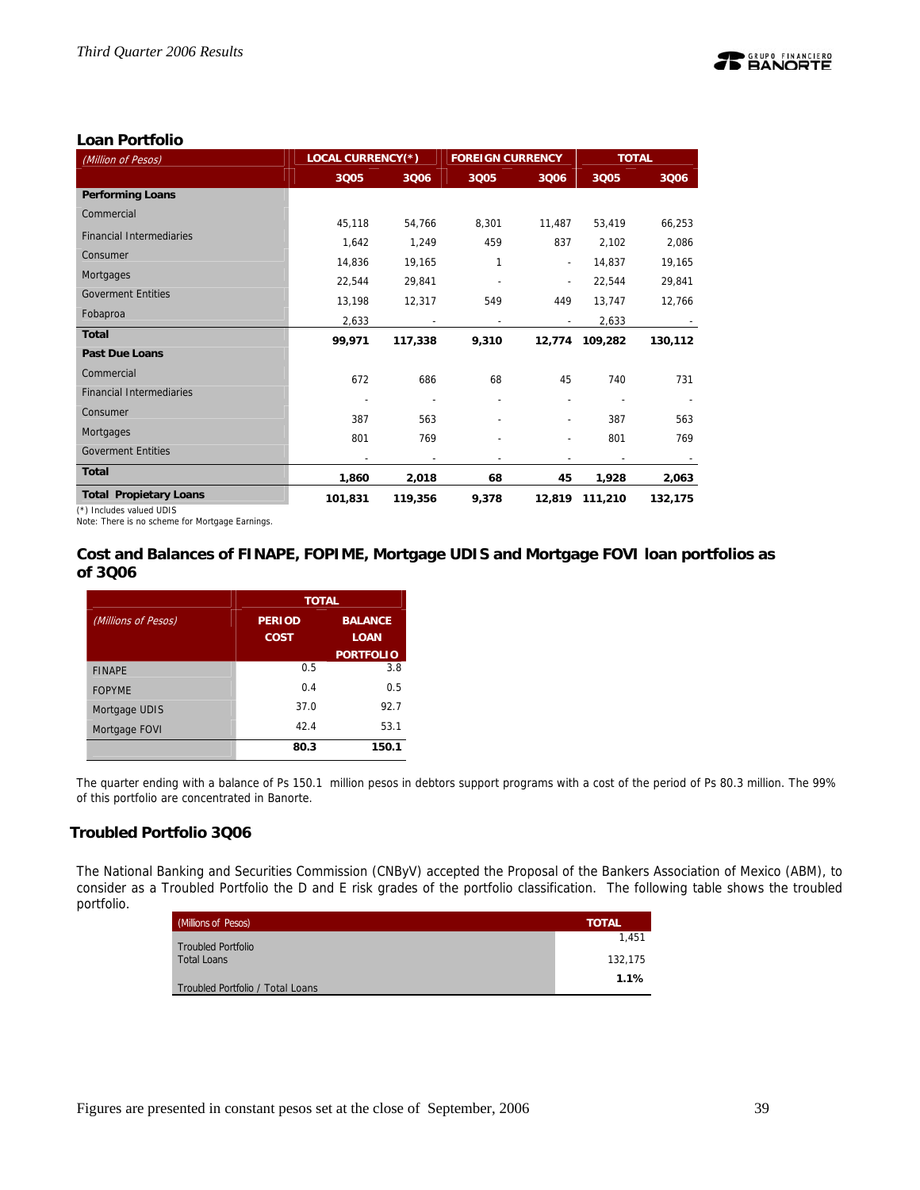## Loan Portfolio

| *(Million of Pesos)* | LOCAL CURRENCY(*) | | FOREIGN CURRENCY | | TOTAL | |
|---|---|---|---|---|---|---|
| | 3Q05 | 3Q06 | 3Q05 | 3Q06 | 3Q05 | 3Q06 |
| **Performing Loans** | | | | | | |
| Commercial | 45,118 | 54,766 | 8,301 | 11,487 | 53,419 | 66,253 |
| Financial Intermediaries | 1,642 | 1,249 | 459 | 837 | 2,102 | 2,086 |
| Consumer | 14,836 | 19,165 | 1 | - | 14,837 | 19,165 |
| Mortgages | 22,544 | 29,841 | - | - | 22,544 | 29,841 |
| Goverment Entities | 13,198 | 12,317 | 549 | 449 | 13,747 | 12,766 |
| Fobaproa | 2,633 | - | - | - | 2,633 | - |
| **Total** | **99,971** | **117,338** | **9,310** | **12,774** | **109,282** | **130,112** |
| **Past Due Loans** | | | | | | |
| Commercial | 672 | 686 | 68 | 45 | 740 | 731 |
| Financial Intermediaries | - | - | - | - | - | - |
| Consumer | 387 | 563 | - | - | 387 | 563 |
| Mortgages | 801 | 769 | - | - | 801 | 769 |
| Goverment Entities | - | - | - | - | - | - |
| **Total** | **1,860** | **2,018** | **68** | **45** | **1,928** | **2,063** |
| **Total Propietary Loans** | **101,831** | **119,356** | **9,378** | **12,819** | **111,210** | **132,175** |

(*) Includes valued UDIS

Note: There is no scheme for Mortgage Earnings.

## Cost and Balances of FINAPE, FOPIME, Mortgage UDIS and Mortgage FOVI loan portfolios as of 3Q06

| *(Millions of Pesos)* | TOTAL | |
|---|---|---|
| | PERIOD COST | BALANCE LOAN PORTFOLIO |
| FINAPE | 0.5 | 3.8 |
| FOPYME | 0.4 | 0.5 |
| Mortgage UDIS | 37.0 | 92.7 |
| Mortgage FOVI | 42.4 | 53.1 |
| | **80.3** | **150.1** |

The quarter ending with a balance of Ps 150.1 million pesos in debtors support programs with a cost of the period of Ps 80.3 million. The 99% of this portfolio are concentrated in Banorte.

## Troubled Portfolio 3Q06

The National Banking and Securities Commission (CNByV) accepted the Proposal of the Bankers Association of Mexico (ABM), to consider as a Troubled Portfolio the D and E risk grades of the portfolio classification. The following table shows the troubled portfolio.

| (Millions of Pesos) | TOTAL |
|---|---|
| Troubled Portfolio | 1,451 |
| Total Loans | 132,175 |
| Troubled Portfolio / Total Loans | **1.1%** |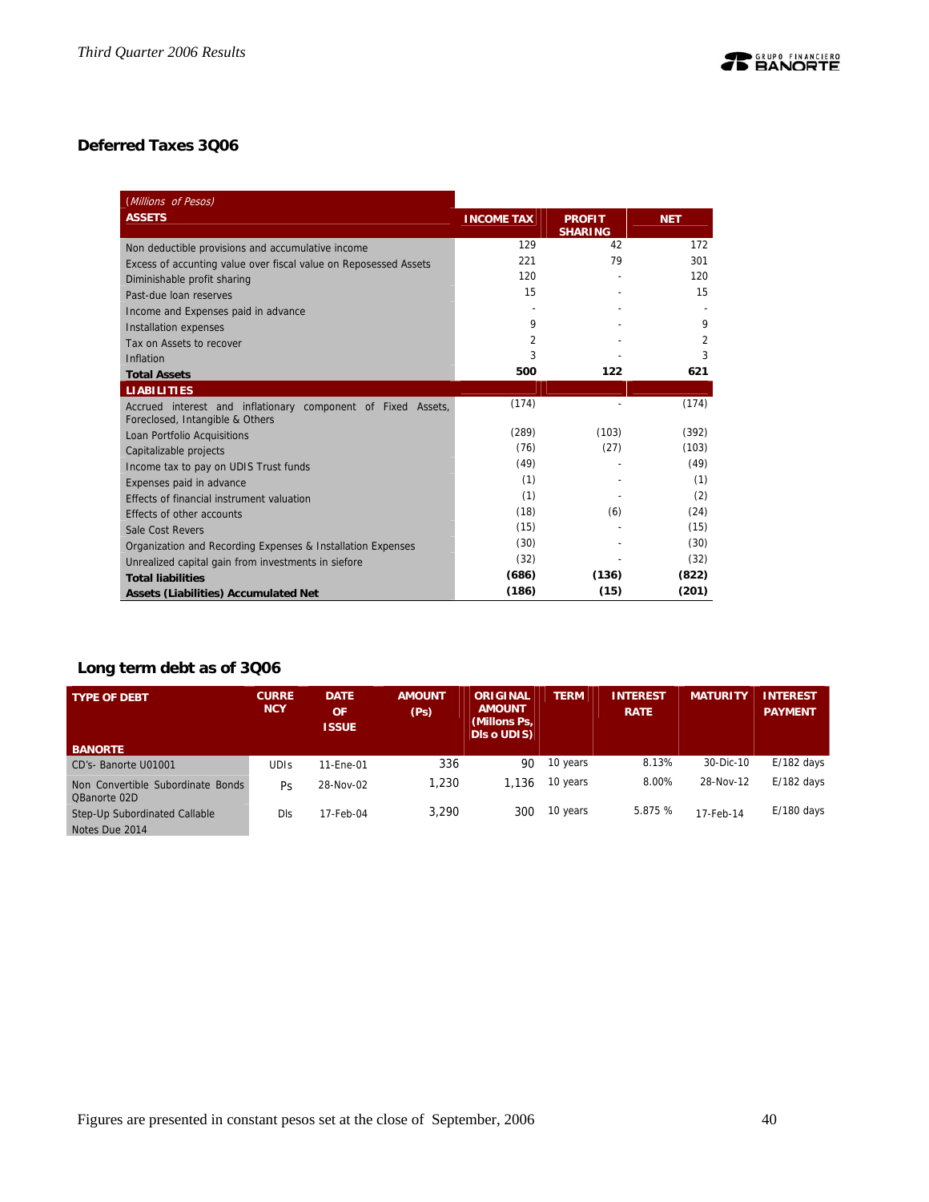## Deferred Taxes 3Q06

| (Millions of Pesos) ASSETS | INCOME TAX | PROFIT SHARING | NET |
|---|---|---|---|
| Non deductible provisions and accumulative income | 129 | 42 | 172 |
| Excess of accunting value over fiscal value on Reposessed Assets | 221 | 79 | 301 |
| Diminishable profit sharing | 120 | - | 120 |
| Past-due loan reserves | 15 | - | 15 |
| Income and Expenses paid in advance | - | - | - |
| Installation expenses | 9 | - | 9 |
| Tax on Assets to recover | 2 | - | 2 |
| Inflation | 3 | - | 3 |
| **Total Assets** | **500** | **122** | **621** |
| **LIABILITIES** | | | |
| Accrued interest and inflationary component of Fixed Assets, Foreclosed, Intangible & Others | (174) | - | (174) |
| Loan Portfolio Acquisitions | (289) | (103) | (392) |
| Capitalizable projects | (76) | (27) | (103) |
| Income tax to pay on UDIS Trust funds | (49) | - | (49) |
| Expenses paid in advance | (1) | - | (1) |
| Effects of financial instrument valuation | (1) | - | (2) |
| Effects of other accounts | (18) | (6) | (24) |
| Sale Cost Revers | (15) | - | (15) |
| Organization and Recording Expenses & Installation Expenses | (30) | - | (30) |
| Unrealized capital gain from investments in siefore | (32) | - | (32) |
| **Total liabilities** | **(686)** | **(136)** | **(822)** |
| **Assets (Liabilities) Accumulated Net** | **(186)** | **(15)** | **(201)** |

## Long term debt as of 3Q06

| TYPE OF DEBT | CURRENCY | DATE OF ISSUE | AMOUNT (Ps) | ORIGINAL AMOUNT (Millons Ps, Dls o UDIS) | TERM | INTEREST RATE | MATURITY | INTEREST PAYMENT |
|---|---|---|---|---|---|---|---|---|
| **BANORTE** | | | | | | | | |
| CD's- Banorte U01001 | UDIs | 11-Ene-01 | 336 | 90 | 10 years | 8.13% | 30-Dic-10 | E/182 days |
| Non Convertible Subordinate Bonds QBanorte 02D | Ps | 28-Nov-02 | 1,230 | 1,136 | 10 years | 8.00% | 28-Nov-12 | E/182 days |
| Step-Up Subordinated Callable Notes Due 2014 | Dls | 17-Feb-04 | 3,290 | 300 | 10 years | 5.875 % | 17-Feb-14 | E/180 days |

Figures are presented in constant pesos set at the close of September, 2006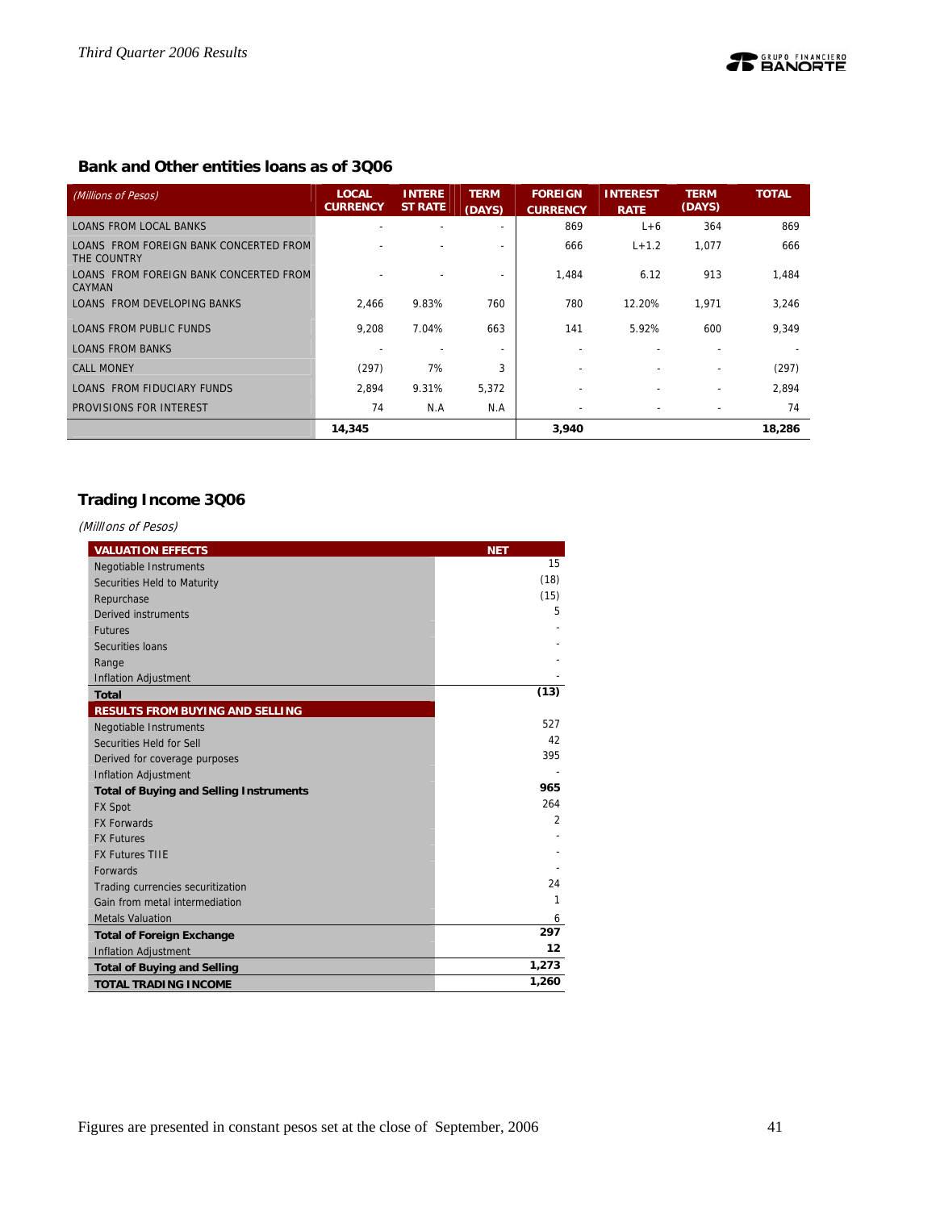## Bank and Other entities loans as of 3Q06

| *(Millions of Pesos)* | LOCAL CURRENCY | INTEREST RATE | TERM (DAYS) | FOREIGN CURRENCY | INTEREST RATE | TERM (DAYS) | TOTAL |
|---|---|---|---|---|---|---|---|
| LOANS FROM LOCAL BANKS | - | - | - | 869 | L+6 | 364 | 869 |
| LOANS FROM FOREIGN BANK CONCERTED FROM THE COUNTRY | - | - | - | 666 | L+1.2 | 1,077 | 666 |
| LOANS FROM FOREIGN BANK CONCERTED FROM CAYMAN | - | - | - | 1,484 | 6.12 | 913 | 1,484 |
| LOANS FROM DEVELOPING BANKS | 2,466 | 9.83% | 760 | 780 | 12.20% | 1,971 | 3,246 |
| LOANS FROM PUBLIC FUNDS | 9,208 | 7.04% | 663 | 141 | 5.92% | 600 | 9,349 |
| LOANS FROM BANKS | - | - | - | - | - | - | - |
| CALL MONEY | (297) | 7% | 3 | - | - | - | (297) |
| LOANS FROM FIDUCIARY FUNDS | 2,894 | 9.31% | 5,372 | - | - | - | 2,894 |
| PROVISIONS FOR INTEREST | 74 | N.A | N.A | - | - | - | 74 |
| | **14,345** | | | **3,940** | | | **18,286** |

## Trading Income 3Q06

*(Millions of Pesos)*

| VALUATION EFFECTS | NET |
|---|---|
| Negotiable Instruments | 15 |
| Securities Held to Maturity | (18) |
| Repurchase | (15) |
| Derived instruments | 5 |
| Futures | - |
| Securities loans | - |
| Range | - |
| Inflation Adjustment | - |
| **Total** | **(13)** |
| **RESULTS FROM BUYING AND SELLING** | |
| Negotiable Instruments | 527 |
| Securities Held for Sell | 42 |
| Derived for coverage purposes | 395 |
| Inflation Adjustment | - |
| **Total of Buying and Selling Instruments** | **965** |
| FX Spot | 264 |
| FX Forwards | 2 |
| FX Futures | - |
| FX Futures TIIE | - |
| Forwards | - |
| Trading currencies securitization | 24 |
| Gain from metal intermediation | 1 |
| Metals Valuation | 6 |
| **Total of Foreign Exchange** | **297** |
| Inflation Adjustment | **12** |
| **Total of Buying and Selling** | **1,273** |
| **TOTAL TRADING INCOME** | **1,260** |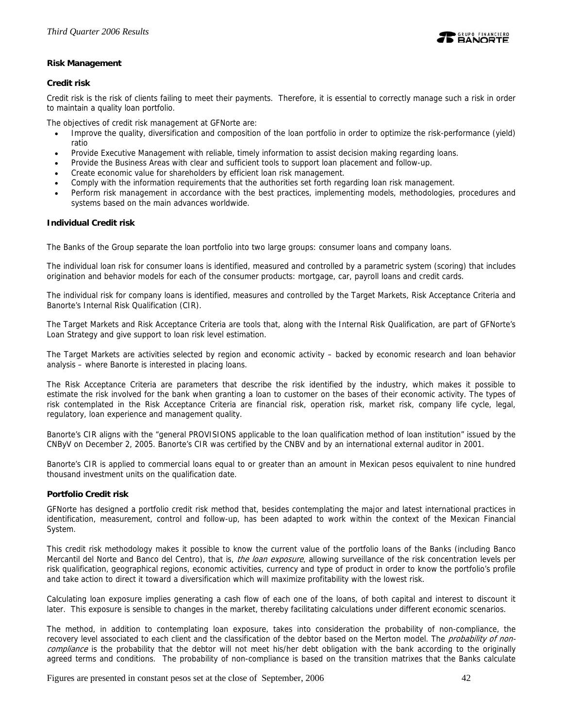**Risk Management**

**Credit risk**

Credit risk is the risk of clients failing to meet their payments. Therefore, it is essential to correctly manage such a risk in order to maintain a quality loan portfolio.

The objectives of credit risk management at GFNorte are:

- Improve the quality, diversification and composition of the loan portfolio in order to optimize the risk-performance (yield) ratio
- Provide Executive Management with reliable, timely information to assist decision making regarding loans.
- Provide the Business Areas with clear and sufficient tools to support loan placement and follow-up.
- Create economic value for shareholders by efficient loan risk management.
- Comply with the information requirements that the authorities set forth regarding loan risk management.
- Perform risk management in accordance with the best practices, implementing models, methodologies, procedures and systems based on the main advances worldwide.

**Individual Credit risk**

The Banks of the Group separate the loan portfolio into two large groups: consumer loans and company loans.

The individual loan risk for consumer loans is identified, measured and controlled by a parametric system (scoring) that includes origination and behavior models for each of the consumer products: mortgage, car, payroll loans and credit cards.

The individual risk for company loans is identified, measures and controlled by the Target Markets, Risk Acceptance Criteria and Banorte's Internal Risk Qualification (CIR).

The Target Markets and Risk Acceptance Criteria are tools that, along with the Internal Risk Qualification, are part of GFNorte's Loan Strategy and give support to loan risk level estimation.

The Target Markets are activities selected by region and economic activity – backed by economic research and loan behavior analysis – where Banorte is interested in placing loans.

The Risk Acceptance Criteria are parameters that describe the risk identified by the industry, which makes it possible to estimate the risk involved for the bank when granting a loan to customer on the bases of their economic activity. The types of risk contemplated in the Risk Acceptance Criteria are financial risk, operation risk, market risk, company life cycle, legal, regulatory, loan experience and management quality.

Banorte's CIR aligns with the "general PROVISIONS applicable to the loan qualification method of loan institution" issued by the CNByV on December 2, 2005. Banorte's CIR was certified by the CNBV and by an international external auditor in 2001.

Banorte's CIR is applied to commercial loans equal to or greater than an amount in Mexican pesos equivalent to nine hundred thousand investment units on the qualification date.

**Portfolio Credit risk**

GFNorte has designed a portfolio credit risk method that, besides contemplating the major and latest international practices in identification, measurement, control and follow-up, has been adapted to work within the context of the Mexican Financial System.

This credit risk methodology makes it possible to know the current value of the portfolio loans of the Banks (including Banco Mercantil del Norte and Banco del Centro), that is, *the loan exposure*, allowing surveillance of the risk concentration levels per risk qualification, geographical regions, economic activities, currency and type of product in order to know the portfolio's profile and take action to direct it toward a diversification which will maximize profitability with the lowest risk.

Calculating loan exposure implies generating a cash flow of each one of the loans, of both capital and interest to discount it later. This exposure is sensible to changes in the market, thereby facilitating calculations under different economic scenarios.

The method, in addition to contemplating loan exposure, takes into consideration the probability of non-compliance, the recovery level associated to each client and the classification of the debtor based on the Merton model. The *probability of non-compliance* is the probability that the debtor will not meet his/her debt obligation with the bank according to the originally agreed terms and conditions. The probability of non-compliance is based on the transition matrixes that the Banks calculate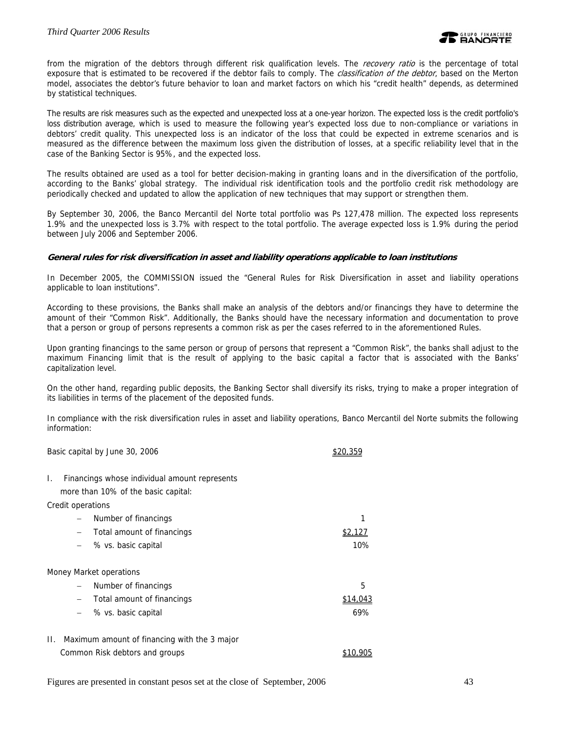from the migration of the debtors through different risk qualification levels. The *recovery ratio* is the percentage of total exposure that is estimated to be recovered if the debtor fails to comply. The *classification of the debtor*, based on the Merton model, associates the debtor's future behavior to loan and market factors on which his "credit health" depends, as determined by statistical techniques.

The results are risk measures such as the expected and unexpected loss at a one-year horizon. The expected loss is the credit portfolio's loss distribution average, which is used to measure the following year's expected loss due to non-compliance or variations in debtors' credit quality. This unexpected loss is an indicator of the loss that could be expected in extreme scenarios and is measured as the difference between the maximum loss given the distribution of losses, at a specific reliability level that in the case of the Banking Sector is 95%, and the expected loss.

The results obtained are used as a tool for better decision-making in granting loans and in the diversification of the portfolio, according to the Banks' global strategy. The individual risk identification tools and the portfolio credit risk methodology are periodically checked and updated to allow the application of new techniques that may support or strengthen them.

By September 30, 2006, the Banco Mercantil del Norte total portfolio was Ps 127,478 million. The expected loss represents 1.9% and the unexpected loss is 3.7% with respect to the total portfolio. The average expected loss is 1.9% during the period between July 2006 and September 2006.

#### ***General rules for risk diversification in asset and liability operations applicable to loan institutions***

In December 2005, the COMMISSION issued the "General Rules for Risk Diversification in asset and liability operations applicable to loan institutions".

According to these provisions, the Banks shall make an analysis of the debtors and/or financings they have to determine the amount of their "Common Risk". Additionally, the Banks should have the necessary information and documentation to prove that a person or group of persons represents a common risk as per the cases referred to in the aforementioned Rules.

Upon granting financings to the same person or group of persons that represent a "Common Risk", the banks shall adjust to the maximum Financing limit that is the result of applying to the basic capital a factor that is associated with the Banks' capitalization level.

On the other hand, regarding public deposits, the Banking Sector shall diversify its risks, trying to make a proper integration of its liabilities in terms of the placement of the deposited funds.

In compliance with the risk diversification rules in asset and liability operations, Banco Mercantil del Norte submits the following information:

| | |
|---|---|
| Basic capital by June 30, 2006 | $20,359 |
| I. Financings whose individual amount represents more than 10% of the basic capital: | |
| Credit operations | |
| – Number of financings | 1 |
| – Total amount of financings | $2,127 |
| – % vs. basic capital | 10% |
| Money Market operations | |
| – Number of financings | 5 |
| – Total amount of financings | $14,043 |
| – % vs. basic capital | 69% |
| II. Maximum amount of financing with the 3 major Common Risk debtors and groups | $10,905 |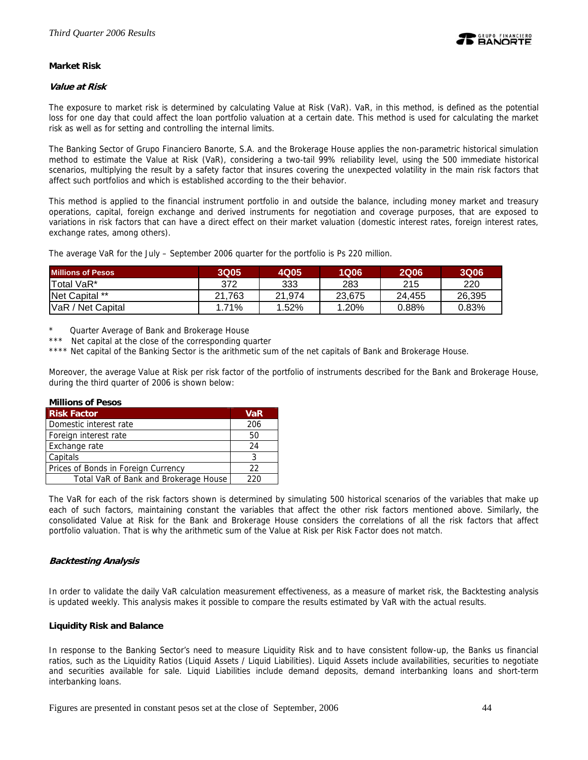**Market Risk**

***Value at Risk***

The exposure to market risk is determined by calculating Value at Risk (VaR). VaR, in this method, is defined as the potential loss for one day that could affect the loan portfolio valuation at a certain date. This method is used for calculating the market risk as well as for setting and controlling the internal limits.

The Banking Sector of Grupo Financiero Banorte, S.A. and the Brokerage House applies the non-parametric historical simulation method to estimate the Value at Risk (VaR), considering a two-tail 99% reliability level, using the 500 immediate historical scenarios, multiplying the result by a safety factor that insures covering the unexpected volatility in the main risk factors that affect such portfolios and which is established according to the their behavior.

This method is applied to the financial instrument portfolio in and outside the balance, including money market and treasury operations, capital, foreign exchange and derived instruments for negotiation and coverage purposes, that are exposed to variations in risk factors that can have a direct effect on their market valuation (domestic interest rates, foreign interest rates, exchange rates, among others).

The average VaR for the July – September 2006 quarter for the portfolio is Ps 220 million.

| Millions of Pesos | 3Q05 | 4Q05 | 1Q06 | 2Q06 | 3Q06 |
|---|---|---|---|---|---|
| Total VaR* | 372 | 333 | 283 | 215 | 220 |
| Net Capital ** | 21,763 | 21,974 | 23,675 | 24,455 | 26,395 |
| VaR / Net Capital | 1.71% | 1.52% | 1.20% | 0.88% | 0.83% |

\* Quarter Average of Bank and Brokerage House

\*** Net capital at the close of the corresponding quarter

\**** Net capital of the Banking Sector is the arithmetic sum of the net capitals of Bank and Brokerage House.

Moreover, the average Value at Risk per risk factor of the portfolio of instruments described for the Bank and Brokerage House, during the third quarter of 2006 is shown below:

**Millions of Pesos**

| Risk Factor | VaR |
|---|---|
| Domestic interest rate | 206 |
| Foreign interest rate | 50 |
| Exchange rate | 24 |
| Capitals | 3 |
| Prices of Bonds in Foreign Currency | 22 |
| Total VaR of Bank and Brokerage House | 220 |

The VaR for each of the risk factors shown is determined by simulating 500 historical scenarios of the variables that make up each of such factors, maintaining constant the variables that affect the other risk factors mentioned above. Similarly, the consolidated Value at Risk for the Bank and Brokerage House considers the correlations of all the risk factors that affect portfolio valuation. That is why the arithmetic sum of the Value at Risk per Risk Factor does not match.

***Backtesting Analysis***

In order to validate the daily VaR calculation measurement effectiveness, as a measure of market risk, the Backtesting analysis is updated weekly. This analysis makes it possible to compare the results estimated by VaR with the actual results.

**Liquidity Risk and Balance**

In response to the Banking Sector's need to measure Liquidity Risk and to have consistent follow-up, the Banks us financial ratios, such as the Liquidity Ratios (Liquid Assets / Liquid Liabilities). Liquid Assets include availabilities, securities to negotiate and securities available for sale. Liquid Liabilities include demand deposits, demand interbanking loans and short-term interbanking loans.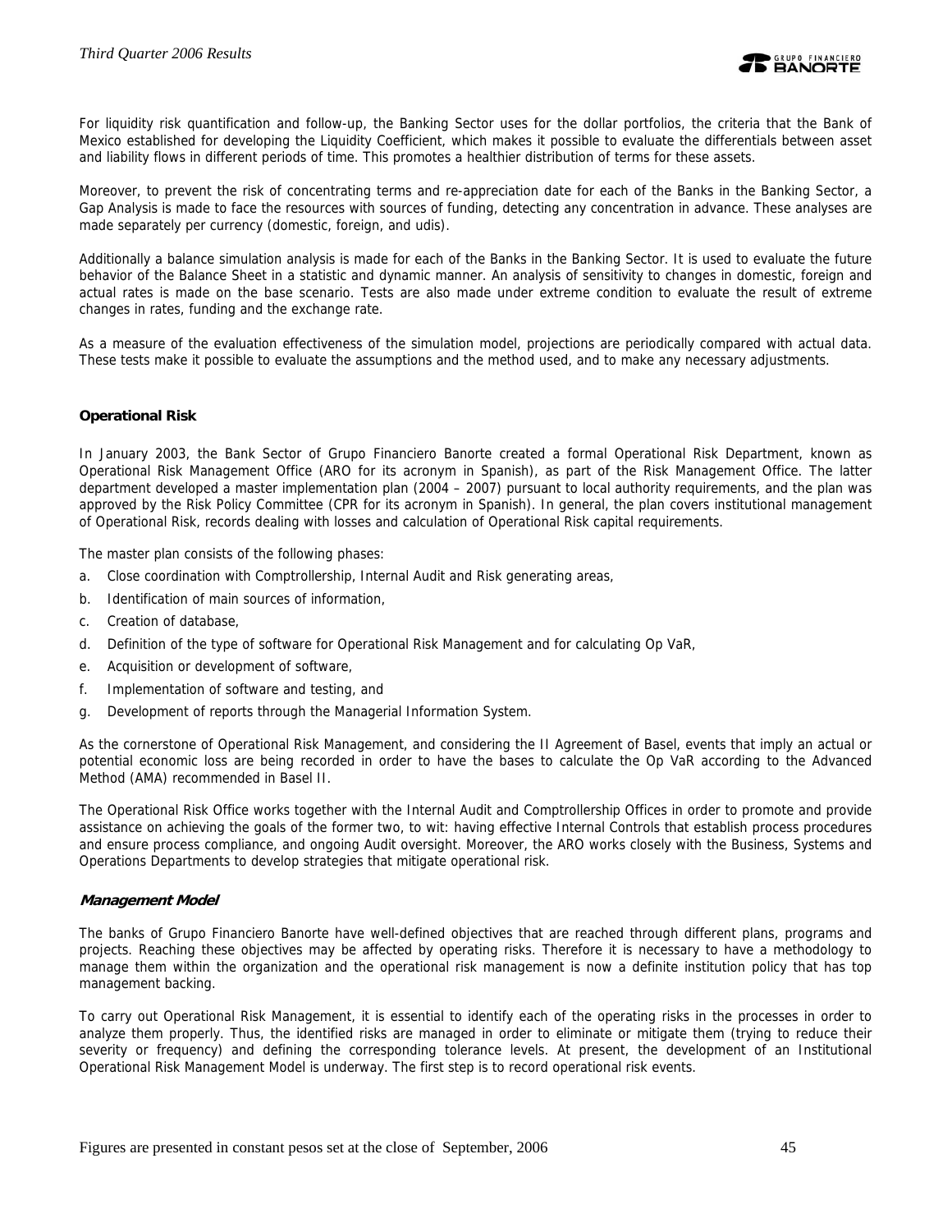For liquidity risk quantification and follow-up, the Banking Sector uses for the dollar portfolios, the criteria that the Bank of Mexico established for developing the Liquidity Coefficient, which makes it possible to evaluate the differentials between asset and liability flows in different periods of time. This promotes a healthier distribution of terms for these assets.

Moreover, to prevent the risk of concentrating terms and re-appreciation date for each of the Banks in the Banking Sector, a Gap Analysis is made to face the resources with sources of funding, detecting any concentration in advance. These analyses are made separately per currency (domestic, foreign, and udis).

Additionally a balance simulation analysis is made for each of the Banks in the Banking Sector. It is used to evaluate the future behavior of the Balance Sheet in a statistic and dynamic manner. An analysis of sensitivity to changes in domestic, foreign and actual rates is made on the base scenario. Tests are also made under extreme condition to evaluate the result of extreme changes in rates, funding and the exchange rate.

As a measure of the evaluation effectiveness of the simulation model, projections are periodically compared with actual data. These tests make it possible to evaluate the assumptions and the method used, and to make any necessary adjustments.

## Operational Risk

In January 2003, the Bank Sector of Grupo Financiero Banorte created a formal Operational Risk Department, known as Operational Risk Management Office (ARO for its acronym in Spanish), as part of the Risk Management Office. The latter department developed a master implementation plan (2004 – 2007) pursuant to local authority requirements, and the plan was approved by the Risk Policy Committee (CPR for its acronym in Spanish). In general, the plan covers institutional management of Operational Risk, records dealing with losses and calculation of Operational Risk capital requirements.

The master plan consists of the following phases:

a. Close coordination with Comptrollership, Internal Audit and Risk generating areas,
b. Identification of main sources of information,
c. Creation of database,
d. Definition of the type of software for Operational Risk Management and for calculating Op VaR,
e. Acquisition or development of software,
f. Implementation of software and testing, and
g. Development of reports through the Managerial Information System.

As the cornerstone of Operational Risk Management, and considering the II Agreement of Basel, events that imply an actual or potential economic loss are being recorded in order to have the bases to calculate the Op VaR according to the Advanced Method (AMA) recommended in Basel II.

The Operational Risk Office works together with the Internal Audit and Comptrollership Offices in order to promote and provide assistance on achieving the goals of the former two, to wit: having effective Internal Controls that establish process procedures and ensure process compliance, and ongoing Audit oversight. Moreover, the ARO works closely with the Business, Systems and Operations Departments to develop strategies that mitigate operational risk.

### *Management Model*

The banks of Grupo Financiero Banorte have well-defined objectives that are reached through different plans, programs and projects. Reaching these objectives may be affected by operating risks. Therefore it is necessary to have a methodology to manage them within the organization and the operational risk management is now a definite institution policy that has top management backing.

To carry out Operational Risk Management, it is essential to identify each of the operating risks in the processes in order to analyze them properly. Thus, the identified risks are managed in order to eliminate or mitigate them (trying to reduce their severity or frequency) and defining the corresponding tolerance levels. At present, the development of an Institutional Operational Risk Management Model is underway. The first step is to record operational risk events.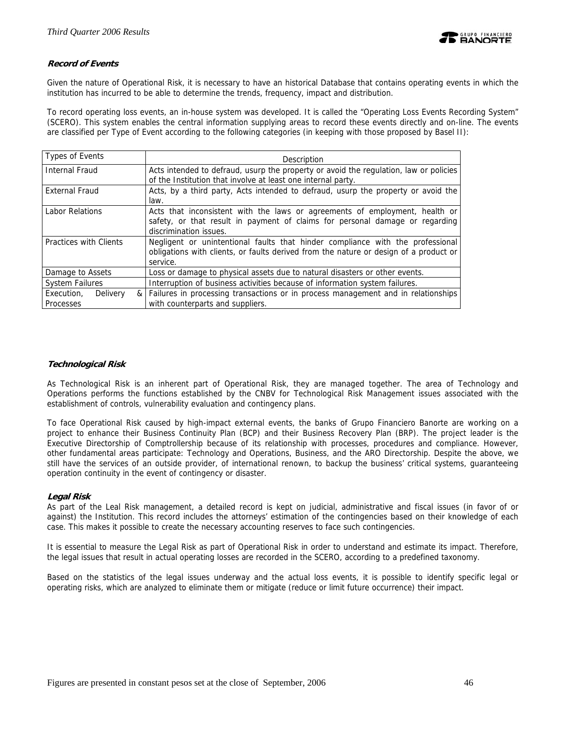### *Record of Events*

Given the nature of Operational Risk, it is necessary to have an historical Database that contains operating events in which the institution has incurred to be able to determine the trends, frequency, impact and distribution.

To record operating loss events, an in-house system was developed. It is called the "Operating Loss Events Recording System" (SCERO). This system enables the central information supplying areas to record these events directly and on-line. The events are classified per Type of Event according to the following categories (in keeping with those proposed by Basel II):

| Types of Events | Description |
|---|---|
| Internal Fraud | Acts intended to defraud, usurp the property or avoid the regulation, law or policies of the Institution that involve at least one internal party. |
| External Fraud | Acts, by a third party, Acts intended to defraud, usurp the property or avoid the law. |
| Labor Relations | Acts that inconsistent with the laws or agreements of employment, health or safety, or that result in payment of claims for personal damage or regarding discrimination issues. |
| Practices with Clients | Negligent or unintentional faults that hinder compliance with the professional obligations with clients, or faults derived from the nature or design of a product or service. |
| Damage to Assets | Loss or damage to physical assets due to natural disasters or other events. |
| System Failures | Interruption of business activities because of information system failures. |
| Execution, Delivery & Processes | Failures in processing transactions or in process management and in relationships with counterparts and suppliers. |

### *Technological Risk*

As Technological Risk is an inherent part of Operational Risk, they are managed together. The area of Technology and Operations performs the functions established by the CNBV for Technological Risk Management issues associated with the establishment of controls, vulnerability evaluation and contingency plans.

To face Operational Risk caused by high-impact external events, the banks of Grupo Financiero Banorte are working on a project to enhance their Business Continuity Plan (BCP) and their Business Recovery Plan (BRP). The project leader is the Executive Directorship of Comptrollership because of its relationship with processes, procedures and compliance. However, other fundamental areas participate: Technology and Operations, Business, and the ARO Directorship. Despite the above, we still have the services of an outside provider, of international renown, to backup the business' critical systems, guaranteeing operation continuity in the event of contingency or disaster.

### *Legal Risk*

As part of the Leal Risk management, a detailed record is kept on judicial, administrative and fiscal issues (in favor of or against) the Institution. This record includes the attorneys' estimation of the contingencies based on their knowledge of each case. This makes it possible to create the necessary accounting reserves to face such contingencies.

It is essential to measure the Legal Risk as part of Operational Risk in order to understand and estimate its impact. Therefore, the legal issues that result in actual operating losses are recorded in the SCERO, according to a predefined taxonomy.

Based on the statistics of the legal issues underway and the actual loss events, it is possible to identify specific legal or operating risks, which are analyzed to eliminate them or mitigate (reduce or limit future occurrence) their impact.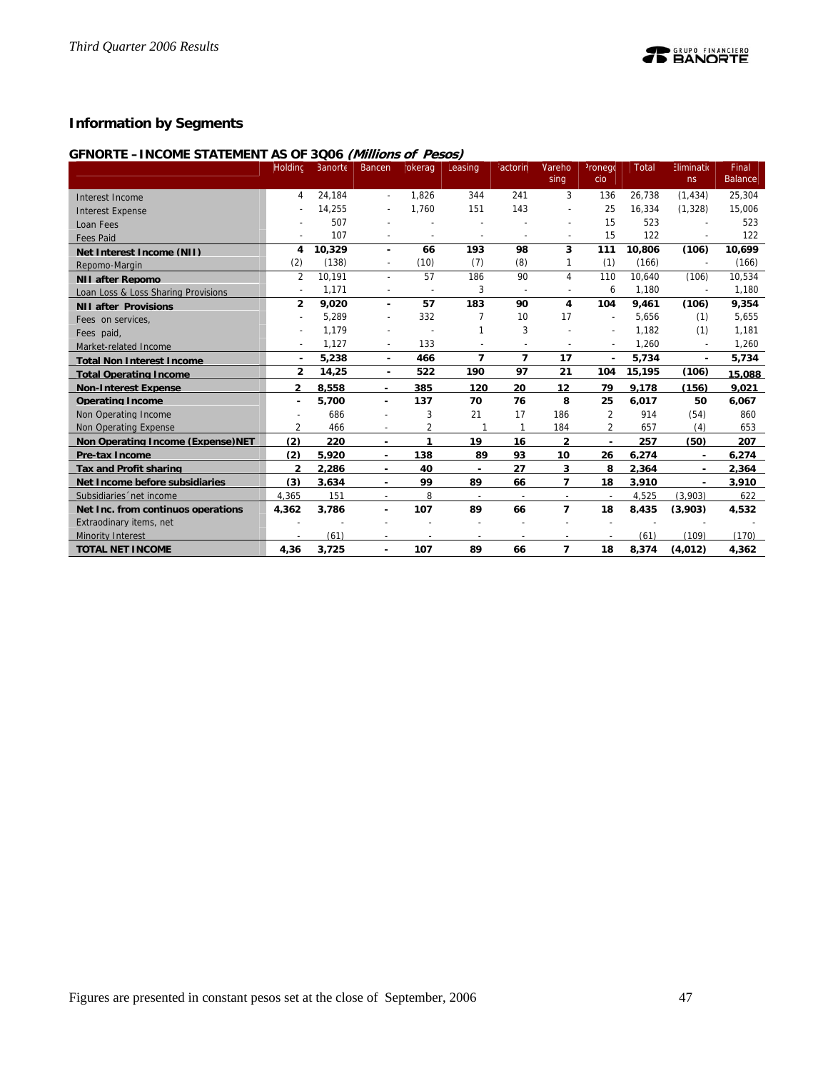## Information by Segments

### GFNORTE – INCOME STATEMENT AS OF 3Q06 *(Millions of Pesos)*

| | Holding | Banorte | Bancen | Brokerage | Leasing | Factoring | Warehousing | Pronegocio | Total | Eliminations | Final Balance |
|---|---|---|---|---|---|---|---|---|---|---|---|
| Interest Income | 4 | 24,184 | - | 1,826 | 344 | 241 | 3 | 136 | 26,738 | (1,434) | 25,304 |
| Interest Expense | - | 14,255 | - | 1,760 | 151 | 143 | - | 25 | 16,334 | (1,328) | 15,006 |
| Loan Fees | - | 507 | - | - | - | - | - | 15 | 523 | - | 523 |
| Fees Paid | - | 107 | - | - | - | - | - | 15 | 122 | - | 122 |
| **Net Interest Income (NII)** | **4** | **10,329** | **-** | **66** | **193** | **98** | **3** | **111** | **10,806** | **(106)** | **10,699** |
| Repomo-Margin | (2) | (138) | - | (10) | (7) | (8) | 1 | (1) | (166) | - | (166) |
| **NII after Repomo** | 2 | 10,191 | - | 57 | 186 | 90 | 4 | 110 | 10,640 | (106) | 10,534 |
| Loan Loss & Loss Sharing Provisions | - | 1,171 | - | - | 3 | - | - | 6 | 1,180 | - | 1,180 |
| **NII after Provisions** | **2** | **9,020** | **-** | **57** | **183** | **90** | **4** | **104** | **9,461** | **(106)** | **9,354** |
| Fees on services, | - | 5,289 | - | 332 | 7 | 10 | 17 | - | 5,656 | (1) | 5,655 |
| Fees paid, | - | 1,179 | - | - | 1 | 3 | - | - | 1,182 | (1) | 1,181 |
| Market-related Income | - | 1,127 | - | 133 | - | - | - | - | 1,260 | - | 1,260 |
| **Total Non Interest Income** | **-** | **5,238** | **-** | **466** | **7** | **7** | **17** | **-** | **5,734** | **-** | **5,734** |
| **Total Operating Income** | **2** | **14,25** | **-** | **522** | **190** | **97** | **21** | **104** | **15,195** | **(106)** | **15,088** |
| **Non-Interest Expense** | **2** | **8,558** | **-** | **385** | **120** | **20** | **12** | **79** | **9,178** | **(156)** | **9,021** |
| **Operating Income** | **-** | **5,700** | **-** | **137** | **70** | **76** | **8** | **25** | **6,017** | **50** | **6,067** |
| Non Operating Income | - | 686 | - | 3 | 21 | 17 | 186 | 2 | 914 | (54) | 860 |
| Non Operating Expense | 2 | 466 | - | 2 | 1 | 1 | 184 | 2 | 657 | (4) | 653 |
| **Non Operating Income (Expense)NET** | **(2)** | **220** | **-** | **1** | **19** | **16** | **2** | **-** | **257** | **(50)** | **207** |
| **Pre-tax Income** | **(2)** | **5,920** | **-** | **138** | **89** | **93** | **10** | **26** | **6,274** | **-** | **6,274** |
| **Tax and Profit sharing** | **2** | **2,286** | **-** | **40** | **-** | **27** | **3** | **8** | **2,364** | **-** | **2,364** |
| **Net Income before subsidiaries** | **(3)** | **3,634** | **-** | **99** | **89** | **66** | **7** | **18** | **3,910** | **-** | **3,910** |
| Subsidiaries´net income | 4,365 | 151 | - | 8 | - | - | - | - | 4,525 | (3,903) | 622 |
| **Net Inc. from continuos operations** | **4,362** | **3,786** | **-** | **107** | **89** | **66** | **7** | **18** | **8,435** | **(3,903)** | **4,532** |
| Extraodinary items, net | - | - | - | - | - | - | - | - | - | - | - |
| Minority Interest | - | (61) | - | - | - | - | - | - | (61) | (109) | (170) |
| **TOTAL NET INCOME** | **4,36** | **3,725** | **-** | **107** | **89** | **66** | **7** | **18** | **8,374** | **(4,012)** | **4,362** |

Figures are presented in constant pesos set at the close of September, 2006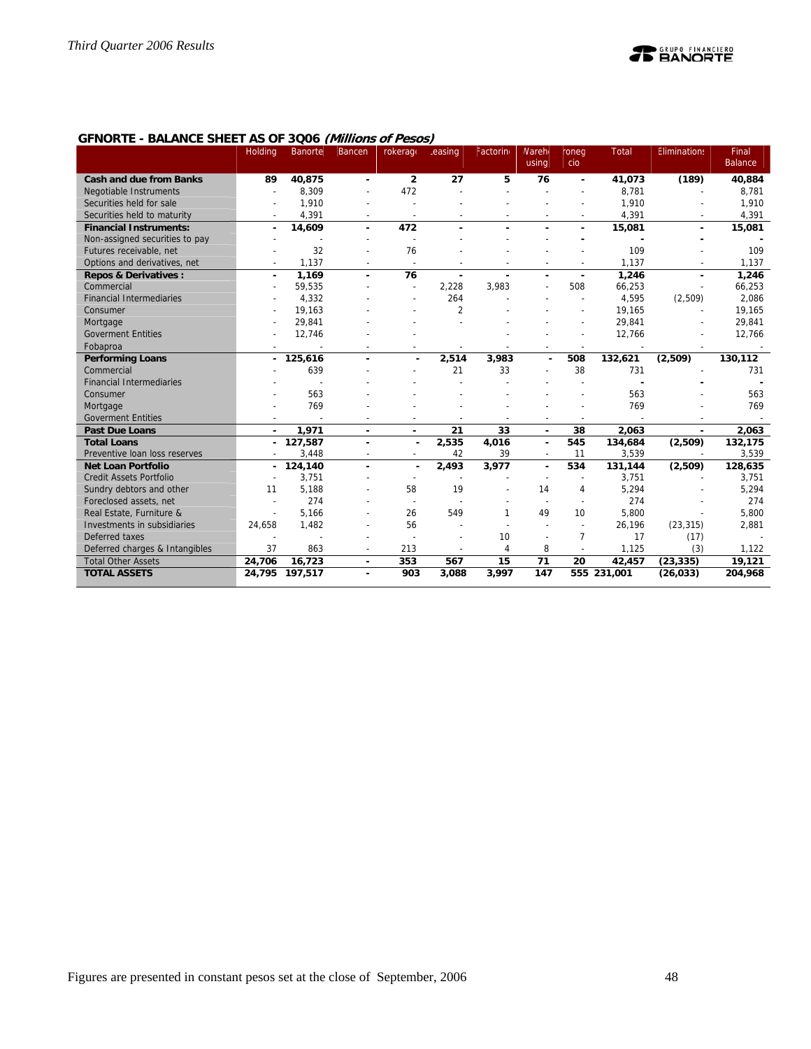## GFNORTE - BALANCE SHEET AS OF 3Q06 *(Millions of Pesos)*

| | Holding | Banorte | Bancen | Brokerage | Leasing | Factoring | Warehousing | Pronegocio | Total | Eliminations | Final Balance |
|---|---|---|---|---|---|---|---|---|---|---|---|
| **Cash and due from Banks** | **89** | **40,875** | **-** | **2** | **27** | **5** | **76** | **-** | **41,073** | **(189)** | **40,884** |
| Negotiable Instruments | - | 8,309 | - | 472 | - | - | - | - | 8,781 | - | 8,781 |
| Securities held for sale | - | 1,910 | - | - | - | - | - | - | 1,910 | - | 1,910 |
| Securities held to maturity | - | 4,391 | - | - | - | - | - | - | 4,391 | - | 4,391 |
| **Financial Instruments:** | **-** | **14,609** | **-** | **472** | **-** | **-** | **-** | **-** | **15,081** | **-** | **15,081** |
| Non-assigned securities to pay | - | - | - | - | - | - | - | - | - | - | - |
| Futures receivable, net | - | 32 | - | 76 | - | - | - | - | 109 | - | 109 |
| Options and derivatives, net | - | 1,137 | - | - | - | - | - | - | 1,137 | - | 1,137 |
| **Repos & Derivatives :** | **-** | **1,169** | **-** | **76** | **-** | **-** | **-** | **-** | **1,246** | **-** | **1,246** |
| Commercial | - | 59,535 | - | - | 2,228 | 3,983 | - | 508 | 66,253 | - | 66,253 |
| Financial Intermediaries | - | 4,332 | - | - | 264 | - | - | - | 4,595 | (2,509) | 2,086 |
| Consumer | - | 19,163 | - | - | 2 | - | - | - | 19,165 | - | 19,165 |
| Mortgage | - | 29,841 | - | - | - | - | - | - | 29,841 | - | 29,841 |
| Goverment Entities | - | 12,746 | - | - | - | - | - | - | 12,766 | - | 12,766 |
| Fobaproa | - | - | - | - | - | - | - | - | - | - | - |
| **Performing Loans** | **-** | **125,616** | **-** | **-** | **2,514** | **3,983** | **-** | **508** | **132,621** | **(2,509)** | **130,112** |
| Commercial | - | 639 | - | - | 21 | 33 | - | 38 | 731 | - | 731 |
| Financial Intermediaries | - | - | - | - | - | - | - | - | - | - | - |
| Consumer | - | 563 | - | - | - | - | - | - | 563 | - | 563 |
| Mortgage | - | 769 | - | - | - | - | - | - | 769 | - | 769 |
| Goverment Entities | - | - | - | - | - | - | - | - | - | - | - |
| **Past Due Loans** | **-** | **1,971** | **-** | **-** | **21** | **33** | **-** | **38** | **2,063** | **-** | **2,063** |
| **Total Loans** | **-** | **127,587** | **-** | **-** | **2,535** | **4,016** | **-** | **545** | **134,684** | **(2,509)** | **132,175** |
| Preventive loan loss reserves | - | 3,448 | - | - | 42 | 39 | - | 11 | 3,539 | - | 3,539 |
| **Net Loan Portfolio** | **-** | **124,140** | **-** | **-** | **2,493** | **3,977** | **-** | **534** | **131,144** | **(2,509)** | **128,635** |
| Credit Assets Portfolio | - | 3,751 | - | - | - | - | - | - | 3,751 | - | 3,751 |
| Sundry debtors and other | 11 | 5,188 | - | 58 | 19 | - | 14 | 4 | 5,294 | - | 5,294 |
| Foreclosed assets, net | - | 274 | - | - | - | - | - | - | 274 | - | 274 |
| Real Estate, Furniture & | - | 5,166 | - | 26 | 549 | 1 | 49 | 10 | 5,800 | - | 5,800 |
| Investments in subsidiaries | 24,658 | 1,482 | - | 56 | - | - | - | - | 26,196 | (23,315) | 2,881 |
| Deferred taxes | - | - | - | - | - | 10 | - | 7 | 17 | (17) | - |
| Deferred charges & Intangibles | 37 | 863 | - | 213 | - | 4 | 8 | - | 1,125 | (3) | 1,122 |
| Total Other Assets | **24,706** | **16,723** | **-** | **353** | **567** | **15** | **71** | **20** | **42,457** | **(23,335)** | **19,121** |
| **TOTAL ASSETS** | **24,795** | **197,517** | **-** | **903** | **3,088** | **3,997** | **147** | **555** | **231,001** | **(26,033)** | **204,968** |

Figures are presented in constant pesos set at the close of September, 2006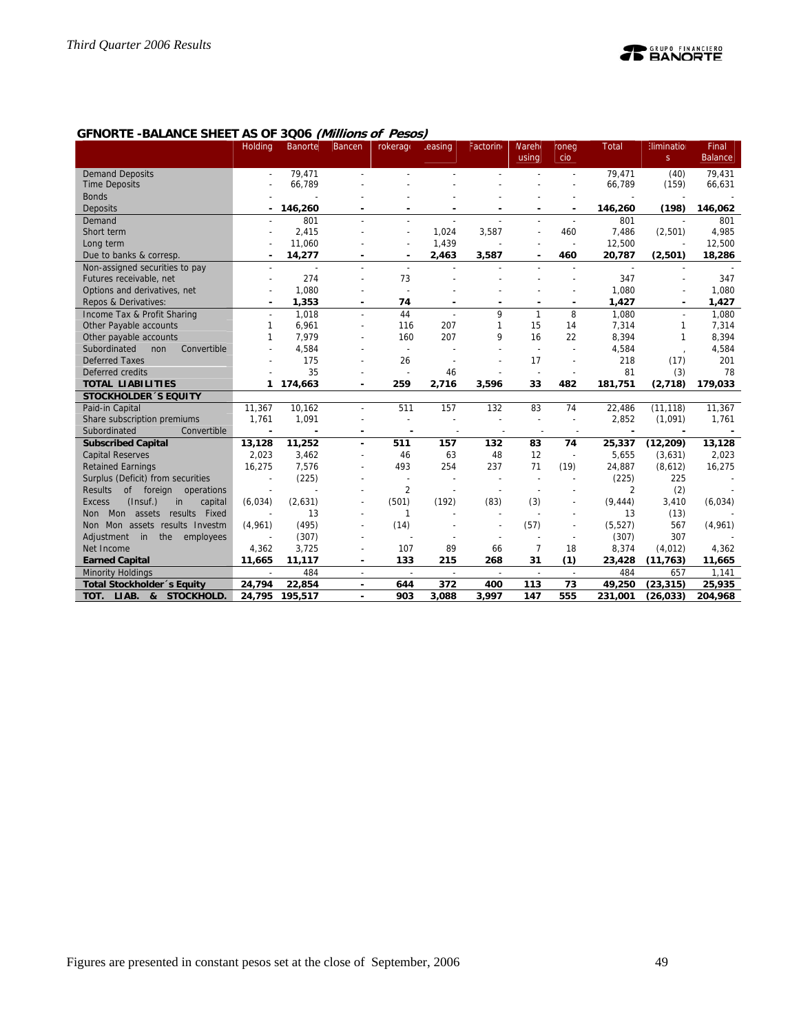## GFNORTE -BALANCE SHEET AS OF 3Q06 *(Millions of Pesos)*

| | Holding | Banorte | Bancen | rokerag | easing | Factorin | Wareh using | roneg cio | Total | liminatio s | Final Balance |
|---|---|---|---|---|---|---|---|---|---|---|---|
| Demand Deposits | - | 79,471 | - | - | - | - | - | - | 79,471 | (40) | 79,431 |
| Time Deposits | - | 66,789 | - | - | - | - | - | - | 66,789 | (159) | 66,631 |
| Bonds | - | - | - | - | - | - | - | - | - | - | - |
| Deposits | - | 146,260 | - | - | - | - | - | - | 146,260 | (198) | 146,062 |
| Demand | - | 801 | - | - | - | - | - | - | 801 | - | 801 |
| Short term | - | 2,415 | - | - | 1,024 | 3,587 | - | 460 | 7,486 | (2,501) | 4,985 |
| Long term | - | 11,060 | - | - | 1,439 | - | - | - | 12,500 | - | 12,500 |
| Due to banks & corresp. | - | 14,277 | - | - | 2,463 | 3,587 | - | 460 | 20,787 | (2,501) | 18,286 |
| Non-assigned securities to pay | - | - | - | - | - | - | - | - | - | - | - |
| Futures receivable, net | - | 274 | - | 73 | - | - | - | - | 347 | - | 347 |
| Options and derivatives, net | - | 1,080 | - | - | - | - | - | - | 1,080 | - | 1,080 |
| Repos & Derivatives: | - | 1,353 | - | 74 | - | - | - | - | 1,427 | - | 1,427 |
| Income Tax & Profit Sharing | - | 1,018 | - | 44 | - | 9 | 1 | 8 | 1,080 | - | 1,080 |
| Other Payable accounts | 1 | 6,961 | - | 116 | 207 | 1 | 15 | 14 | 7,314 | 1 | 7,314 |
| Other payable accounts | 1 | 7,979 | - | 160 | 207 | 9 | 16 | 22 | 8,394 | 1 | 8,394 |
| Subordinated non Convertible | - | 4,584 | - | - | - | - | - | - | 4,584 | , | 4,584 |
| Deferred Taxes | - | 175 | - | 26 | - | - | 17 | - | 218 | (17) | 201 |
| Deferred credits | - | 35 | - | - | 46 | - | - | - | 81 | (3) | 78 |
| **TOTAL LIABILITIES** | **1** | **174,663** | **-** | **259** | **2,716** | **3,596** | **33** | **482** | **181,751** | **(2,718)** | **179,033** |
| **STOCKHOLDER´S EQUITY** | | | | | | | | | | | |
| Paid-in Capital | 11,367 | 10,162 | - | 511 | 157 | 132 | 83 | 74 | 22,486 | (11,118) | 11,367 |
| Share subscription premiums | 1,761 | 1,091 | - | - | - | - | - | - | 2,852 | (1,091) | 1,761 |
| Subordinated Convertible | - | - | - | - | - | - | - | - | - | - | - |
| **Subscribed Capital** | **13,128** | **11,252** | **-** | **511** | **157** | **132** | **83** | **74** | **25,337** | **(12,209)** | **13,128** |
| Capital Reserves | 2,023 | 3,462 | - | 46 | 63 | 48 | 12 | - | 5,655 | (3,631) | 2,023 |
| Retained Earnings | 16,275 | 7,576 | - | 493 | 254 | 237 | 71 | (19) | 24,887 | (8,612) | 16,275 |
| Surplus (Deficit) from securities | - | (225) | - | - | - | - | - | - | (225) | 225 | - |
| Results of foreign operations | - | - | - | 2 | - | - | - | - | 2 | (2) | - |
| Excess (Insuf.) in capital | (6,034) | (2,631) | - | (501) | (192) | (83) | (3) | - | (9,444) | 3,410 | (6,034) |
| Non Mon assets results Fixed | - | 13 | - | 1 | - | - | - | - | 13 | (13) | - |
| Non Mon assets results Investm | (4,961) | (495) | - | (14) | - | - | (57) | - | (5,527) | 567 | (4,961) |
| Adjustment in the employees | - | (307) | - | - | - | - | - | - | (307) | 307 | - |
| Net Income | 4,362 | 3,725 | - | 107 | 89 | 66 | 7 | 18 | 8,374 | (4,012) | 4,362 |
| **Earned Capital** | **11,665** | **11,117** | **-** | **133** | **215** | **268** | **31** | **(1)** | **23,428** | **(11,763)** | **11,665** |
| Minority Holdings | - | 484 | - | - | - | - | - | - | 484 | 657 | 1,141 |
| **Total Stockholder´s Equity** | **24,794** | **22,854** | **-** | **644** | **372** | **400** | **113** | **73** | **49,250** | **(23,315)** | **25,935** |
| **TOT. LIAB. & STOCKHOLD.** | **24,795** | **195,517** | **-** | **903** | **3,088** | **3,997** | **147** | **555** | **231,001** | **(26,033)** | **204,968** |

Figures are presented in constant pesos set at the close of September, 2006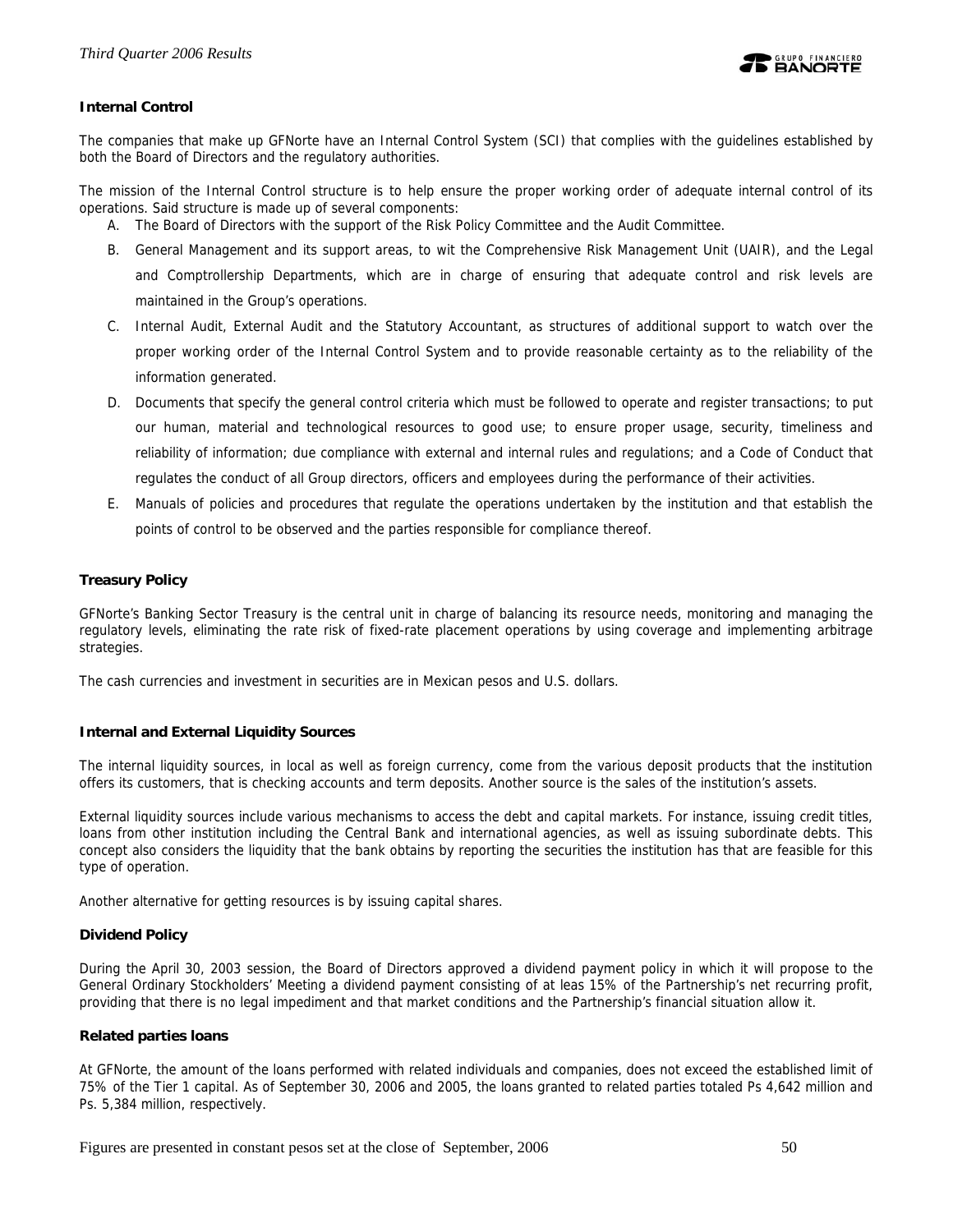**Internal Control**

The companies that make up GFNorte have an Internal Control System (SCI) that complies with the guidelines established by both the Board of Directors and the regulatory authorities.

The mission of the Internal Control structure is to help ensure the proper working order of adequate internal control of its operations. Said structure is made up of several components:

A. The Board of Directors with the support of the Risk Policy Committee and the Audit Committee.
B. General Management and its support areas, to wit the Comprehensive Risk Management Unit (UAIR), and the Legal and Comptrollership Departments, which are in charge of ensuring that adequate control and risk levels are maintained in the Group's operations.
C. Internal Audit, External Audit and the Statutory Accountant, as structures of additional support to watch over the proper working order of the Internal Control System and to provide reasonable certainty as to the reliability of the information generated.
D. Documents that specify the general control criteria which must be followed to operate and register transactions; to put our human, material and technological resources to good use; to ensure proper usage, security, timeliness and reliability of information; due compliance with external and internal rules and regulations; and a Code of Conduct that regulates the conduct of all Group directors, officers and employees during the performance of their activities.
E. Manuals of policies and procedures that regulate the operations undertaken by the institution and that establish the points of control to be observed and the parties responsible for compliance thereof.

**Treasury Policy**

GFNorte's Banking Sector Treasury is the central unit in charge of balancing its resource needs, monitoring and managing the regulatory levels, eliminating the rate risk of fixed-rate placement operations by using coverage and implementing arbitrage strategies.

The cash currencies and investment in securities are in Mexican pesos and U.S. dollars.

**Internal and External Liquidity Sources**

The internal liquidity sources, in local as well as foreign currency, come from the various deposit products that the institution offers its customers, that is checking accounts and term deposits. Another source is the sales of the institution's assets.

External liquidity sources include various mechanisms to access the debt and capital markets. For instance, issuing credit titles, loans from other institution including the Central Bank and international agencies, as well as issuing subordinate debts. This concept also considers the liquidity that the bank obtains by reporting the securities the institution has that are feasible for this type of operation.

Another alternative for getting resources is by issuing capital shares.

**Dividend Policy**

During the April 30, 2003 session, the Board of Directors approved a dividend payment policy in which it will propose to the General Ordinary Stockholders' Meeting a dividend payment consisting of at leas 15% of the Partnership's net recurring profit, providing that there is no legal impediment and that market conditions and the Partnership's financial situation allow it.

**Related parties loans**

At GFNorte, the amount of the loans performed with related individuals and companies, does not exceed the established limit of 75% of the Tier 1 capital. As of September 30, 2006 and 2005, the loans granted to related parties totaled Ps 4,642 million and Ps. 5,384 million, respectively.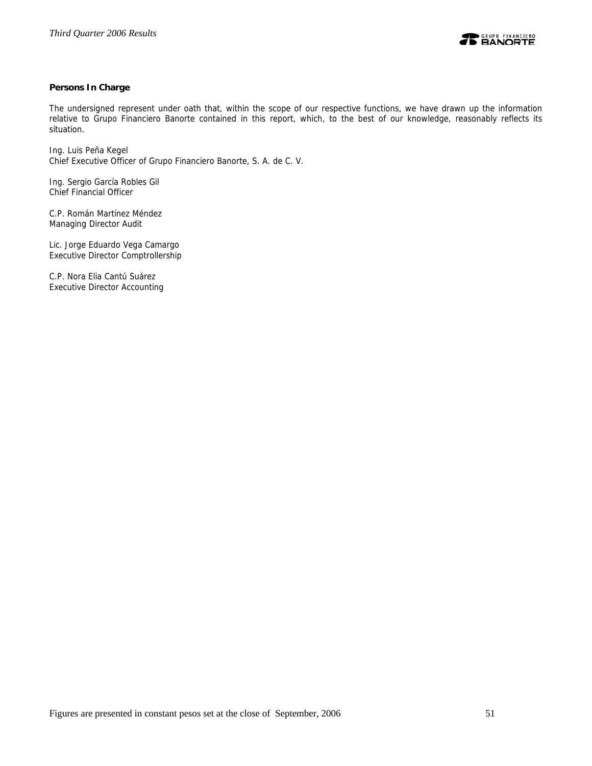**Persons In Charge**

The undersigned represent under oath that, within the scope of our respective functions, we have drawn up the information relative to Grupo Financiero Banorte contained in this report, which, to the best of our knowledge, reasonably reflects its situation.

Ing. Luis Peña Kegel  
Chief Executive Officer of Grupo Financiero Banorte, S. A. de C. V.

Ing. Sergio García Robles Gil  
Chief Financial Officer

C.P. Román Martínez Méndez  
Managing Director Audit

Lic. Jorge Eduardo Vega Camargo  
Executive Director Comptrollership

C.P. Nora Elia Cantú Suárez  
Executive Director Accounting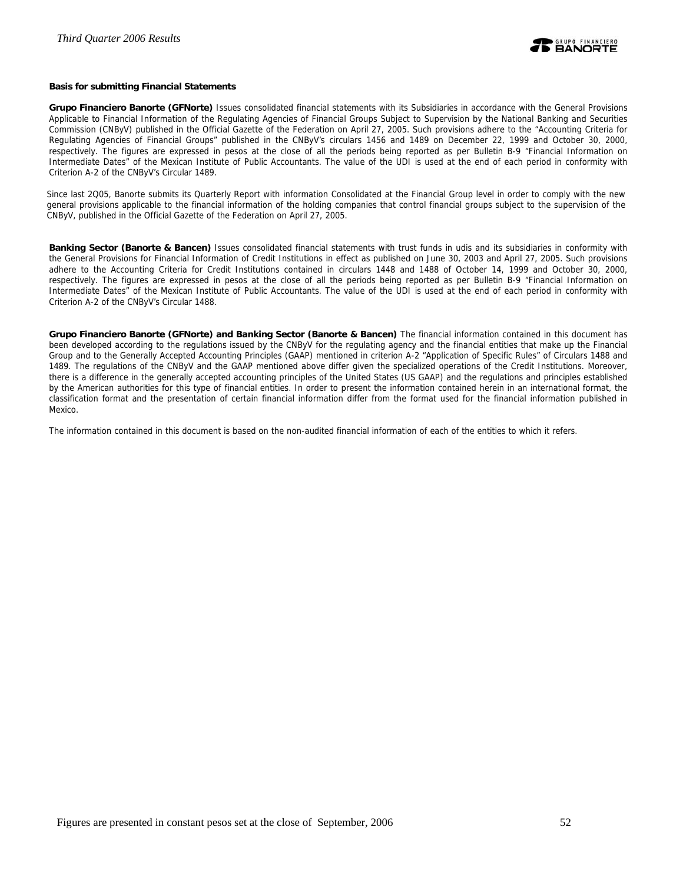**Basis for submitting Financial Statements**

**Grupo Financiero Banorte (GFNorte)** Issues consolidated financial statements with its Subsidiaries in accordance with the General Provisions Applicable to Financial Information of the Regulating Agencies of Financial Groups Subject to Supervision by the National Banking and Securities Commission (CNByV) published in the Official Gazette of the Federation on April 27, 2005. Such provisions adhere to the "Accounting Criteria for Regulating Agencies of Financial Groups" published in the CNByV's circulars 1456 and 1489 on December 22, 1999 and October 30, 2000, respectively. The figures are expressed in pesos at the close of all the periods being reported as per Bulletin B-9 "Financial Information on Intermediate Dates" of the Mexican Institute of Public Accountants. The value of the UDI is used at the end of each period in conformity with Criterion A-2 of the CNByV's Circular 1489.

Since last 2Q05, Banorte submits its Quarterly Report with information Consolidated at the Financial Group level in order to comply with the new general provisions applicable to the financial information of the holding companies that control financial groups subject to the supervision of the CNByV, published in the Official Gazette of the Federation on April 27, 2005.

**Banking Sector (Banorte & Bancen)** Issues consolidated financial statements with trust funds in udis and its subsidiaries in conformity with the General Provisions for Financial Information of Credit Institutions in effect as published on June 30, 2003 and April 27, 2005. Such provisions adhere to the Accounting Criteria for Credit Institutions contained in circulars 1448 and 1488 of October 14, 1999 and October 30, 2000, respectively. The figures are expressed in pesos at the close of all the periods being reported as per Bulletin B-9 "Financial Information on Intermediate Dates" of the Mexican Institute of Public Accountants. The value of the UDI is used at the end of each period in conformity with Criterion A-2 of the CNByV's Circular 1488.

**Grupo Financiero Banorte (GFNorte) and Banking Sector (Banorte & Bancen)** The financial information contained in this document has been developed according to the regulations issued by the CNByV for the regulating agency and the financial entities that make up the Financial Group and to the Generally Accepted Accounting Principles (GAAP) mentioned in criterion A-2 "Application of Specific Rules" of Circulars 1488 and 1489. The regulations of the CNByV and the GAAP mentioned above differ given the specialized operations of the Credit Institutions. Moreover, there is a difference in the generally accepted accounting principles of the United States (US GAAP) and the regulations and principles established by the American authorities for this type of financial entities. In order to present the information contained herein in an international format, the classification format and the presentation of certain financial information differ from the format used for the financial information published in Mexico.

The information contained in this document is based on the non-audited financial information of each of the entities to which it refers.